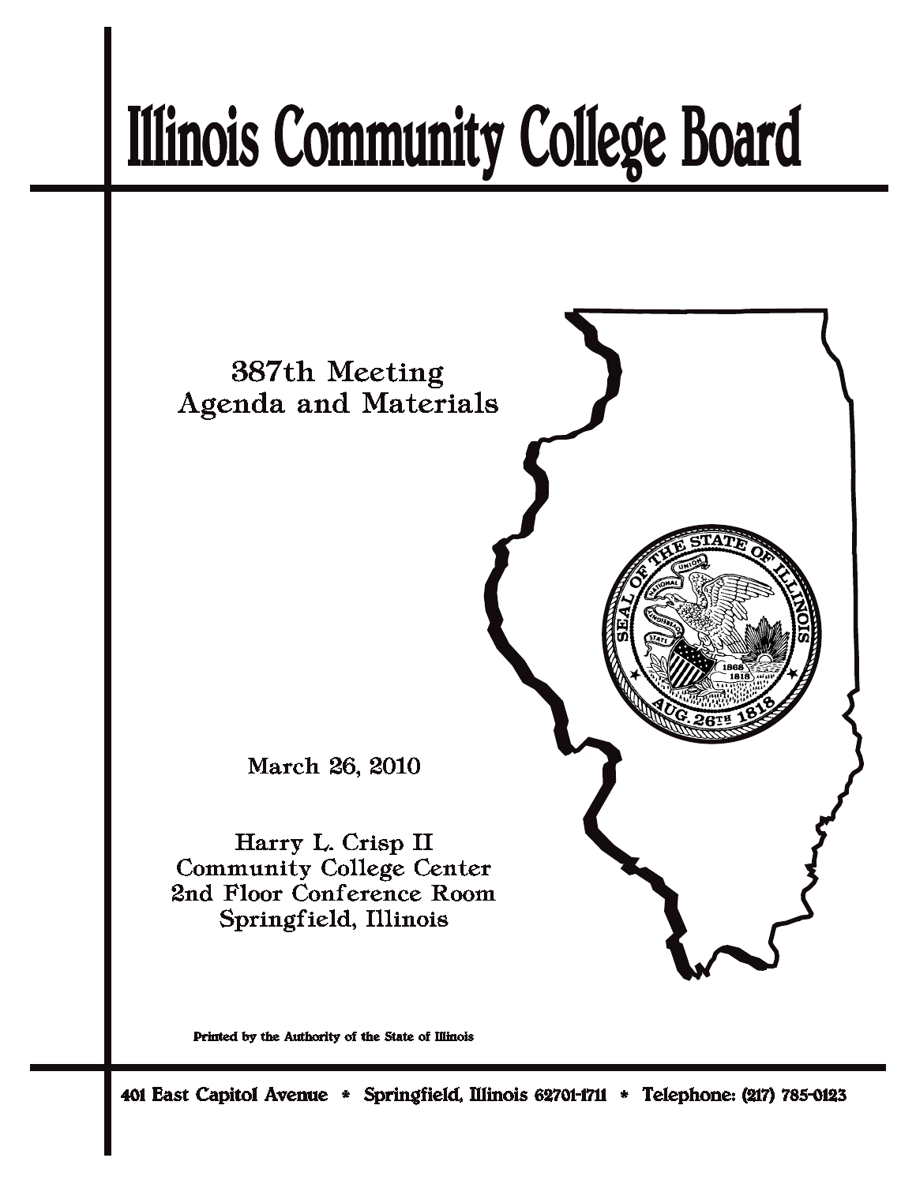# Illinois Community College Board

387th Meeting
Agenda and Materials

March 26, 2010

Harry L. Crisp II
Community College Center
2nd Floor Conference Room
Springfield, Illinois

Printed by the Authority of the State of Illinois

401 East Capitol Avenue * Springfield, Illinois 62701-1711 * Telephone: (217) 785-0123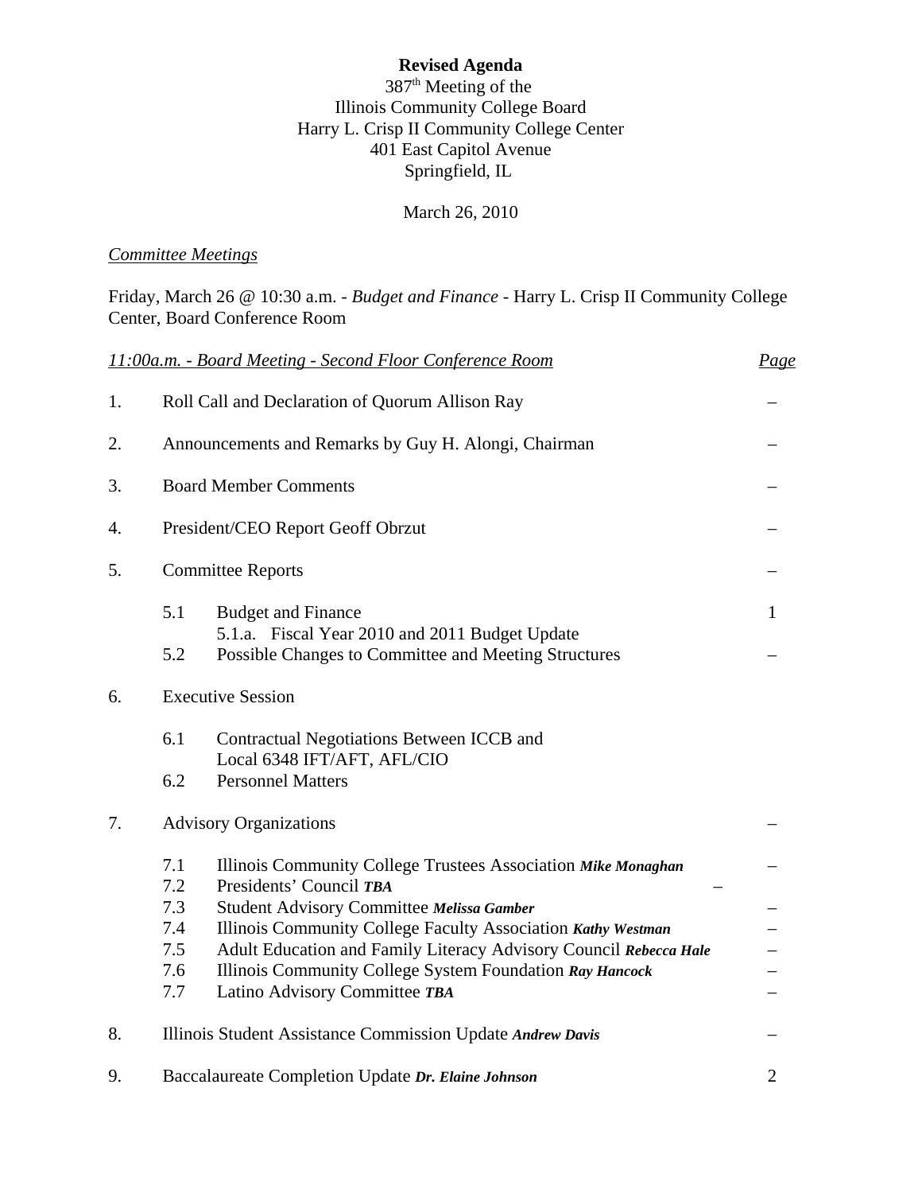**Revised Agenda**

387th Meeting of the
Illinois Community College Board
Harry L. Crisp II Community College Center
401 East Capitol Avenue
Springfield, IL

March 26, 2010

*Committee Meetings*

Friday, March 26 @ 10:30 a.m. - *Budget and Finance* - Harry L. Crisp II Community College Center, Board Conference Room

| *11:00a.m. - Board Meeting - Second Floor Conference Room* | | | *Page* |
|---|---|---|---|
| 1. | Roll Call and Declaration of Quorum Allison Ray | | – |
| 2. | Announcements and Remarks by Guy H. Alongi, Chairman | | – |
| 3. | Board Member Comments | | – |
| 4. | President/CEO Report Geoff Obrzut | | – |
| 5. | Committee Reports | | – |
| | 5.1 | Budget and Finance<br>5.1.a. Fiscal Year 2010 and 2011 Budget Update | 1 |
| | 5.2 | Possible Changes to Committee and Meeting Structures | – |
| 6. | Executive Session | | |
| | 6.1 | Contractual Negotiations Between ICCB and Local 6348 IFT/AFT, AFL/CIO | |
| | 6.2 | Personnel Matters | |
| 7. | Advisory Organizations | | – |
| | 7.1 | Illinois Community College Trustees Association ***Mike Monaghan*** | – |
| | 7.2 | Presidents' Council ***TBA*** | – |
| | 7.3 | Student Advisory Committee ***Melissa Gamber*** | – |
| | 7.4 | Illinois Community College Faculty Association ***Kathy Westman*** | – |
| | 7.5 | Adult Education and Family Literacy Advisory Council ***Rebecca Hale*** | – |
| | 7.6 | Illinois Community College System Foundation ***Ray Hancock*** | – |
| | 7.7 | Latino Advisory Committee ***TBA*** | – |
| 8. | Illinois Student Assistance Commission Update ***Andrew Davis*** | | – |
| 9. | Baccalaureate Completion Update ***Dr. Elaine Johnson*** | | 2 |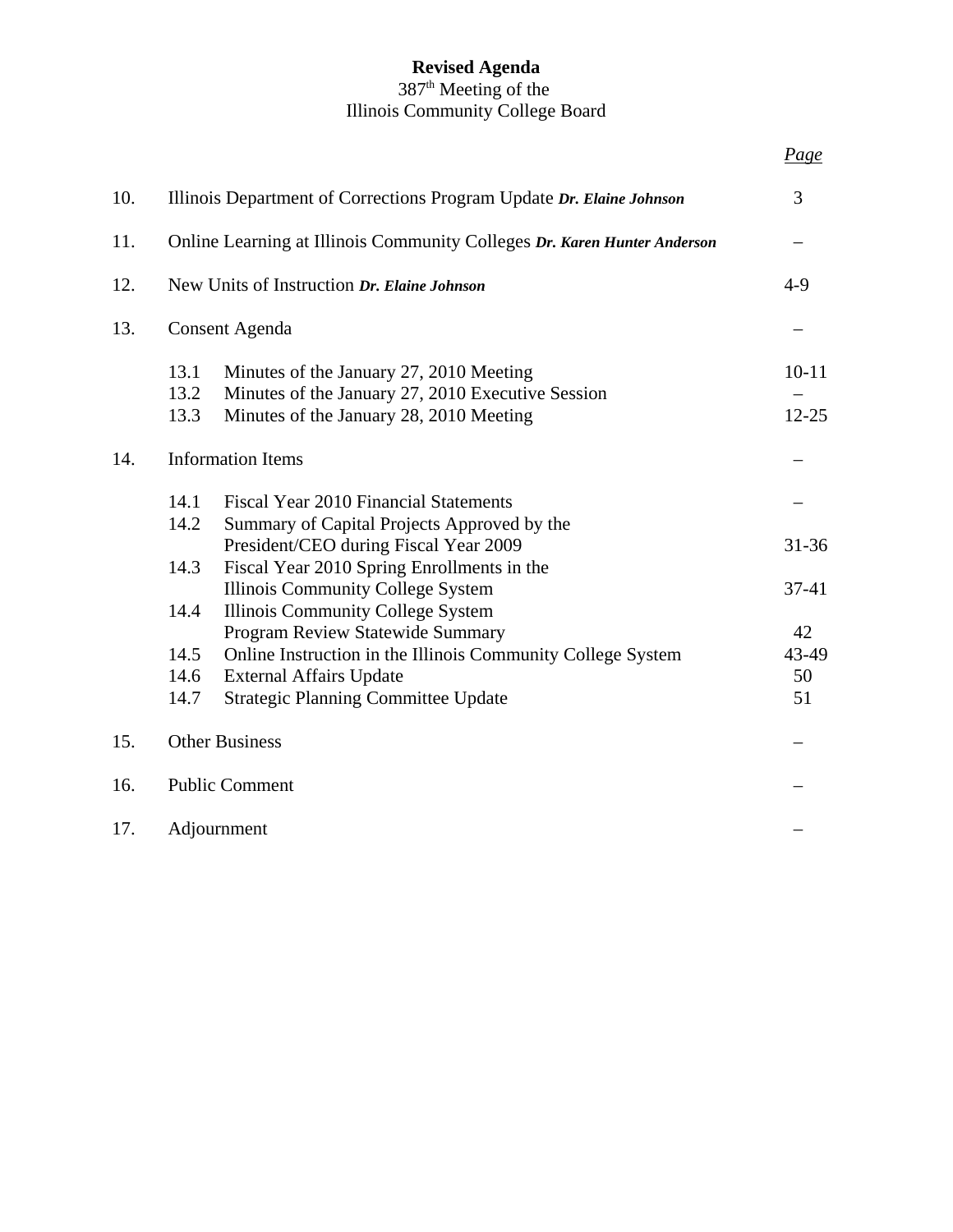**Revised Agenda**
387th Meeting of the
Illinois Community College Board

| | | *Page* |
|---|---|---|
| 10. | Illinois Department of Corrections Program Update ***Dr. Elaine Johnson*** | 3 |
| 11. | Online Learning at Illinois Community Colleges ***Dr. Karen Hunter Anderson*** | – |
| 12. | New Units of Instruction ***Dr. Elaine Johnson*** | 4-9 |
| 13. | Consent Agenda | – |
| | 13.1 Minutes of the January 27, 2010 Meeting | 10-11 |
| | 13.2 Minutes of the January 27, 2010 Executive Session | – |
| | 13.3 Minutes of the January 28, 2010 Meeting | 12-25 |
| 14. | Information Items | – |
| | 14.1 Fiscal Year 2010 Financial Statements | – |
| | 14.2 Summary of Capital Projects Approved by the President/CEO during Fiscal Year 2009 | 31-36 |
| | 14.3 Fiscal Year 2010 Spring Enrollments in the Illinois Community College System | 37-41 |
| | 14.4 Illinois Community College System Program Review Statewide Summary | 42 |
| | 14.5 Online Instruction in the Illinois Community College System | 43-49 |
| | 14.6 External Affairs Update | 50 |
| | 14.7 Strategic Planning Committee Update | 51 |
| 15. | Other Business | – |
| 16. | Public Comment | – |
| 17. | Adjournment | – |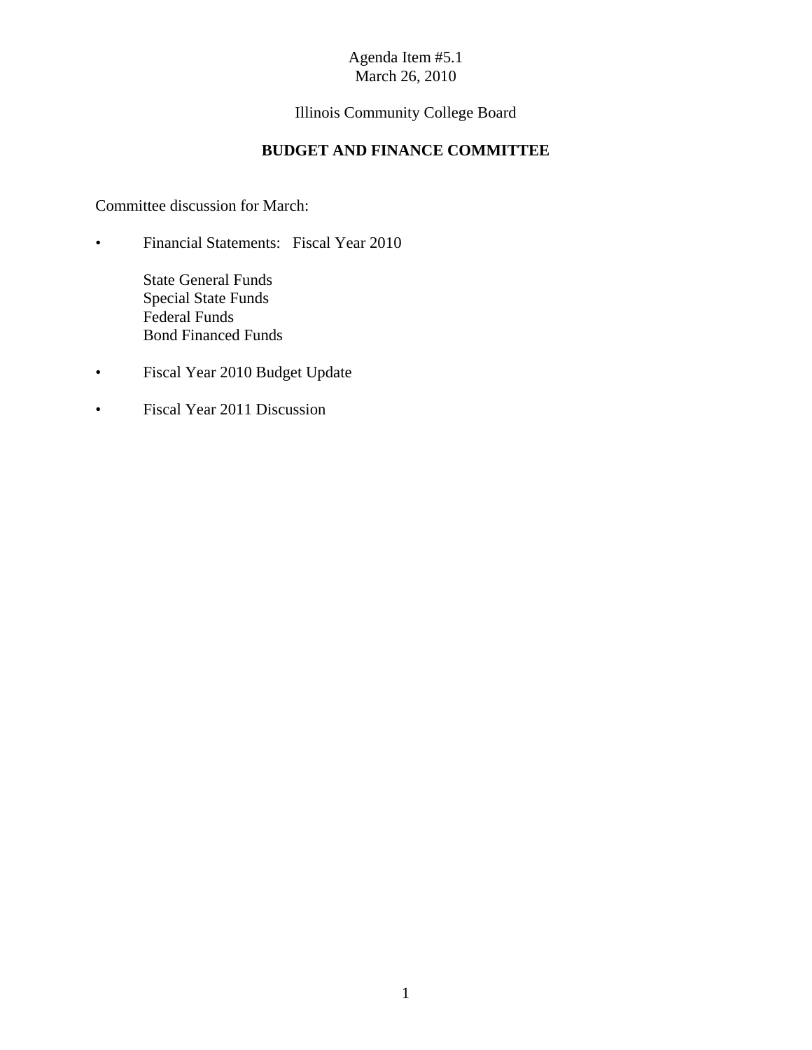Agenda Item #5.1
March 26, 2010

Illinois Community College Board

## BUDGET AND FINANCE COMMITTEE

Committee discussion for March:

- Financial Statements: Fiscal Year 2010

  State General Funds
  Special State Funds
  Federal Funds
  Bond Financed Funds

- Fiscal Year 2010 Budget Update

- Fiscal Year 2011 Discussion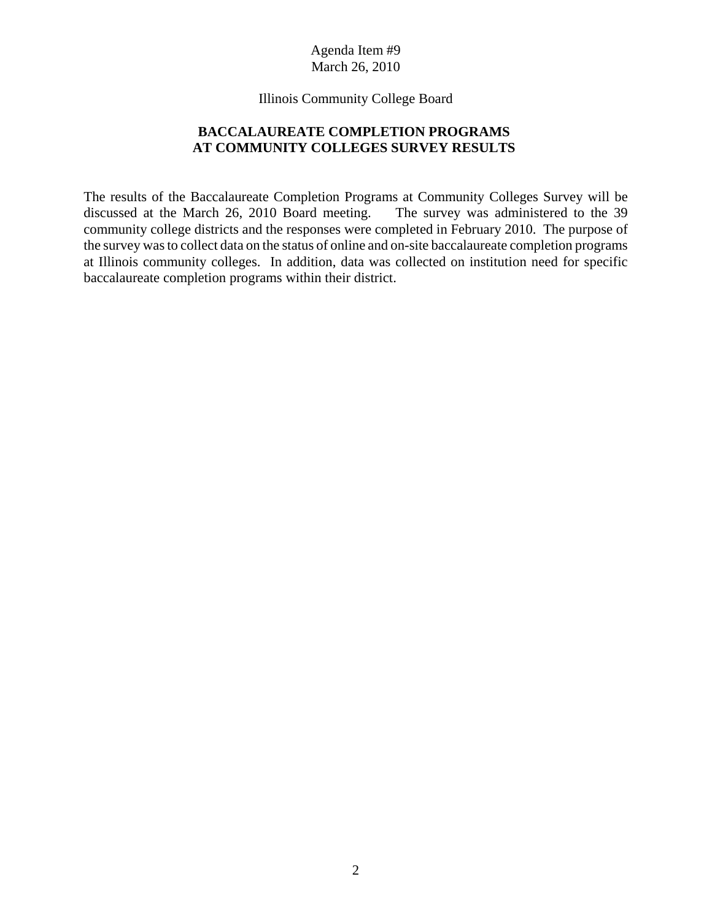Agenda Item #9
March 26, 2010

Illinois Community College Board

## BACCALAUREATE COMPLETION PROGRAMS AT COMMUNITY COLLEGES SURVEY RESULTS

The results of the Baccalaureate Completion Programs at Community Colleges Survey will be discussed at the March 26, 2010 Board meeting. The survey was administered to the 39 community college districts and the responses were completed in February 2010. The purpose of the survey was to collect data on the status of online and on-site baccalaureate completion programs at Illinois community colleges. In addition, data was collected on institution need for specific baccalaureate completion programs within their district.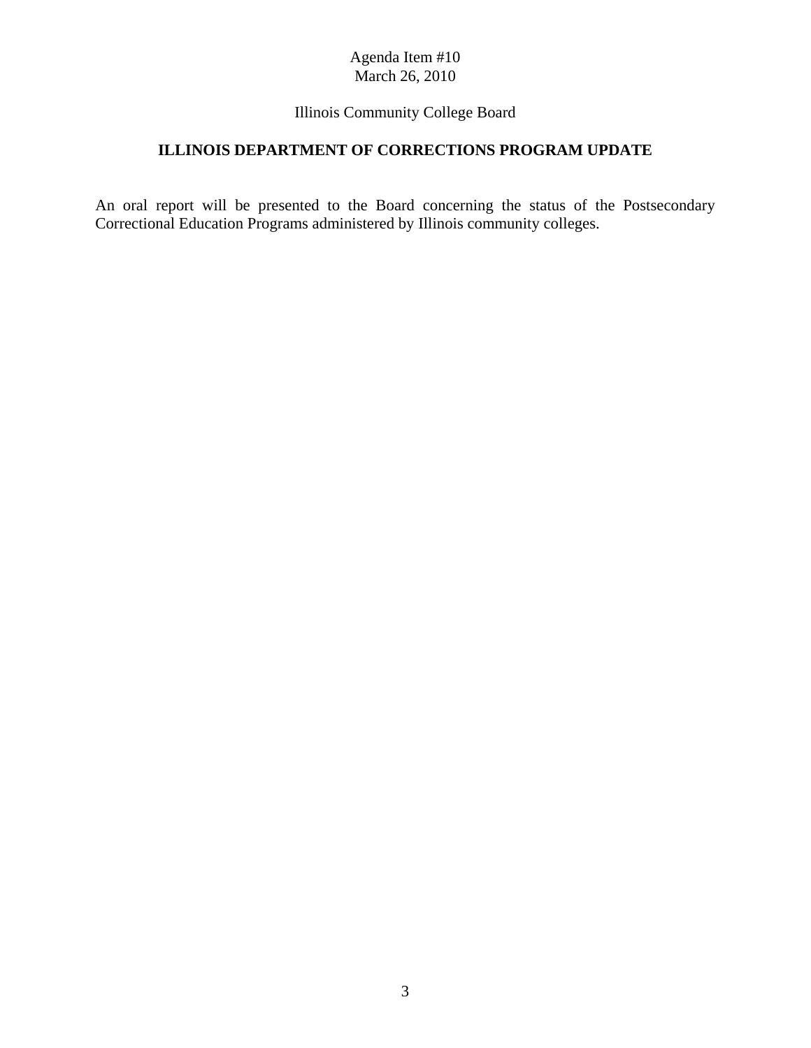Agenda Item #10
March 26, 2010

Illinois Community College Board

## ILLINOIS DEPARTMENT OF CORRECTIONS PROGRAM UPDATE

An oral report will be presented to the Board concerning the status of the Postsecondary Correctional Education Programs administered by Illinois community colleges.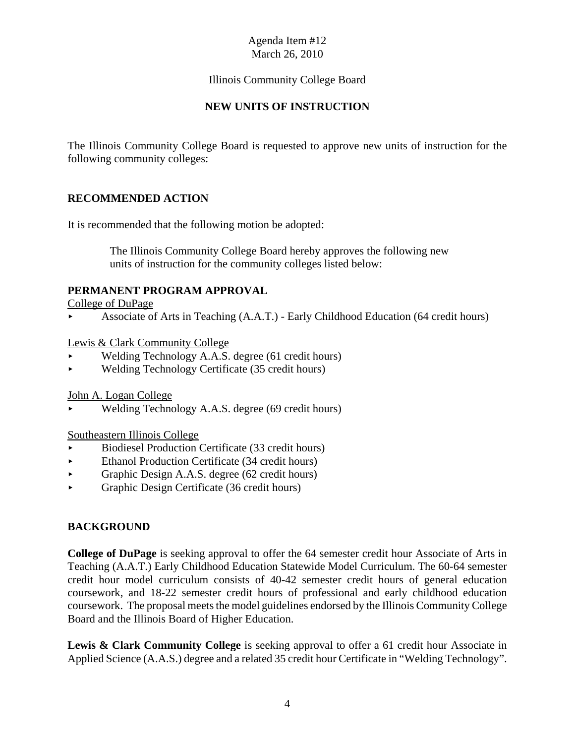Agenda Item #12
March 26, 2010

Illinois Community College Board

## NEW UNITS OF INSTRUCTION

The Illinois Community College Board is requested to approve new units of instruction for the following community colleges:

### RECOMMENDED ACTION

It is recommended that the following motion be adopted:

> The Illinois Community College Board hereby approves the following new units of instruction for the community colleges listed below:

### PERMANENT PROGRAM APPROVAL

College of DuPage

- Associate of Arts in Teaching (A.A.T.) - Early Childhood Education (64 credit hours)

Lewis & Clark Community College

- Welding Technology A.A.S. degree (61 credit hours)
- Welding Technology Certificate (35 credit hours)

John A. Logan College

- Welding Technology A.A.S. degree (69 credit hours)

Southeastern Illinois College

- Biodiesel Production Certificate (33 credit hours)
- Ethanol Production Certificate (34 credit hours)
- Graphic Design A.A.S. degree (62 credit hours)
- Graphic Design Certificate (36 credit hours)

### BACKGROUND

**College of DuPage** is seeking approval to offer the 64 semester credit hour Associate of Arts in Teaching (A.A.T.) Early Childhood Education Statewide Model Curriculum. The 60-64 semester credit hour model curriculum consists of 40-42 semester credit hours of general education coursework, and 18-22 semester credit hours of professional and early childhood education coursework. The proposal meets the model guidelines endorsed by the Illinois Community College Board and the Illinois Board of Higher Education.

**Lewis & Clark Community College** is seeking approval to offer a 61 credit hour Associate in Applied Science (A.A.S.) degree and a related 35 credit hour Certificate in "Welding Technology".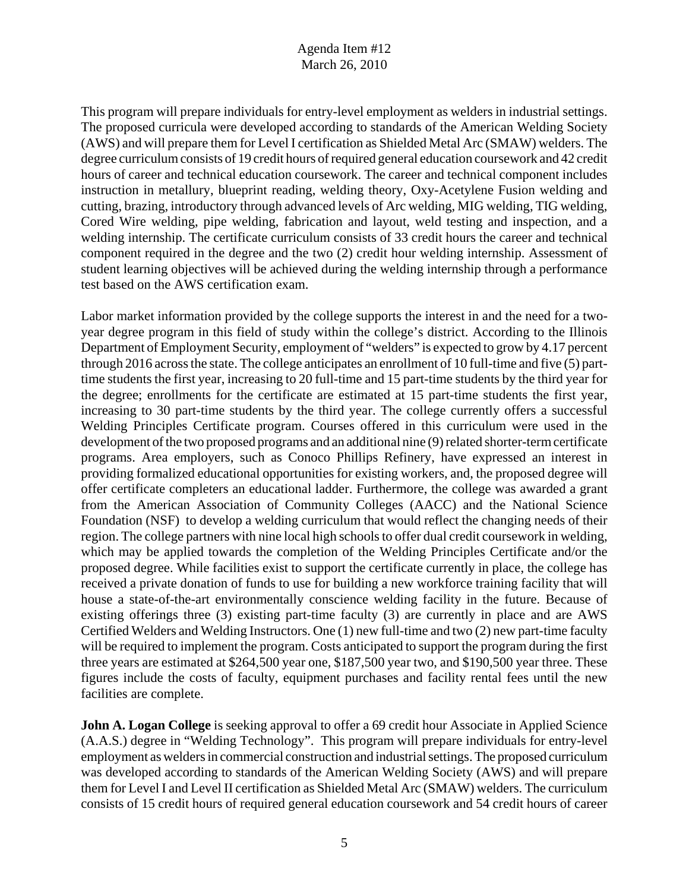This program will prepare individuals for entry-level employment as welders in industrial settings. The proposed curricula were developed according to standards of the American Welding Society (AWS) and will prepare them for Level I certification as Shielded Metal Arc (SMAW) welders. The degree curriculum consists of 19 credit hours of required general education coursework and 42 credit hours of career and technical education coursework. The career and technical component includes instruction in metallury, blueprint reading, welding theory, Oxy-Acetylene Fusion welding and cutting, brazing, introductory through advanced levels of Arc welding, MIG welding, TIG welding, Cored Wire welding, pipe welding, fabrication and layout, weld testing and inspection, and a welding internship. The certificate curriculum consists of 33 credit hours the career and technical component required in the degree and the two (2) credit hour welding internship. Assessment of student learning objectives will be achieved during the welding internship through a performance test based on the AWS certification exam.

Labor market information provided by the college supports the interest in and the need for a two-year degree program in this field of study within the college's district. According to the Illinois Department of Employment Security, employment of "welders" is expected to grow by 4.17 percent through 2016 across the state. The college anticipates an enrollment of 10 full-time and five (5) part-time students the first year, increasing to 20 full-time and 15 part-time students by the third year for the degree; enrollments for the certificate are estimated at 15 part-time students the first year, increasing to 30 part-time students by the third year. The college currently offers a successful Welding Principles Certificate program. Courses offered in this curriculum were used in the development of the two proposed programs and an additional nine (9) related shorter-term certificate programs. Area employers, such as Conoco Phillips Refinery, have expressed an interest in providing formalized educational opportunities for existing workers, and, the proposed degree will offer certificate completers an educational ladder. Furthermore, the college was awarded a grant from the American Association of Community Colleges (AACC) and the National Science Foundation (NSF) to develop a welding curriculum that would reflect the changing needs of their region. The college partners with nine local high schools to offer dual credit coursework in welding, which may be applied towards the completion of the Welding Principles Certificate and/or the proposed degree. While facilities exist to support the certificate currently in place, the college has received a private donation of funds to use for building a new workforce training facility that will house a state-of-the-art environmentally conscience welding facility in the future. Because of existing offerings three (3) existing part-time faculty (3) are currently in place and are AWS Certified Welders and Welding Instructors. One (1) new full-time and two (2) new part-time faculty will be required to implement the program. Costs anticipated to support the program during the first three years are estimated at $264,500 year one, $187,500 year two, and $190,500 year three. These figures include the costs of faculty, equipment purchases and facility rental fees until the new facilities are complete.

**John A. Logan College** is seeking approval to offer a 69 credit hour Associate in Applied Science (A.A.S.) degree in "Welding Technology". This program will prepare individuals for entry-level employment as welders in commercial construction and industrial settings. The proposed curriculum was developed according to standards of the American Welding Society (AWS) and will prepare them for Level I and Level II certification as Shielded Metal Arc (SMAW) welders. The curriculum consists of 15 credit hours of required general education coursework and 54 credit hours of career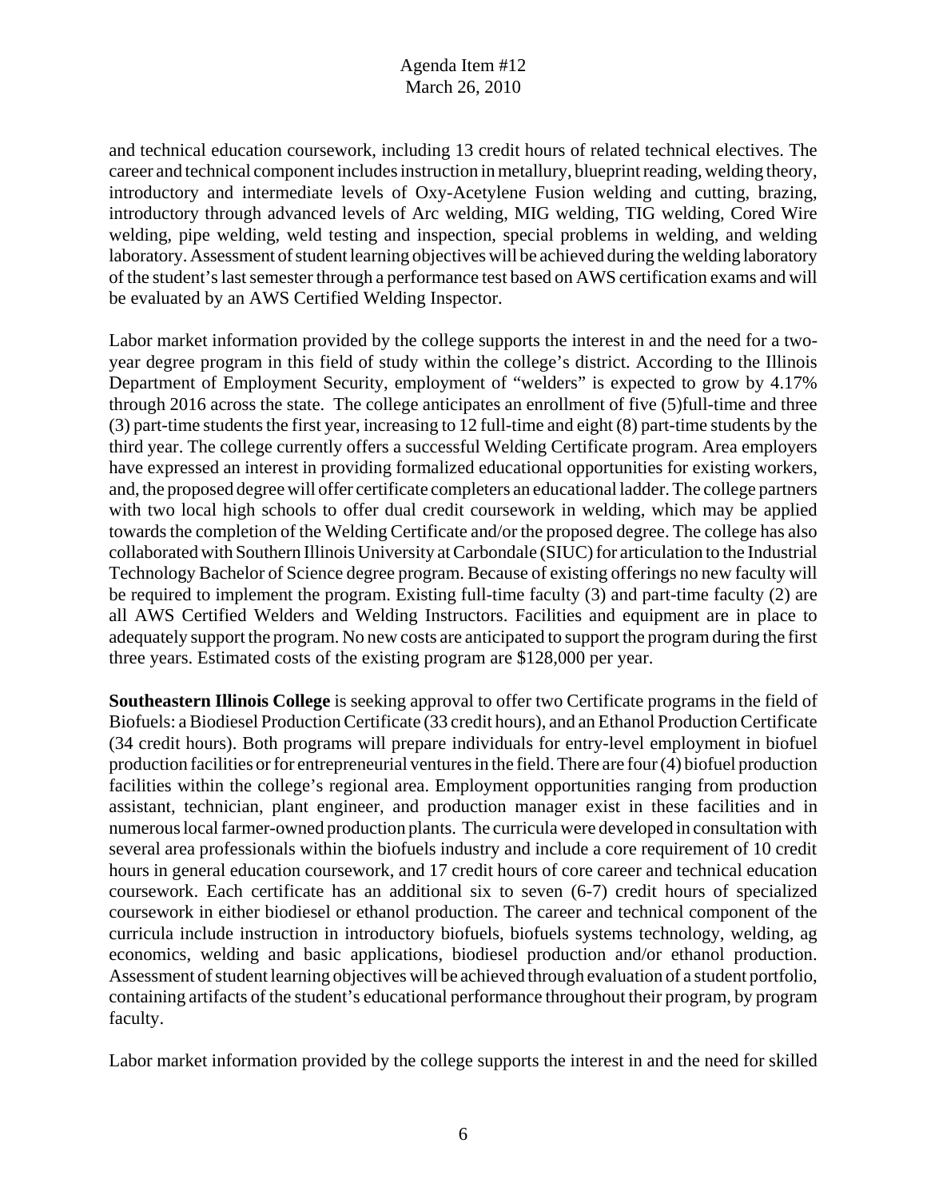and technical education coursework, including 13 credit hours of related technical electives. The career and technical component includes instruction in metallury, blueprint reading, welding theory, introductory and intermediate levels of Oxy-Acetylene Fusion welding and cutting, brazing, introductory through advanced levels of Arc welding, MIG welding, TIG welding, Cored Wire welding, pipe welding, weld testing and inspection, special problems in welding, and welding laboratory. Assessment of student learning objectives will be achieved during the welding laboratory of the student's last semester through a performance test based on AWS certification exams and will be evaluated by an AWS Certified Welding Inspector.

Labor market information provided by the college supports the interest in and the need for a two-year degree program in this field of study within the college's district. According to the Illinois Department of Employment Security, employment of "welders" is expected to grow by 4.17% through 2016 across the state. The college anticipates an enrollment of five (5)full-time and three (3) part-time students the first year, increasing to 12 full-time and eight (8) part-time students by the third year. The college currently offers a successful Welding Certificate program. Area employers have expressed an interest in providing formalized educational opportunities for existing workers, and, the proposed degree will offer certificate completers an educational ladder. The college partners with two local high schools to offer dual credit coursework in welding, which may be applied towards the completion of the Welding Certificate and/or the proposed degree. The college has also collaborated with Southern Illinois University at Carbondale (SIUC) for articulation to the Industrial Technology Bachelor of Science degree program. Because of existing offerings no new faculty will be required to implement the program. Existing full-time faculty (3) and part-time faculty (2) are all AWS Certified Welders and Welding Instructors. Facilities and equipment are in place to adequately support the program. No new costs are anticipated to support the program during the first three years. Estimated costs of the existing program are $128,000 per year.

**Southeastern Illinois College** is seeking approval to offer two Certificate programs in the field of Biofuels: a Biodiesel Production Certificate (33 credit hours), and an Ethanol Production Certificate (34 credit hours). Both programs will prepare individuals for entry-level employment in biofuel production facilities or for entrepreneurial ventures in the field. There are four (4) biofuel production facilities within the college's regional area. Employment opportunities ranging from production assistant, technician, plant engineer, and production manager exist in these facilities and in numerous local farmer-owned production plants. The curricula were developed in consultation with several area professionals within the biofuels industry and include a core requirement of 10 credit hours in general education coursework, and 17 credit hours of core career and technical education coursework. Each certificate has an additional six to seven (6-7) credit hours of specialized coursework in either biodiesel or ethanol production. The career and technical component of the curricula include instruction in introductory biofuels, biofuels systems technology, welding, ag economics, welding and basic applications, biodiesel production and/or ethanol production. Assessment of student learning objectives will be achieved through evaluation of a student portfolio, containing artifacts of the student's educational performance throughout their program, by program faculty.

Labor market information provided by the college supports the interest in and the need for skilled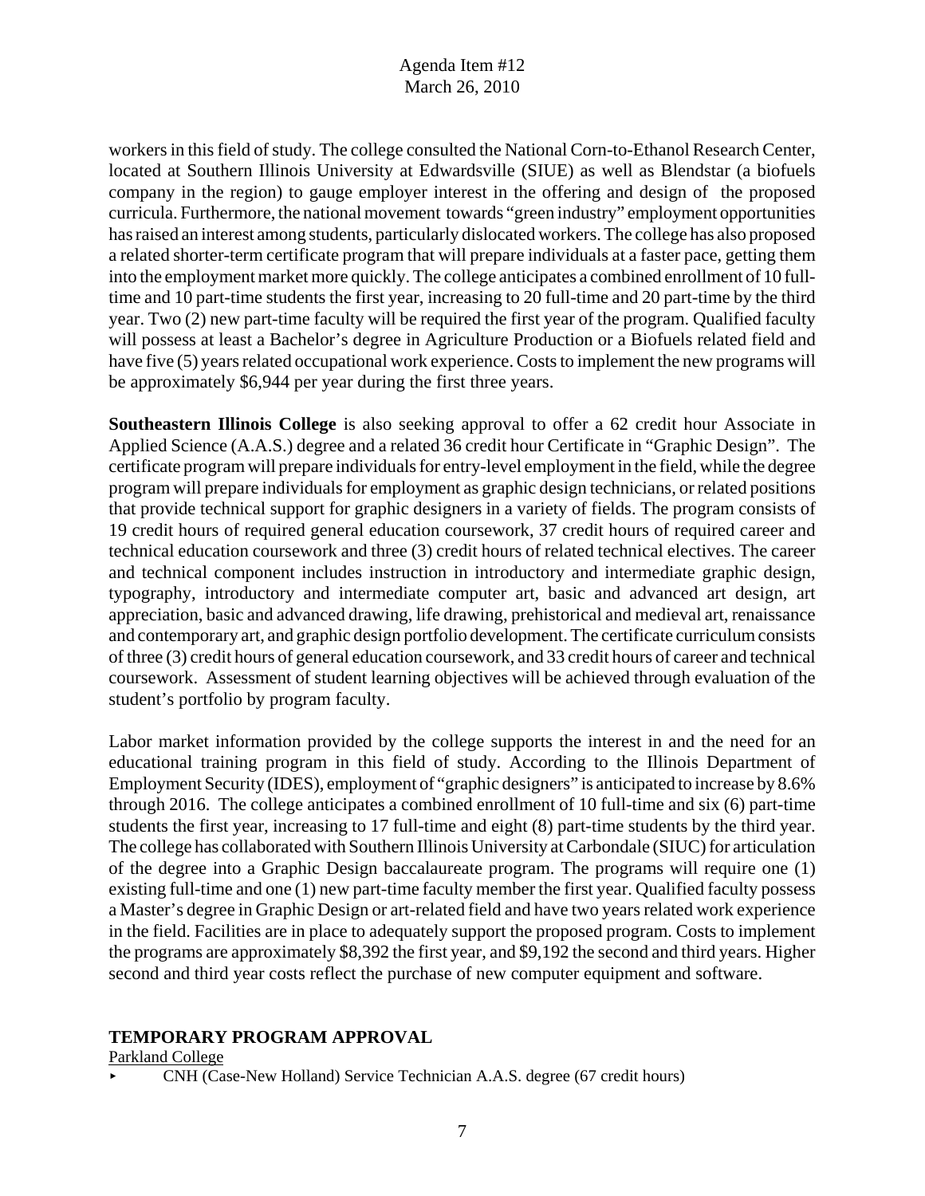workers in this field of study. The college consulted the National Corn-to-Ethanol Research Center, located at Southern Illinois University at Edwardsville (SIUE) as well as Blendstar (a biofuels company in the region) to gauge employer interest in the offering and design of the proposed curricula. Furthermore, the national movement towards "green industry" employment opportunities has raised an interest among students, particularly dislocated workers. The college has also proposed a related shorter-term certificate program that will prepare individuals at a faster pace, getting them into the employment market more quickly. The college anticipates a combined enrollment of 10 full-time and 10 part-time students the first year, increasing to 20 full-time and 20 part-time by the third year. Two (2) new part-time faculty will be required the first year of the program. Qualified faculty will possess at least a Bachelor's degree in Agriculture Production or a Biofuels related field and have five (5) years related occupational work experience. Costs to implement the new programs will be approximately $6,944 per year during the first three years.

**Southeastern Illinois College** is also seeking approval to offer a 62 credit hour Associate in Applied Science (A.A.S.) degree and a related 36 credit hour Certificate in "Graphic Design". The certificate program will prepare individuals for entry-level employment in the field, while the degree program will prepare individuals for employment as graphic design technicians, or related positions that provide technical support for graphic designers in a variety of fields. The program consists of 19 credit hours of required general education coursework, 37 credit hours of required career and technical education coursework and three (3) credit hours of related technical electives. The career and technical component includes instruction in introductory and intermediate graphic design, typography, introductory and intermediate computer art, basic and advanced art design, art appreciation, basic and advanced drawing, life drawing, prehistorical and medieval art, renaissance and contemporary art, and graphic design portfolio development. The certificate curriculum consists of three (3) credit hours of general education coursework, and 33 credit hours of career and technical coursework. Assessment of student learning objectives will be achieved through evaluation of the student's portfolio by program faculty.

Labor market information provided by the college supports the interest in and the need for an educational training program in this field of study. According to the Illinois Department of Employment Security (IDES), employment of "graphic designers" is anticipated to increase by 8.6% through 2016. The college anticipates a combined enrollment of 10 full-time and six (6) part-time students the first year, increasing to 17 full-time and eight (8) part-time students by the third year. The college has collaborated with Southern Illinois University at Carbondale (SIUC) for articulation of the degree into a Graphic Design baccalaureate program. The programs will require one (1) existing full-time and one (1) new part-time faculty member the first year. Qualified faculty possess a Master's degree in Graphic Design or art-related field and have two years related work experience in the field. Facilities are in place to adequately support the proposed program. Costs to implement the programs are approximately $8,392 the first year, and $9,192 the second and third years. Higher second and third year costs reflect the purchase of new computer equipment and software.

## TEMPORARY PROGRAM APPROVAL

Parkland College

- CNH (Case-New Holland) Service Technician A.A.S. degree (67 credit hours)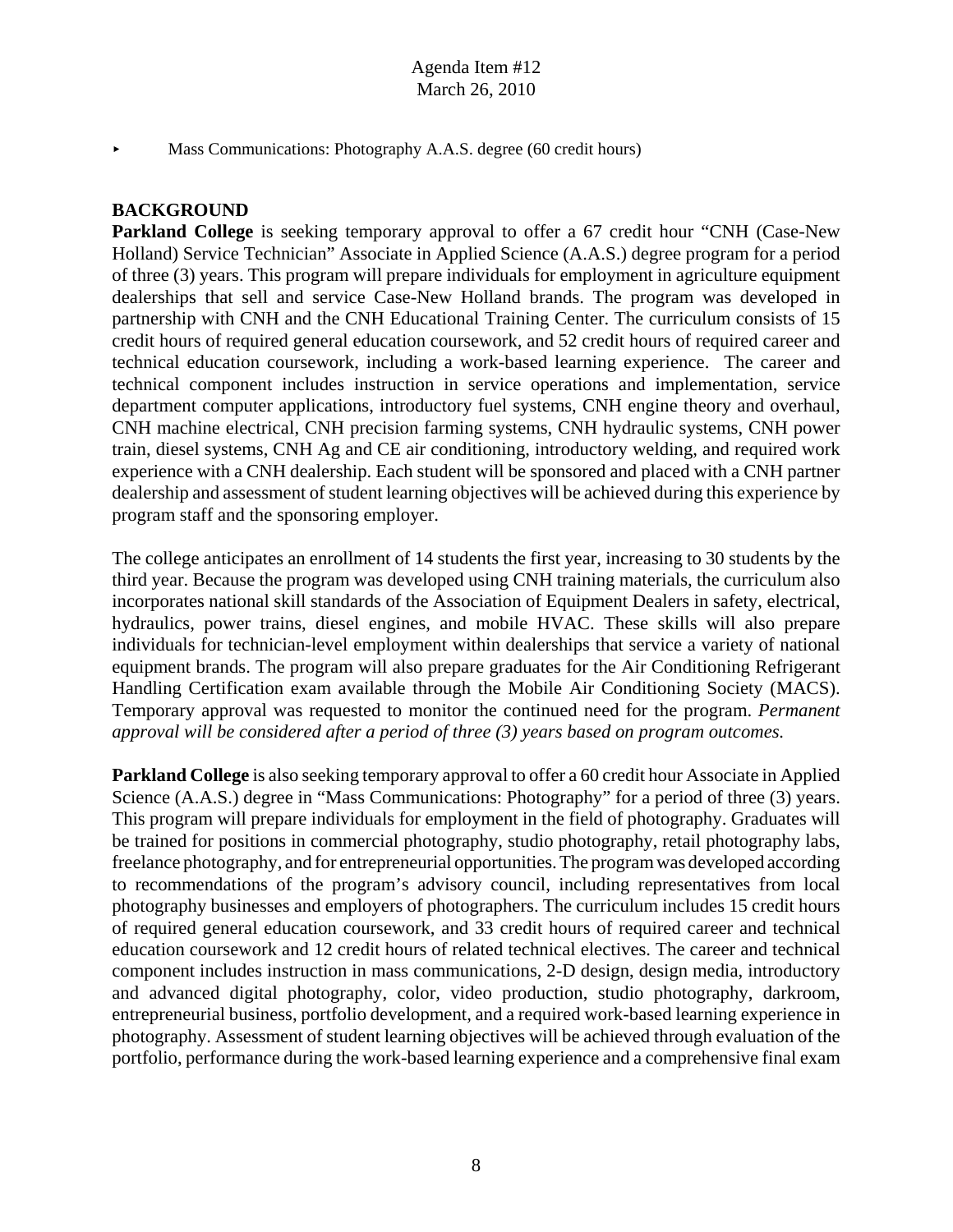- Mass Communications: Photography A.A.S. degree (60 credit hours)

**BACKGROUND**

**Parkland College** is seeking temporary approval to offer a 67 credit hour "CNH (Case-New Holland) Service Technician" Associate in Applied Science (A.A.S.) degree program for a period of three (3) years. This program will prepare individuals for employment in agriculture equipment dealerships that sell and service Case-New Holland brands. The program was developed in partnership with CNH and the CNH Educational Training Center. The curriculum consists of 15 credit hours of required general education coursework, and 52 credit hours of required career and technical education coursework, including a work-based learning experience. The career and technical component includes instruction in service operations and implementation, service department computer applications, introductory fuel systems, CNH engine theory and overhaul, CNH machine electrical, CNH precision farming systems, CNH hydraulic systems, CNH power train, diesel systems, CNH Ag and CE air conditioning, introductory welding, and required work experience with a CNH dealership. Each student will be sponsored and placed with a CNH partner dealership and assessment of student learning objectives will be achieved during this experience by program staff and the sponsoring employer.

The college anticipates an enrollment of 14 students the first year, increasing to 30 students by the third year. Because the program was developed using CNH training materials, the curriculum also incorporates national skill standards of the Association of Equipment Dealers in safety, electrical, hydraulics, power trains, diesel engines, and mobile HVAC. These skills will also prepare individuals for technician-level employment within dealerships that service a variety of national equipment brands. The program will also prepare graduates for the Air Conditioning Refrigerant Handling Certification exam available through the Mobile Air Conditioning Society (MACS). Temporary approval was requested to monitor the continued need for the program. *Permanent approval will be considered after a period of three (3) years based on program outcomes.*

**Parkland College** is also seeking temporary approval to offer a 60 credit hour Associate in Applied Science (A.A.S.) degree in "Mass Communications: Photography" for a period of three (3) years. This program will prepare individuals for employment in the field of photography. Graduates will be trained for positions in commercial photography, studio photography, retail photography labs, freelance photography, and for entrepreneurial opportunities. The program was developed according to recommendations of the program's advisory council, including representatives from local photography businesses and employers of photographers. The curriculum includes 15 credit hours of required general education coursework, and 33 credit hours of required career and technical education coursework and 12 credit hours of related technical electives. The career and technical component includes instruction in mass communications, 2-D design, design media, introductory and advanced digital photography, color, video production, studio photography, darkroom, entrepreneurial business, portfolio development, and a required work-based learning experience in photography. Assessment of student learning objectives will be achieved through evaluation of the portfolio, performance during the work-based learning experience and a comprehensive final exam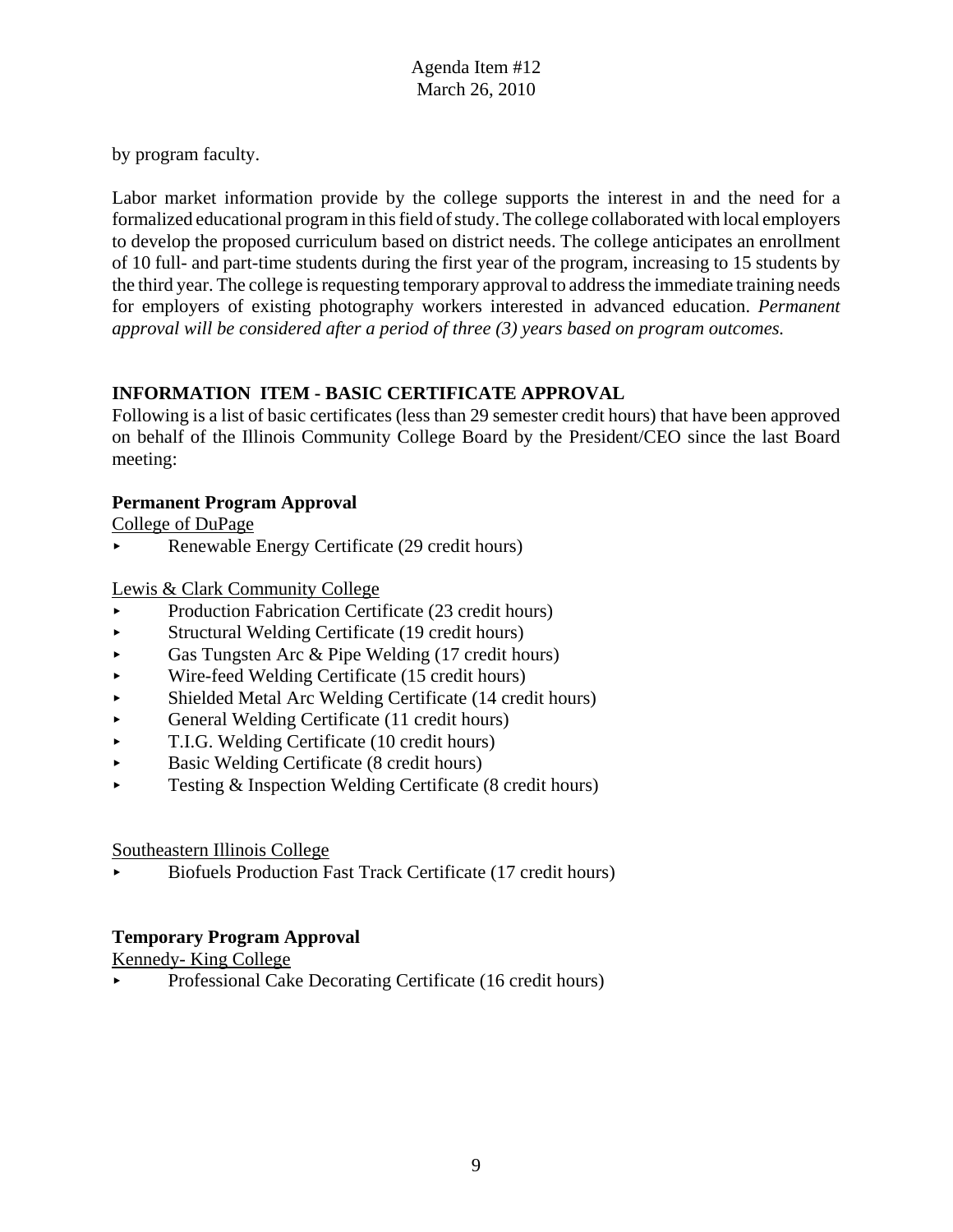by program faculty.

Labor market information provide by the college supports the interest in and the need for a formalized educational program in this field of study. The college collaborated with local employers to develop the proposed curriculum based on district needs. The college anticipates an enrollment of 10 full- and part-time students during the first year of the program, increasing to 15 students by the third year. The college is requesting temporary approval to address the immediate training needs for employers of existing photography workers interested in advanced education. *Permanent approval will be considered after a period of three (3) years based on program outcomes.*

## INFORMATION ITEM - BASIC CERTIFICATE APPROVAL

Following is a list of basic certificates (less than 29 semester credit hours) that have been approved on behalf of the Illinois Community College Board by the President/CEO since the last Board meeting:

### Permanent Program Approval

College of DuPage

- Renewable Energy Certificate (29 credit hours)

Lewis & Clark Community College

- Production Fabrication Certificate (23 credit hours)
- Structural Welding Certificate (19 credit hours)
- Gas Tungsten Arc & Pipe Welding (17 credit hours)
- Wire-feed Welding Certificate (15 credit hours)
- Shielded Metal Arc Welding Certificate (14 credit hours)
- General Welding Certificate (11 credit hours)
- T.I.G. Welding Certificate (10 credit hours)
- Basic Welding Certificate (8 credit hours)
- Testing & Inspection Welding Certificate (8 credit hours)

Southeastern Illinois College

- Biofuels Production Fast Track Certificate (17 credit hours)

### Temporary Program Approval

Kennedy- King College

- Professional Cake Decorating Certificate (16 credit hours)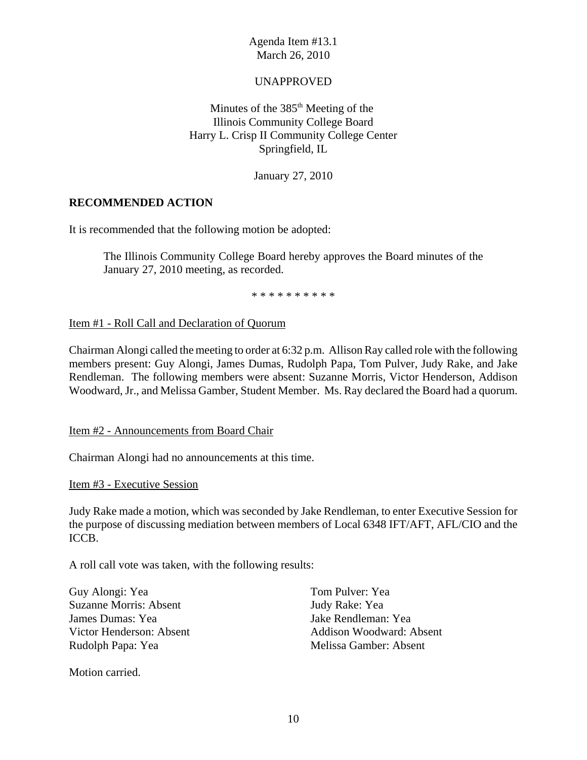Agenda Item #13.1
March 26, 2010

UNAPPROVED

Minutes of the 385th Meeting of the
Illinois Community College Board
Harry L. Crisp II Community College Center
Springfield, IL

January 27, 2010

**RECOMMENDED ACTION**

It is recommended that the following motion be adopted:

> The Illinois Community College Board hereby approves the Board minutes of the January 27, 2010 meeting, as recorded.

* * * * * * * * * *

Item #1 - Roll Call and Declaration of Quorum

Chairman Alongi called the meeting to order at 6:32 p.m. Allison Ray called role with the following members present: Guy Alongi, James Dumas, Rudolph Papa, Tom Pulver, Judy Rake, and Jake Rendleman. The following members were absent: Suzanne Morris, Victor Henderson, Addison Woodward, Jr., and Melissa Gamber, Student Member. Ms. Ray declared the Board had a quorum.

Item #2 - Announcements from Board Chair

Chairman Alongi had no announcements at this time.

Item #3 - Executive Session

Judy Rake made a motion, which was seconded by Jake Rendleman, to enter Executive Session for the purpose of discussing mediation between members of Local 6348 IFT/AFT, AFL/CIO and the ICCB.

A roll call vote was taken, with the following results:

Guy Alongi: Yea
Suzanne Morris: Absent
James Dumas: Yea
Victor Henderson: Absent
Rudolph Papa: Yea
Tom Pulver: Yea
Judy Rake: Yea
Jake Rendleman: Yea
Addison Woodward: Absent
Melissa Gamber: Absent

Motion carried.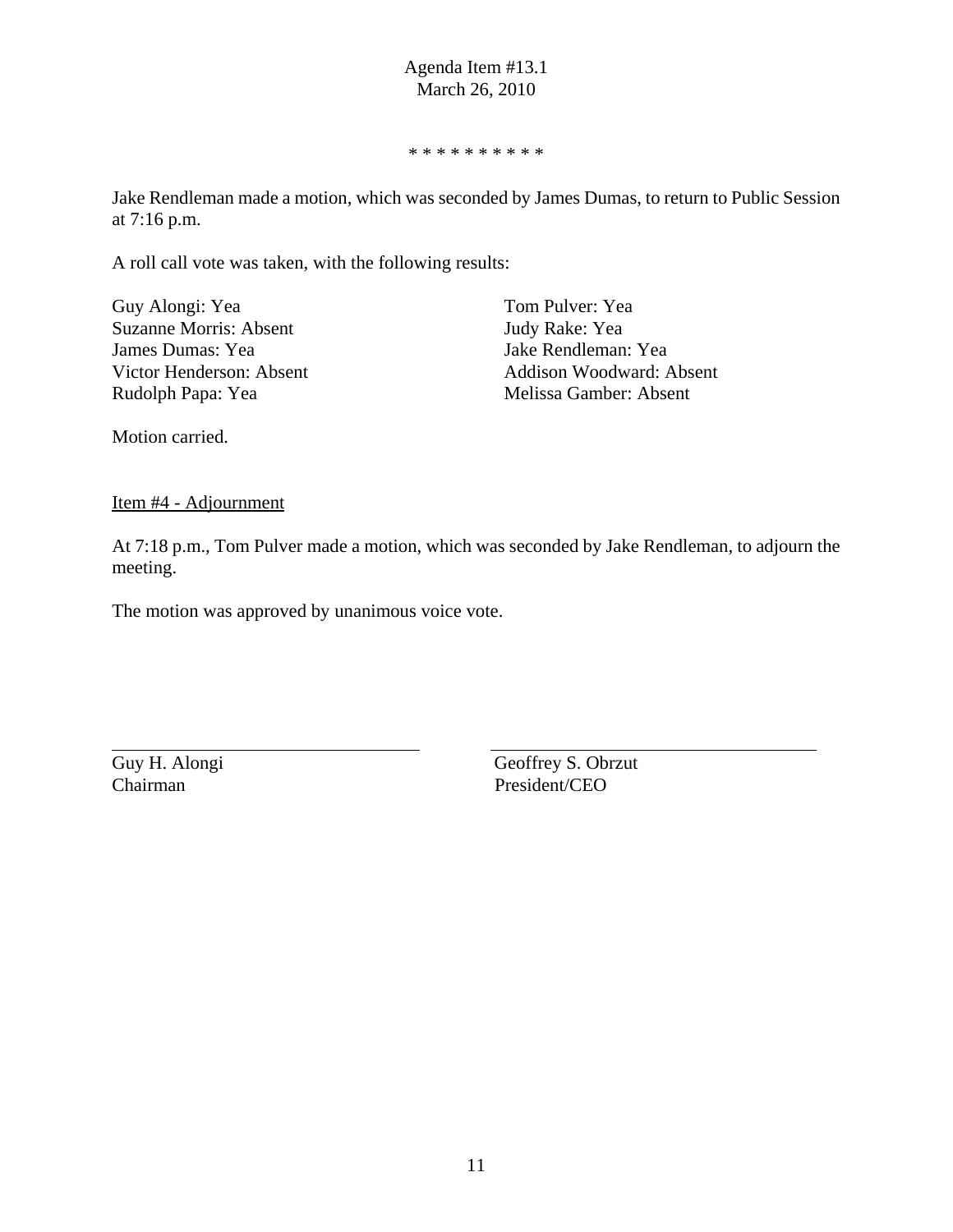\* \* \* \* \* \* \* \* \* \*

Jake Rendleman made a motion, which was seconded by James Dumas, to return to Public Session at 7:16 p.m.

A roll call vote was taken, with the following results:

Guy Alongi: Yea
Suzanne Morris: Absent
James Dumas: Yea
Victor Henderson: Absent
Rudolph Papa: Yea
Tom Pulver: Yea
Judy Rake: Yea
Jake Rendleman: Yea
Addison Woodward: Absent
Melissa Gamber: Absent

Motion carried.

<u>Item #4 - Adjournment</u>

At 7:18 p.m., Tom Pulver made a motion, which was seconded by Jake Rendleman, to adjourn the meeting.

The motion was approved by unanimous voice vote.

Guy H. Alongi
Chairman

Geoffrey S. Obrzut
President/CEO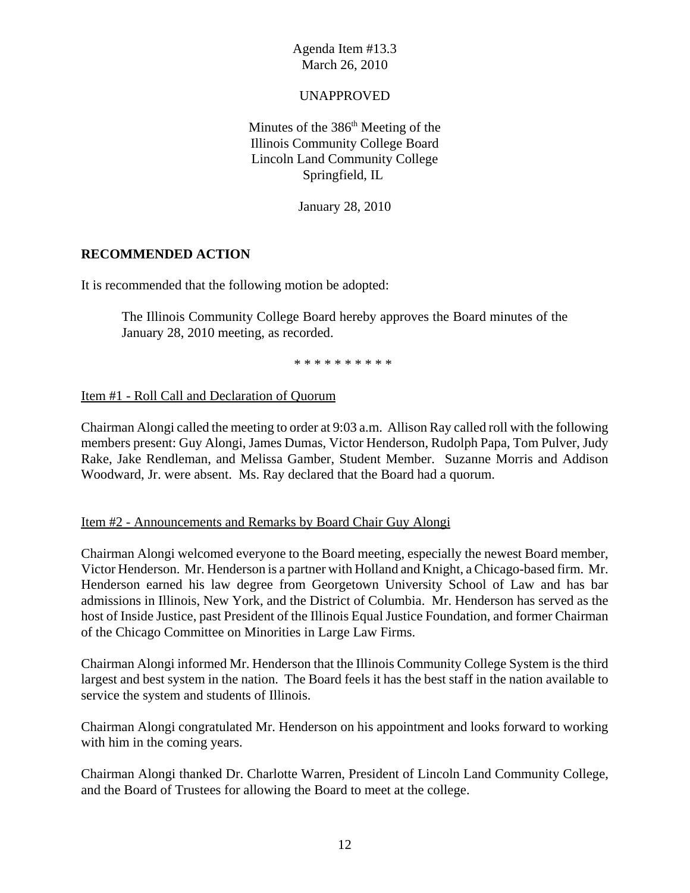Agenda Item #13.3
March 26, 2010

UNAPPROVED

Minutes of the 386th Meeting of the
Illinois Community College Board
Lincoln Land Community College
Springfield, IL

January 28, 2010

**RECOMMENDED ACTION**

It is recommended that the following motion be adopted:

> The Illinois Community College Board hereby approves the Board minutes of the January 28, 2010 meeting, as recorded.

\* \* \* \* \* \* \* \* \* \*

Item #1 - Roll Call and Declaration of Quorum

Chairman Alongi called the meeting to order at 9:03 a.m. Allison Ray called roll with the following members present: Guy Alongi, James Dumas, Victor Henderson, Rudolph Papa, Tom Pulver, Judy Rake, Jake Rendleman, and Melissa Gamber, Student Member. Suzanne Morris and Addison Woodward, Jr. were absent. Ms. Ray declared that the Board had a quorum.

Item #2 - Announcements and Remarks by Board Chair Guy Alongi

Chairman Alongi welcomed everyone to the Board meeting, especially the newest Board member, Victor Henderson. Mr. Henderson is a partner with Holland and Knight, a Chicago-based firm. Mr. Henderson earned his law degree from Georgetown University School of Law and has bar admissions in Illinois, New York, and the District of Columbia. Mr. Henderson has served as the host of Inside Justice, past President of the Illinois Equal Justice Foundation, and former Chairman of the Chicago Committee on Minorities in Large Law Firms.

Chairman Alongi informed Mr. Henderson that the Illinois Community College System is the third largest and best system in the nation. The Board feels it has the best staff in the nation available to service the system and students of Illinois.

Chairman Alongi congratulated Mr. Henderson on his appointment and looks forward to working with him in the coming years.

Chairman Alongi thanked Dr. Charlotte Warren, President of Lincoln Land Community College, and the Board of Trustees for allowing the Board to meet at the college.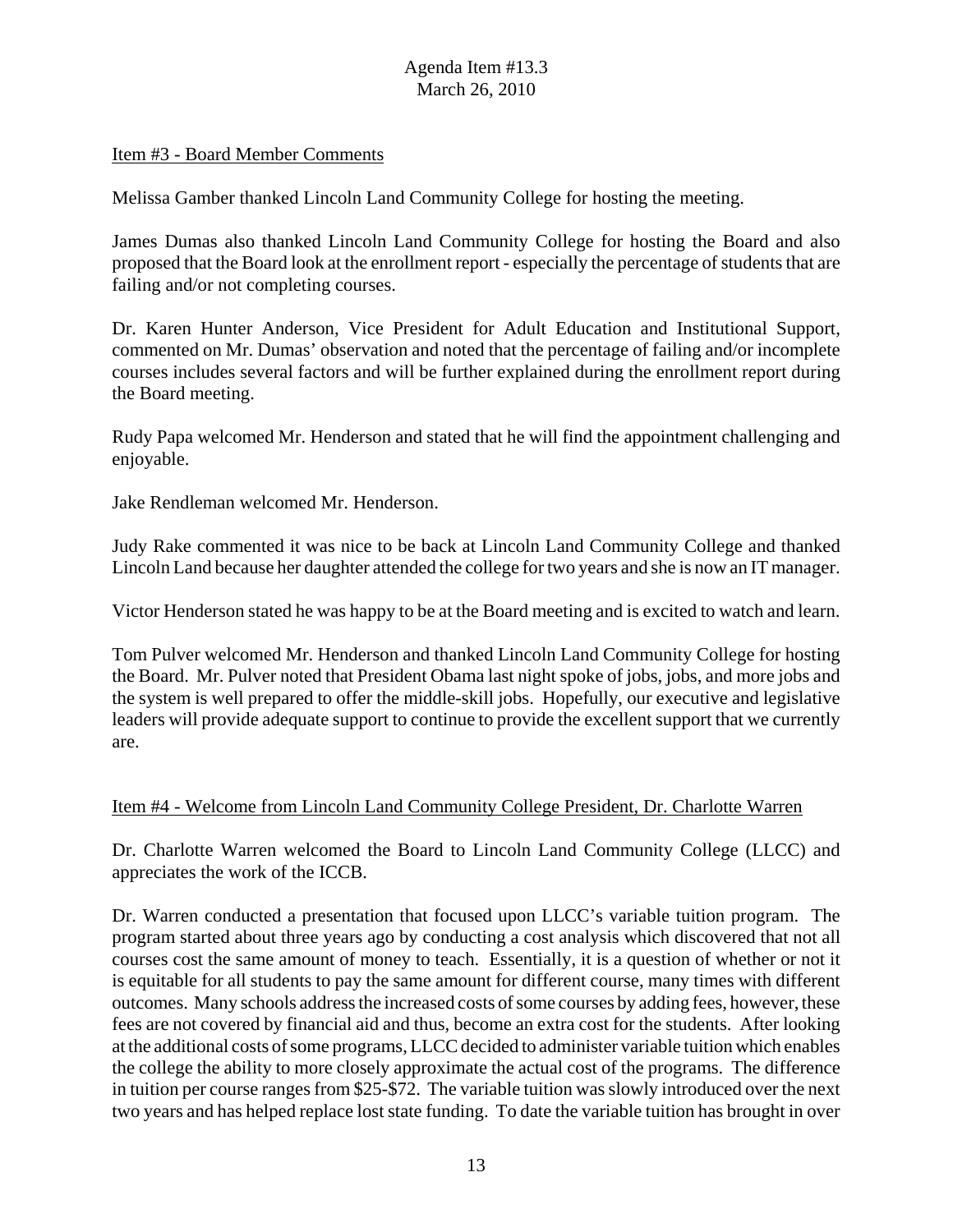Item #3 - Board Member Comments

Melissa Gamber thanked Lincoln Land Community College for hosting the meeting.

James Dumas also thanked Lincoln Land Community College for hosting the Board and also proposed that the Board look at the enrollment report - especially the percentage of students that are failing and/or not completing courses.

Dr. Karen Hunter Anderson, Vice President for Adult Education and Institutional Support, commented on Mr. Dumas' observation and noted that the percentage of failing and/or incomplete courses includes several factors and will be further explained during the enrollment report during the Board meeting.

Rudy Papa welcomed Mr. Henderson and stated that he will find the appointment challenging and enjoyable.

Jake Rendleman welcomed Mr. Henderson.

Judy Rake commented it was nice to be back at Lincoln Land Community College and thanked Lincoln Land because her daughter attended the college for two years and she is now an IT manager.

Victor Henderson stated he was happy to be at the Board meeting and is excited to watch and learn.

Tom Pulver welcomed Mr. Henderson and thanked Lincoln Land Community College for hosting the Board. Mr. Pulver noted that President Obama last night spoke of jobs, jobs, and more jobs and the system is well prepared to offer the middle-skill jobs. Hopefully, our executive and legislative leaders will provide adequate support to continue to provide the excellent support that we currently are.

Item #4 - Welcome from Lincoln Land Community College President, Dr. Charlotte Warren

Dr. Charlotte Warren welcomed the Board to Lincoln Land Community College (LLCC) and appreciates the work of the ICCB.

Dr. Warren conducted a presentation that focused upon LLCC's variable tuition program. The program started about three years ago by conducting a cost analysis which discovered that not all courses cost the same amount of money to teach. Essentially, it is a question of whether or not it is equitable for all students to pay the same amount for different course, many times with different outcomes. Many schools address the increased costs of some courses by adding fees, however, these fees are not covered by financial aid and thus, become an extra cost for the students. After looking at the additional costs of some programs, LLCC decided to administer variable tuition which enables the college the ability to more closely approximate the actual cost of the programs. The difference in tuition per course ranges from $25-$72. The variable tuition was slowly introduced over the next two years and has helped replace lost state funding. To date the variable tuition has brought in over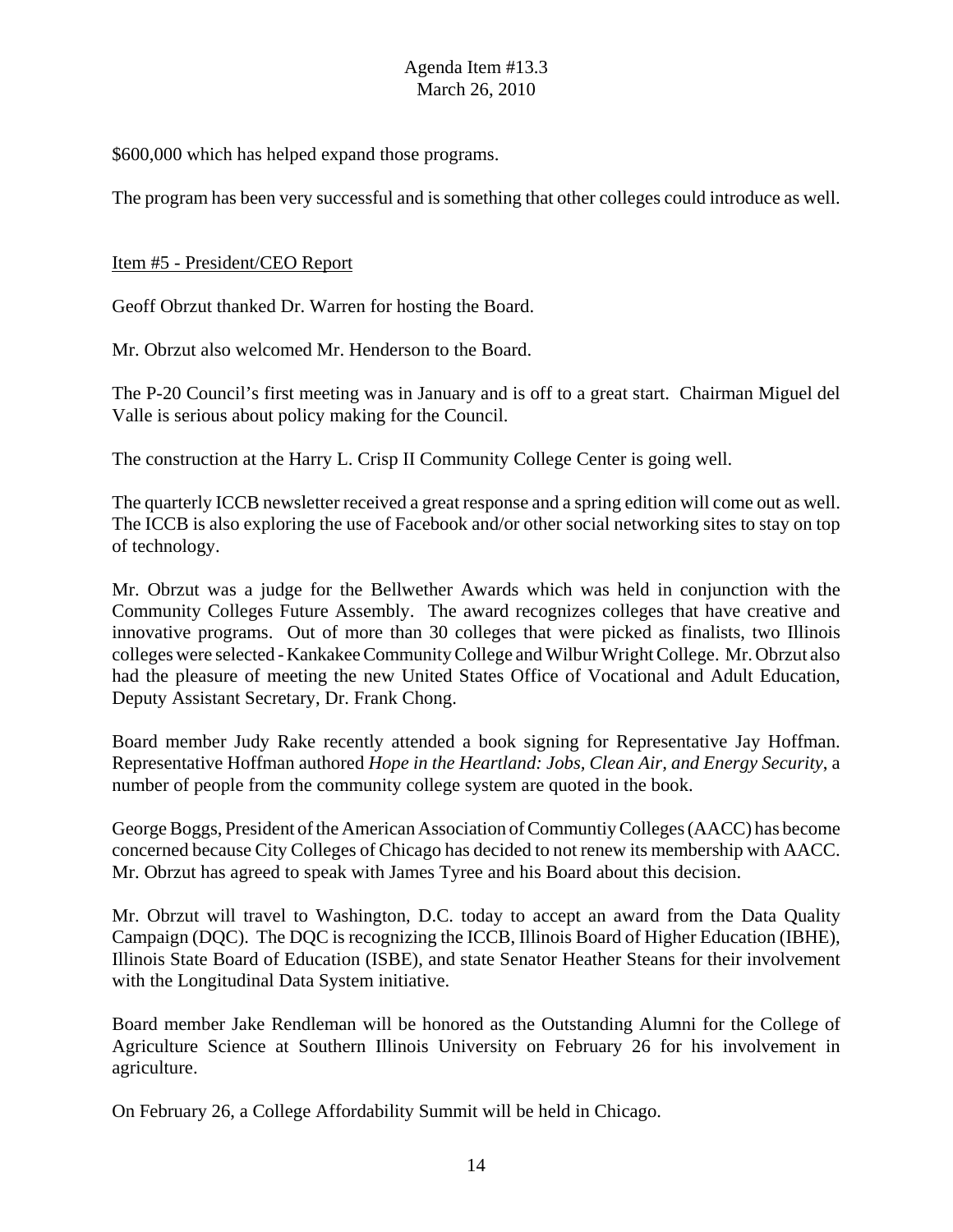$600,000 which has helped expand those programs.

The program has been very successful and is something that other colleges could introduce as well.

Item #5 - President/CEO Report

Geoff Obrzut thanked Dr. Warren for hosting the Board.

Mr. Obrzut also welcomed Mr. Henderson to the Board.

The P-20 Council's first meeting was in January and is off to a great start. Chairman Miguel del Valle is serious about policy making for the Council.

The construction at the Harry L. Crisp II Community College Center is going well.

The quarterly ICCB newsletter received a great response and a spring edition will come out as well. The ICCB is also exploring the use of Facebook and/or other social networking sites to stay on top of technology.

Mr. Obrzut was a judge for the Bellwether Awards which was held in conjunction with the Community Colleges Future Assembly. The award recognizes colleges that have creative and innovative programs. Out of more than 30 colleges that were picked as finalists, two Illinois colleges were selected - Kankakee Community College and Wilbur Wright College. Mr. Obrzut also had the pleasure of meeting the new United States Office of Vocational and Adult Education, Deputy Assistant Secretary, Dr. Frank Chong.

Board member Judy Rake recently attended a book signing for Representative Jay Hoffman. Representative Hoffman authored *Hope in the Heartland: Jobs, Clean Air, and Energy Security*, a number of people from the community college system are quoted in the book.

George Boggs, President of the American Association of Communtiy Colleges (AACC) has become concerned because City Colleges of Chicago has decided to not renew its membership with AACC. Mr. Obrzut has agreed to speak with James Tyree and his Board about this decision.

Mr. Obrzut will travel to Washington, D.C. today to accept an award from the Data Quality Campaign (DQC). The DQC is recognizing the ICCB, Illinois Board of Higher Education (IBHE), Illinois State Board of Education (ISBE), and state Senator Heather Steans for their involvement with the Longitudinal Data System initiative.

Board member Jake Rendleman will be honored as the Outstanding Alumni for the College of Agriculture Science at Southern Illinois University on February 26 for his involvement in agriculture.

On February 26, a College Affordability Summit will be held in Chicago.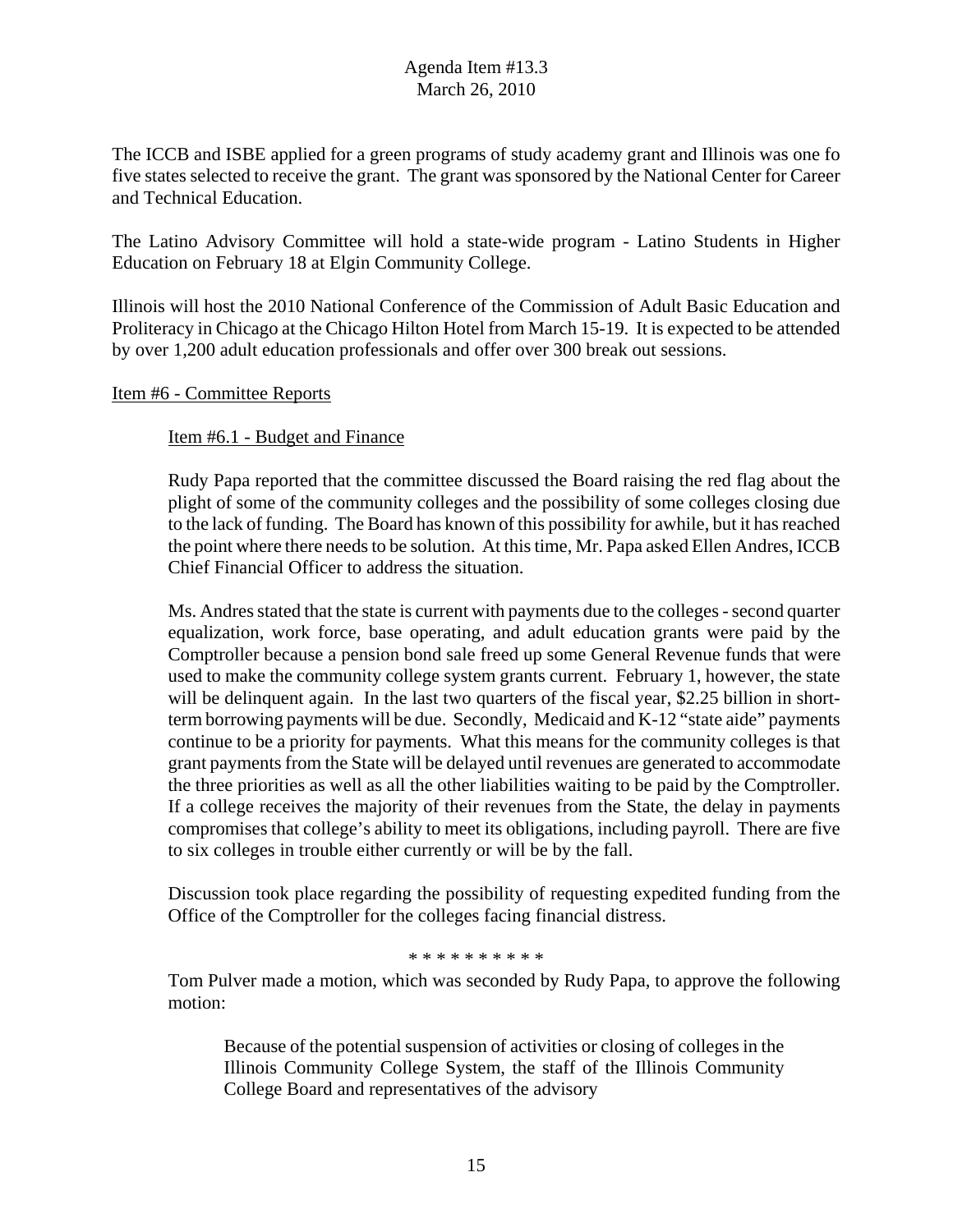The ICCB and ISBE applied for a green programs of study academy grant and Illinois was one fo five states selected to receive the grant. The grant was sponsored by the National Center for Career and Technical Education.

The Latino Advisory Committee will hold a state-wide program - Latino Students in Higher Education on February 18 at Elgin Community College.

Illinois will host the 2010 National Conference of the Commission of Adult Basic Education and Proliteracy in Chicago at the Chicago Hilton Hotel from March 15-19. It is expected to be attended by over 1,200 adult education professionals and offer over 300 break out sessions.

Item #6 - Committee Reports

Item #6.1 - Budget and Finance

Rudy Papa reported that the committee discussed the Board raising the red flag about the plight of some of the community colleges and the possibility of some colleges closing due to the lack of funding. The Board has known of this possibility for awhile, but it has reached the point where there needs to be solution. At this time, Mr. Papa asked Ellen Andres, ICCB Chief Financial Officer to address the situation.

Ms. Andres stated that the state is current with payments due to the colleges - second quarter equalization, work force, base operating, and adult education grants were paid by the Comptroller because a pension bond sale freed up some General Revenue funds that were used to make the community college system grants current. February 1, however, the state will be delinquent again. In the last two quarters of the fiscal year, $2.25 billion in short-term borrowing payments will be due. Secondly, Medicaid and K-12 "state aide" payments continue to be a priority for payments. What this means for the community colleges is that grant payments from the State will be delayed until revenues are generated to accommodate the three priorities as well as all the other liabilities waiting to be paid by the Comptroller. If a college receives the majority of their revenues from the State, the delay in payments compromises that college's ability to meet its obligations, including payroll. There are five to six colleges in trouble either currently or will be by the fall.

Discussion took place regarding the possibility of requesting expedited funding from the Office of the Comptroller for the colleges facing financial distress.

\* \* \* \* \* \* \* \* \* \*

Tom Pulver made a motion, which was seconded by Rudy Papa, to approve the following motion:

> Because of the potential suspension of activities or closing of colleges in the Illinois Community College System, the staff of the Illinois Community College Board and representatives of the advisory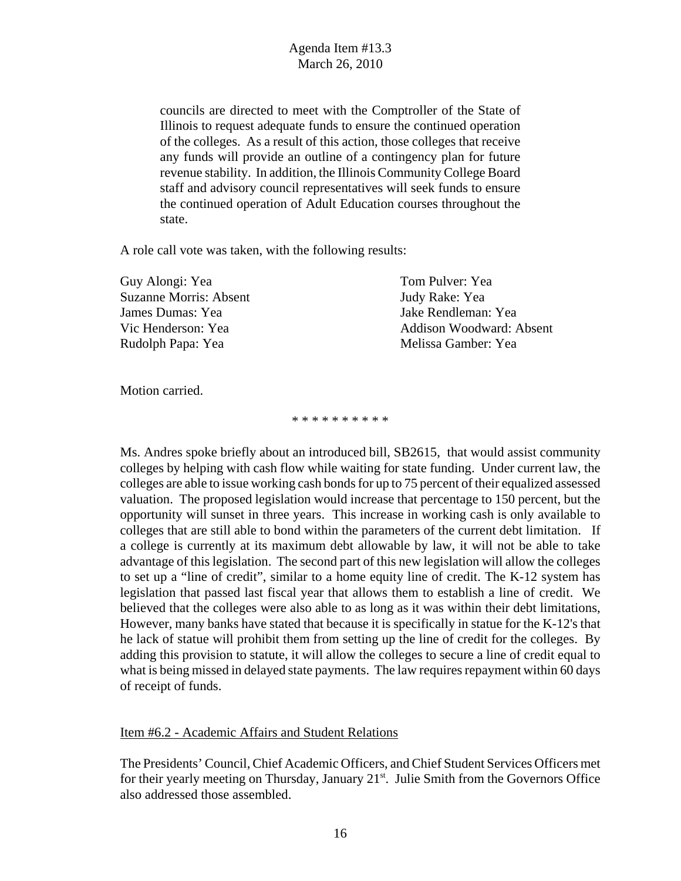councils are directed to meet with the Comptroller of the State of Illinois to request adequate funds to ensure the continued operation of the colleges. As a result of this action, those colleges that receive any funds will provide an outline of a contingency plan for future revenue stability. In addition, the Illinois Community College Board staff and advisory council representatives will seek funds to ensure the continued operation of Adult Education courses throughout the state.

A role call vote was taken, with the following results:

Guy Alongi: Yea
Suzanne Morris: Absent
James Dumas: Yea
Vic Henderson: Yea
Rudolph Papa: Yea
Tom Pulver: Yea
Judy Rake: Yea
Jake Rendleman: Yea
Addison Woodward: Absent
Melissa Gamber: Yea

Motion carried.

* * * * * * * * * *

Ms. Andres spoke briefly about an introduced bill, SB2615, that would assist community colleges by helping with cash flow while waiting for state funding. Under current law, the colleges are able to issue working cash bonds for up to 75 percent of their equalized assessed valuation. The proposed legislation would increase that percentage to 150 percent, but the opportunity will sunset in three years. This increase in working cash is only available to colleges that are still able to bond within the parameters of the current debt limitation. If a college is currently at its maximum debt allowable by law, it will not be able to take advantage of this legislation. The second part of this new legislation will allow the colleges to set up a "line of credit", similar to a home equity line of credit. The K-12 system has legislation that passed last fiscal year that allows them to establish a line of credit. We believed that the colleges were also able to as long as it was within their debt limitations, However, many banks have stated that because it is specifically in statue for the K-12's that he lack of statue will prohibit them from setting up the line of credit for the colleges. By adding this provision to statute, it will allow the colleges to secure a line of credit equal to what is being missed in delayed state payments. The law requires repayment within 60 days of receipt of funds.

Item #6.2 - Academic Affairs and Student Relations

The Presidents' Council, Chief Academic Officers, and Chief Student Services Officers met for their yearly meeting on Thursday, January 21st. Julie Smith from the Governors Office also addressed those assembled.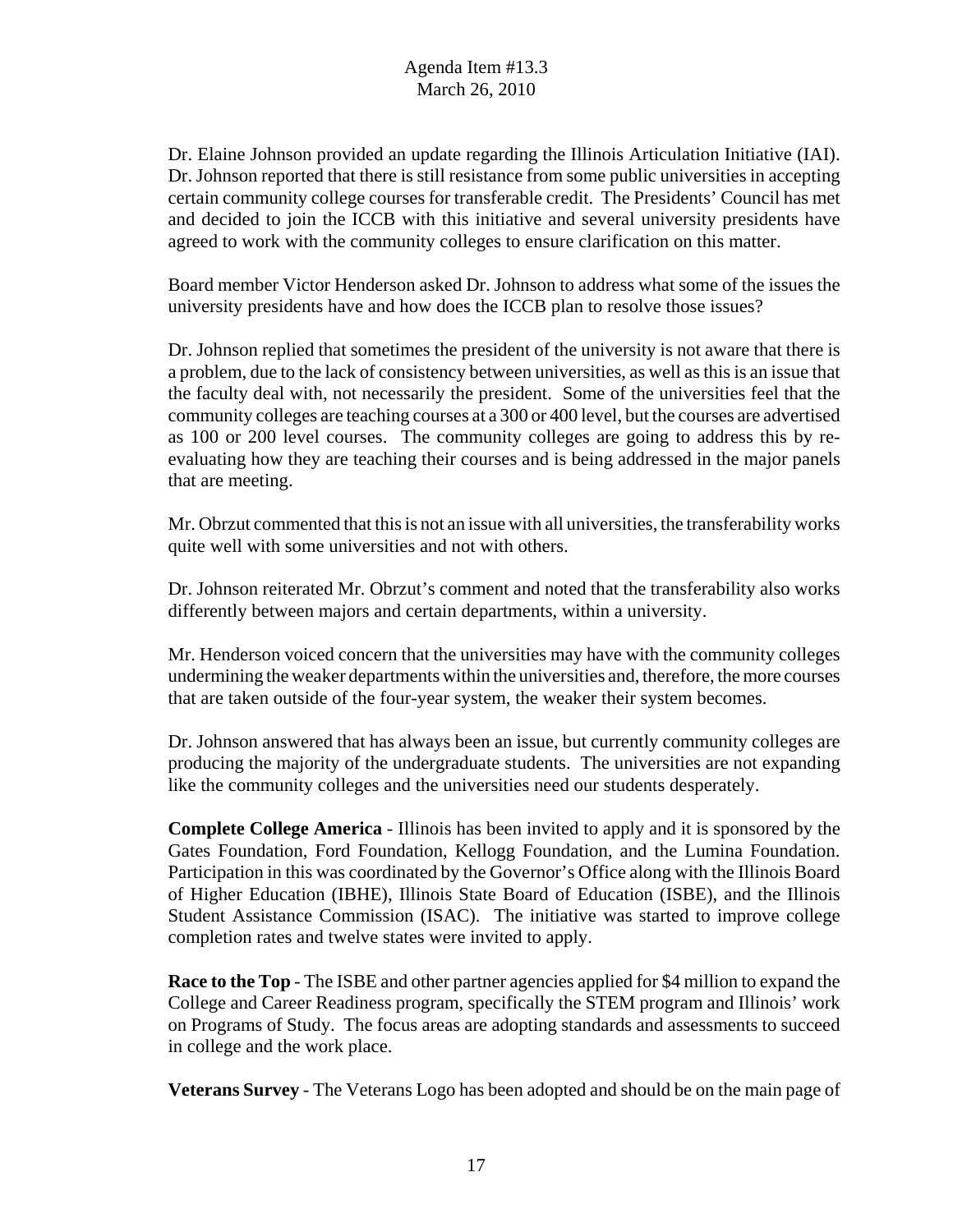Dr. Elaine Johnson provided an update regarding the Illinois Articulation Initiative (IAI). Dr. Johnson reported that there is still resistance from some public universities in accepting certain community college courses for transferable credit. The Presidents' Council has met and decided to join the ICCB with this initiative and several university presidents have agreed to work with the community colleges to ensure clarification on this matter.

Board member Victor Henderson asked Dr. Johnson to address what some of the issues the university presidents have and how does the ICCB plan to resolve those issues?

Dr. Johnson replied that sometimes the president of the university is not aware that there is a problem, due to the lack of consistency between universities, as well as this is an issue that the faculty deal with, not necessarily the president. Some of the universities feel that the community colleges are teaching courses at a 300 or 400 level, but the courses are advertised as 100 or 200 level courses. The community colleges are going to address this by re-evaluating how they are teaching their courses and is being addressed in the major panels that are meeting.

Mr. Obrzut commented that this is not an issue with all universities, the transferability works quite well with some universities and not with others.

Dr. Johnson reiterated Mr. Obrzut's comment and noted that the transferability also works differently between majors and certain departments, within a university.

Mr. Henderson voiced concern that the universities may have with the community colleges undermining the weaker departments within the universities and, therefore, the more courses that are taken outside of the four-year system, the weaker their system becomes.

Dr. Johnson answered that has always been an issue, but currently community colleges are producing the majority of the undergraduate students. The universities are not expanding like the community colleges and the universities need our students desperately.

**Complete College America** - Illinois has been invited to apply and it is sponsored by the Gates Foundation, Ford Foundation, Kellogg Foundation, and the Lumina Foundation. Participation in this was coordinated by the Governor's Office along with the Illinois Board of Higher Education (IBHE), Illinois State Board of Education (ISBE), and the Illinois Student Assistance Commission (ISAC). The initiative was started to improve college completion rates and twelve states were invited to apply.

**Race to the Top** - The ISBE and other partner agencies applied for $4 million to expand the College and Career Readiness program, specifically the STEM program and Illinois' work on Programs of Study. The focus areas are adopting standards and assessments to succeed in college and the work place.

**Veterans Survey** - The Veterans Logo has been adopted and should be on the main page of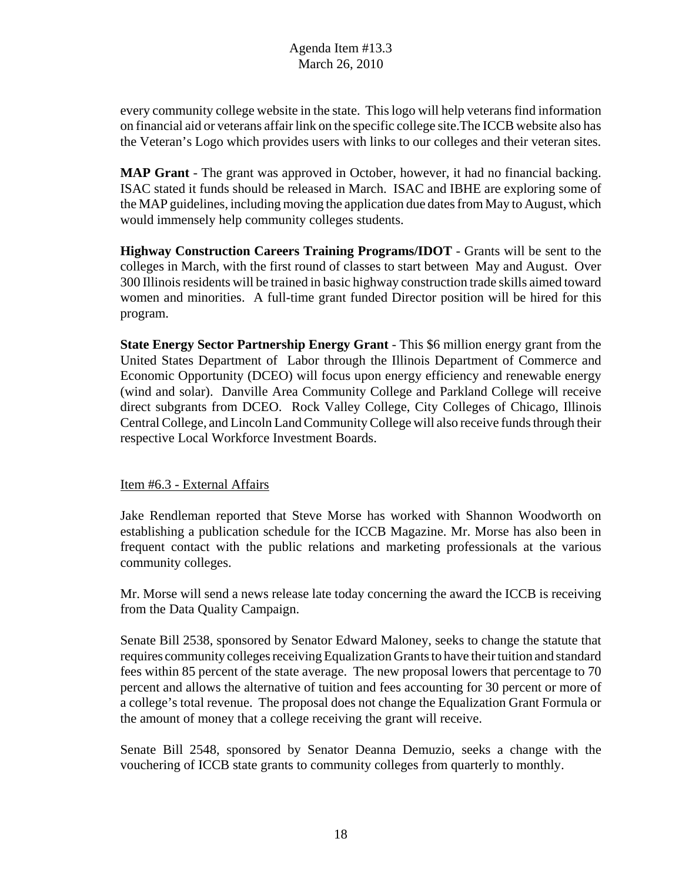every community college website in the state. This logo will help veterans find information on financial aid or veterans affair link on the specific college site.The ICCB website also has the Veteran's Logo which provides users with links to our colleges and their veteran sites.

**MAP Grant** - The grant was approved in October, however, it had no financial backing. ISAC stated it funds should be released in March. ISAC and IBHE are exploring some of the MAP guidelines, including moving the application due dates from May to August, which would immensely help community colleges students.

**Highway Construction Careers Training Programs/IDOT** - Grants will be sent to the colleges in March, with the first round of classes to start between May and August. Over 300 Illinois residents will be trained in basic highway construction trade skills aimed toward women and minorities. A full-time grant funded Director position will be hired for this program.

**State Energy Sector Partnership Energy Grant** - This $6 million energy grant from the United States Department of Labor through the Illinois Department of Commerce and Economic Opportunity (DCEO) will focus upon energy efficiency and renewable energy (wind and solar). Danville Area Community College and Parkland College will receive direct subgrants from DCEO. Rock Valley College, City Colleges of Chicago, Illinois Central College, and Lincoln Land Community College will also receive funds through their respective Local Workforce Investment Boards.

Item #6.3 - External Affairs

Jake Rendleman reported that Steve Morse has worked with Shannon Woodworth on establishing a publication schedule for the ICCB Magazine. Mr. Morse has also been in frequent contact with the public relations and marketing professionals at the various community colleges.

Mr. Morse will send a news release late today concerning the award the ICCB is receiving from the Data Quality Campaign.

Senate Bill 2538, sponsored by Senator Edward Maloney, seeks to change the statute that requires community colleges receiving Equalization Grants to have their tuition and standard fees within 85 percent of the state average. The new proposal lowers that percentage to 70 percent and allows the alternative of tuition and fees accounting for 30 percent or more of a college's total revenue. The proposal does not change the Equalization Grant Formula or the amount of money that a college receiving the grant will receive.

Senate Bill 2548, sponsored by Senator Deanna Demuzio, seeks a change with the vouchering of ICCB state grants to community colleges from quarterly to monthly.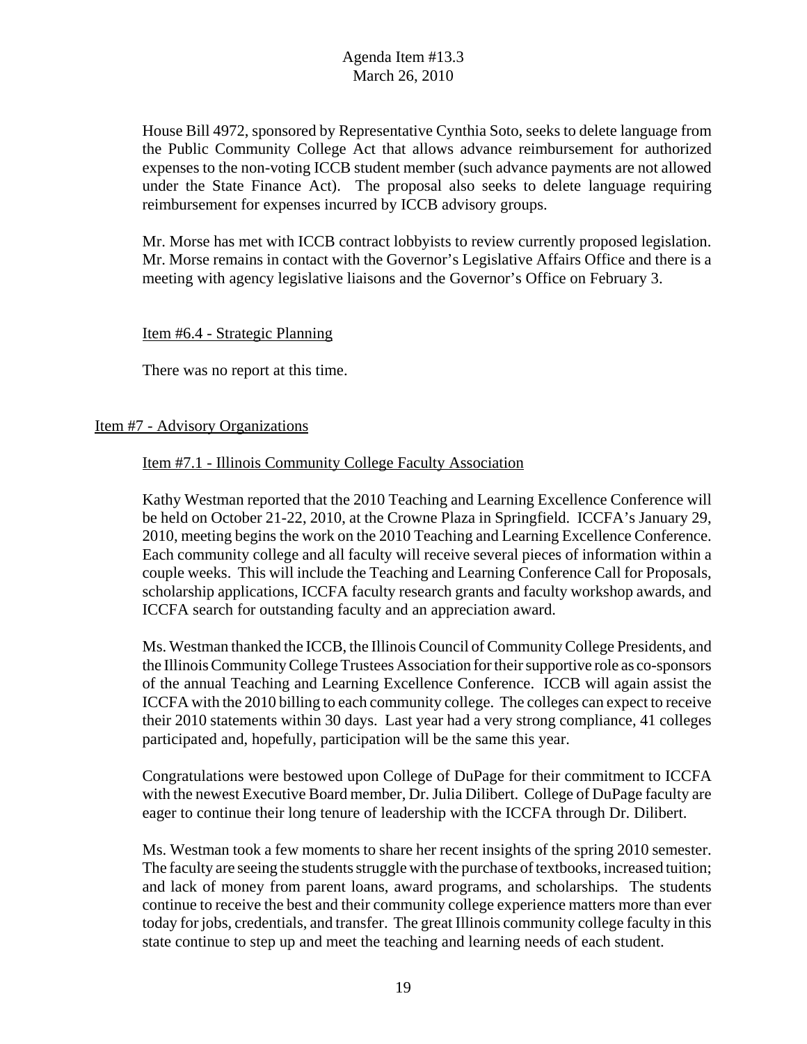House Bill 4972, sponsored by Representative Cynthia Soto, seeks to delete language from the Public Community College Act that allows advance reimbursement for authorized expenses to the non-voting ICCB student member (such advance payments are not allowed under the State Finance Act). The proposal also seeks to delete language requiring reimbursement for expenses incurred by ICCB advisory groups.

Mr. Morse has met with ICCB contract lobbyists to review currently proposed legislation. Mr. Morse remains in contact with the Governor's Legislative Affairs Office and there is a meeting with agency legislative liaisons and the Governor's Office on February 3.

Item #6.4 - Strategic Planning

There was no report at this time.

Item #7 - Advisory Organizations

Item #7.1 - Illinois Community College Faculty Association

Kathy Westman reported that the 2010 Teaching and Learning Excellence Conference will be held on October 21-22, 2010, at the Crowne Plaza in Springfield. ICCFA's January 29, 2010, meeting begins the work on the 2010 Teaching and Learning Excellence Conference. Each community college and all faculty will receive several pieces of information within a couple weeks. This will include the Teaching and Learning Conference Call for Proposals, scholarship applications, ICCFA faculty research grants and faculty workshop awards, and ICCFA search for outstanding faculty and an appreciation award.

Ms. Westman thanked the ICCB, the Illinois Council of Community College Presidents, and the Illinois Community College Trustees Association for their supportive role as co-sponsors of the annual Teaching and Learning Excellence Conference. ICCB will again assist the ICCFA with the 2010 billing to each community college. The colleges can expect to receive their 2010 statements within 30 days. Last year had a very strong compliance, 41 colleges participated and, hopefully, participation will be the same this year.

Congratulations were bestowed upon College of DuPage for their commitment to ICCFA with the newest Executive Board member, Dr. Julia Dilibert. College of DuPage faculty are eager to continue their long tenure of leadership with the ICCFA through Dr. Dilibert.

Ms. Westman took a few moments to share her recent insights of the spring 2010 semester. The faculty are seeing the students struggle with the purchase of textbooks, increased tuition; and lack of money from parent loans, award programs, and scholarships. The students continue to receive the best and their community college experience matters more than ever today for jobs, credentials, and transfer. The great Illinois community college faculty in this state continue to step up and meet the teaching and learning needs of each student.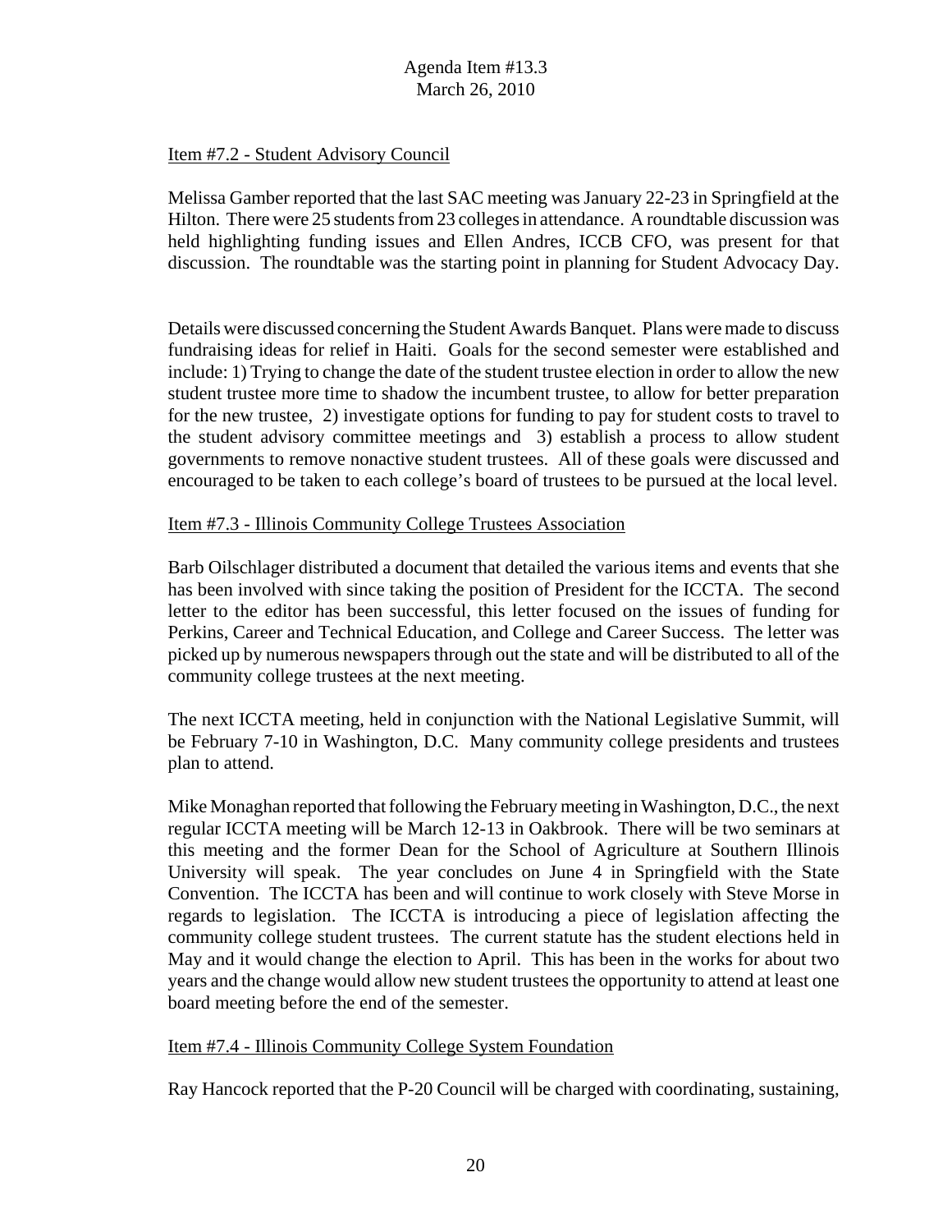Item #7.2 - Student Advisory Council

Melissa Gamber reported that the last SAC meeting was January 22-23 in Springfield at the Hilton. There were 25 students from 23 colleges in attendance. A roundtable discussion was held highlighting funding issues and Ellen Andres, ICCB CFO, was present for that discussion. The roundtable was the starting point in planning for Student Advocacy Day.

Details were discussed concerning the Student Awards Banquet. Plans were made to discuss fundraising ideas for relief in Haiti. Goals for the second semester were established and include: 1) Trying to change the date of the student trustee election in order to allow the new student trustee more time to shadow the incumbent trustee, to allow for better preparation for the new trustee, 2) investigate options for funding to pay for student costs to travel to the student advisory committee meetings and 3) establish a process to allow student governments to remove nonactive student trustees. All of these goals were discussed and encouraged to be taken to each college's board of trustees to be pursued at the local level.

Item #7.3 - Illinois Community College Trustees Association

Barb Oilschlager distributed a document that detailed the various items and events that she has been involved with since taking the position of President for the ICCTA. The second letter to the editor has been successful, this letter focused on the issues of funding for Perkins, Career and Technical Education, and College and Career Success. The letter was picked up by numerous newspapers through out the state and will be distributed to all of the community college trustees at the next meeting.

The next ICCTA meeting, held in conjunction with the National Legislative Summit, will be February 7-10 in Washington, D.C. Many community college presidents and trustees plan to attend.

Mike Monaghan reported that following the February meeting in Washington, D.C., the next regular ICCTA meeting will be March 12-13 in Oakbrook. There will be two seminars at this meeting and the former Dean for the School of Agriculture at Southern Illinois University will speak. The year concludes on June 4 in Springfield with the State Convention. The ICCTA has been and will continue to work closely with Steve Morse in regards to legislation. The ICCTA is introducing a piece of legislation affecting the community college student trustees. The current statute has the student elections held in May and it would change the election to April. This has been in the works for about two years and the change would allow new student trustees the opportunity to attend at least one board meeting before the end of the semester.

Item #7.4 - Illinois Community College System Foundation

Ray Hancock reported that the P-20 Council will be charged with coordinating, sustaining,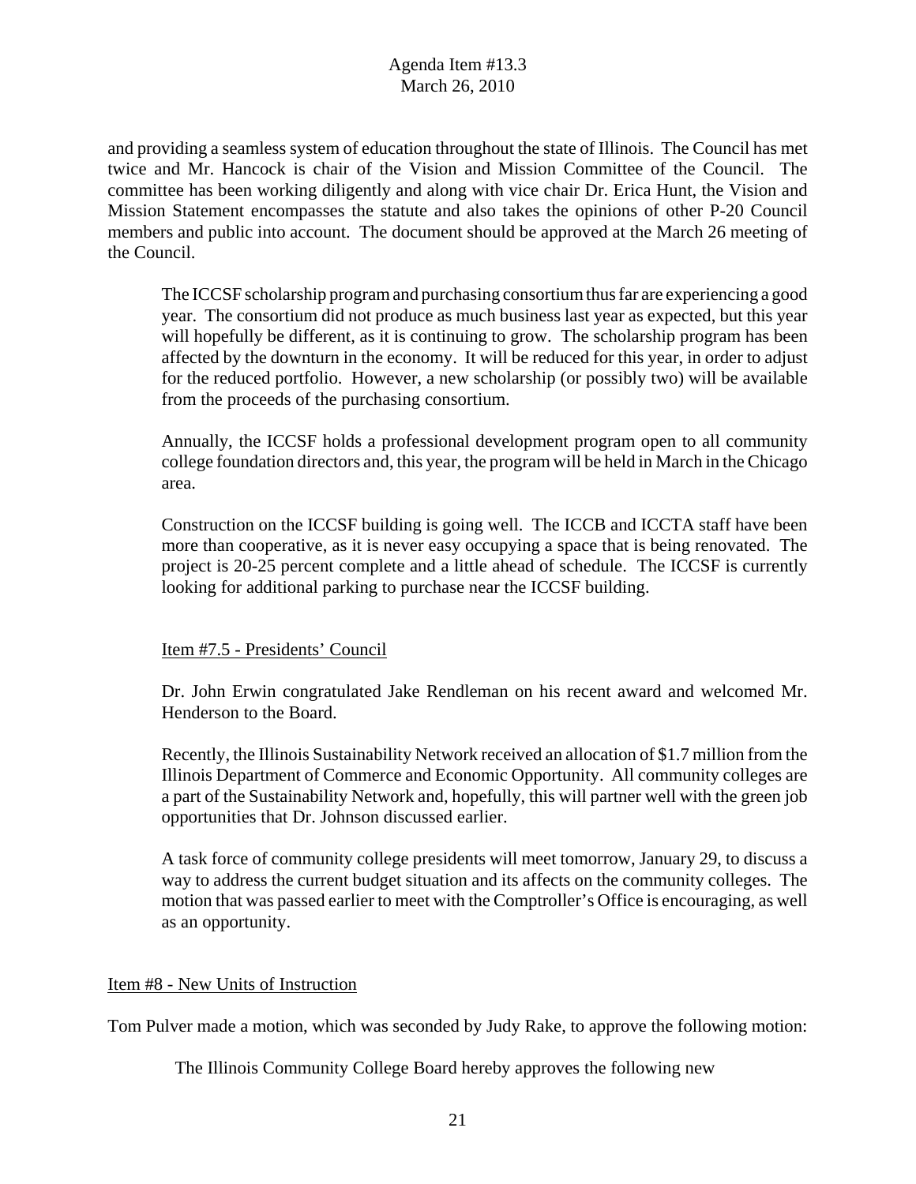and providing a seamless system of education throughout the state of Illinois. The Council has met twice and Mr. Hancock is chair of the Vision and Mission Committee of the Council. The committee has been working diligently and along with vice chair Dr. Erica Hunt, the Vision and Mission Statement encompasses the statute and also takes the opinions of other P-20 Council members and public into account. The document should be approved at the March 26 meeting of the Council.

The ICCSF scholarship program and purchasing consortium thus far are experiencing a good year. The consortium did not produce as much business last year as expected, but this year will hopefully be different, as it is continuing to grow. The scholarship program has been affected by the downturn in the economy. It will be reduced for this year, in order to adjust for the reduced portfolio. However, a new scholarship (or possibly two) will be available from the proceeds of the purchasing consortium.

Annually, the ICCSF holds a professional development program open to all community college foundation directors and, this year, the program will be held in March in the Chicago area.

Construction on the ICCSF building is going well. The ICCB and ICCTA staff have been more than cooperative, as it is never easy occupying a space that is being renovated. The project is 20-25 percent complete and a little ahead of schedule. The ICCSF is currently looking for additional parking to purchase near the ICCSF building.

Item #7.5 - Presidents' Council

Dr. John Erwin congratulated Jake Rendleman on his recent award and welcomed Mr. Henderson to the Board.

Recently, the Illinois Sustainability Network received an allocation of $1.7 million from the Illinois Department of Commerce and Economic Opportunity. All community colleges are a part of the Sustainability Network and, hopefully, this will partner well with the green job opportunities that Dr. Johnson discussed earlier.

A task force of community college presidents will meet tomorrow, January 29, to discuss a way to address the current budget situation and its affects on the community colleges. The motion that was passed earlier to meet with the Comptroller's Office is encouraging, as well as an opportunity.

Item #8 - New Units of Instruction

Tom Pulver made a motion, which was seconded by Judy Rake, to approve the following motion:

The Illinois Community College Board hereby approves the following new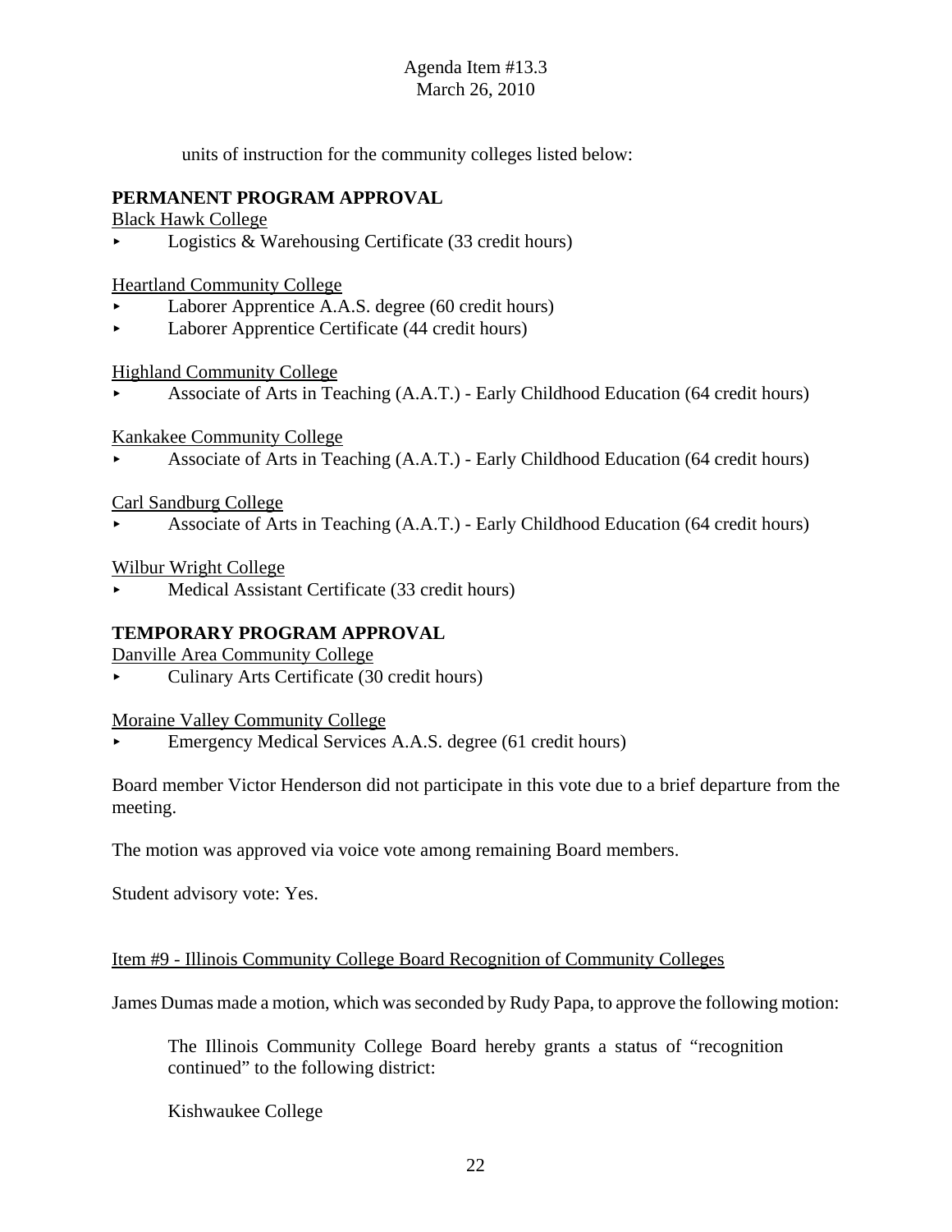units of instruction for the community colleges listed below:

**PERMANENT PROGRAM APPROVAL**

Black Hawk College

- Logistics & Warehousing Certificate (33 credit hours)

Heartland Community College

- Laborer Apprentice A.A.S. degree (60 credit hours)
- Laborer Apprentice Certificate (44 credit hours)

Highland Community College

- Associate of Arts in Teaching (A.A.T.) - Early Childhood Education (64 credit hours)

Kankakee Community College

- Associate of Arts in Teaching (A.A.T.) - Early Childhood Education (64 credit hours)

Carl Sandburg College

- Associate of Arts in Teaching (A.A.T.) - Early Childhood Education (64 credit hours)

Wilbur Wright College

- Medical Assistant Certificate (33 credit hours)

**TEMPORARY PROGRAM APPROVAL**

Danville Area Community College

- Culinary Arts Certificate (30 credit hours)

Moraine Valley Community College

- Emergency Medical Services A.A.S. degree (61 credit hours)

Board member Victor Henderson did not participate in this vote due to a brief departure from the meeting.

The motion was approved via voice vote among remaining Board members.

Student advisory vote: Yes.

Item #9 - Illinois Community College Board Recognition of Community Colleges

James Dumas made a motion, which was seconded by Rudy Papa, to approve the following motion:

> The Illinois Community College Board hereby grants a status of "recognition continued" to the following district:
>
> Kishwaukee College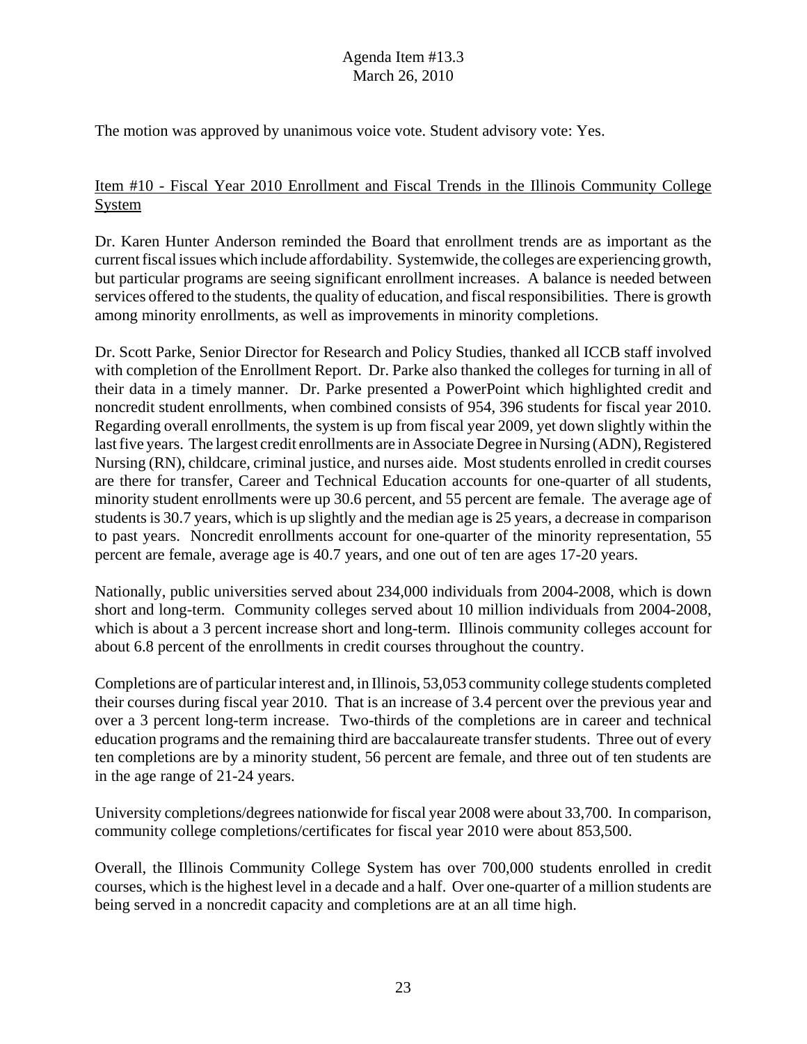The motion was approved by unanimous voice vote. Student advisory vote: Yes.

<u>Item #10 - Fiscal Year 2010 Enrollment and Fiscal Trends in the Illinois Community College System</u>

Dr. Karen Hunter Anderson reminded the Board that enrollment trends are as important as the current fiscal issues which include affordability. Systemwide, the colleges are experiencing growth, but particular programs are seeing significant enrollment increases. A balance is needed between services offered to the students, the quality of education, and fiscal responsibilities. There is growth among minority enrollments, as well as improvements in minority completions.

Dr. Scott Parke, Senior Director for Research and Policy Studies, thanked all ICCB staff involved with completion of the Enrollment Report. Dr. Parke also thanked the colleges for turning in all of their data in a timely manner. Dr. Parke presented a PowerPoint which highlighted credit and noncredit student enrollments, when combined consists of 954, 396 students for fiscal year 2010. Regarding overall enrollments, the system is up from fiscal year 2009, yet down slightly within the last five years. The largest credit enrollments are in Associate Degree in Nursing (ADN), Registered Nursing (RN), childcare, criminal justice, and nurses aide. Most students enrolled in credit courses are there for transfer, Career and Technical Education accounts for one-quarter of all students, minority student enrollments were up 30.6 percent, and 55 percent are female. The average age of students is 30.7 years, which is up slightly and the median age is 25 years, a decrease in comparison to past years. Noncredit enrollments account for one-quarter of the minority representation, 55 percent are female, average age is 40.7 years, and one out of ten are ages 17-20 years.

Nationally, public universities served about 234,000 individuals from 2004-2008, which is down short and long-term. Community colleges served about 10 million individuals from 2004-2008, which is about a 3 percent increase short and long-term. Illinois community colleges account for about 6.8 percent of the enrollments in credit courses throughout the country.

Completions are of particular interest and, in Illinois, 53,053 community college students completed their courses during fiscal year 2010. That is an increase of 3.4 percent over the previous year and over a 3 percent long-term increase. Two-thirds of the completions are in career and technical education programs and the remaining third are baccalaureate transfer students. Three out of every ten completions are by a minority student, 56 percent are female, and three out of ten students are in the age range of 21-24 years.

University completions/degrees nationwide for fiscal year 2008 were about 33,700. In comparison, community college completions/certificates for fiscal year 2010 were about 853,500.

Overall, the Illinois Community College System has over 700,000 students enrolled in credit courses, which is the highest level in a decade and a half. Over one-quarter of a million students are being served in a noncredit capacity and completions are at an all time high.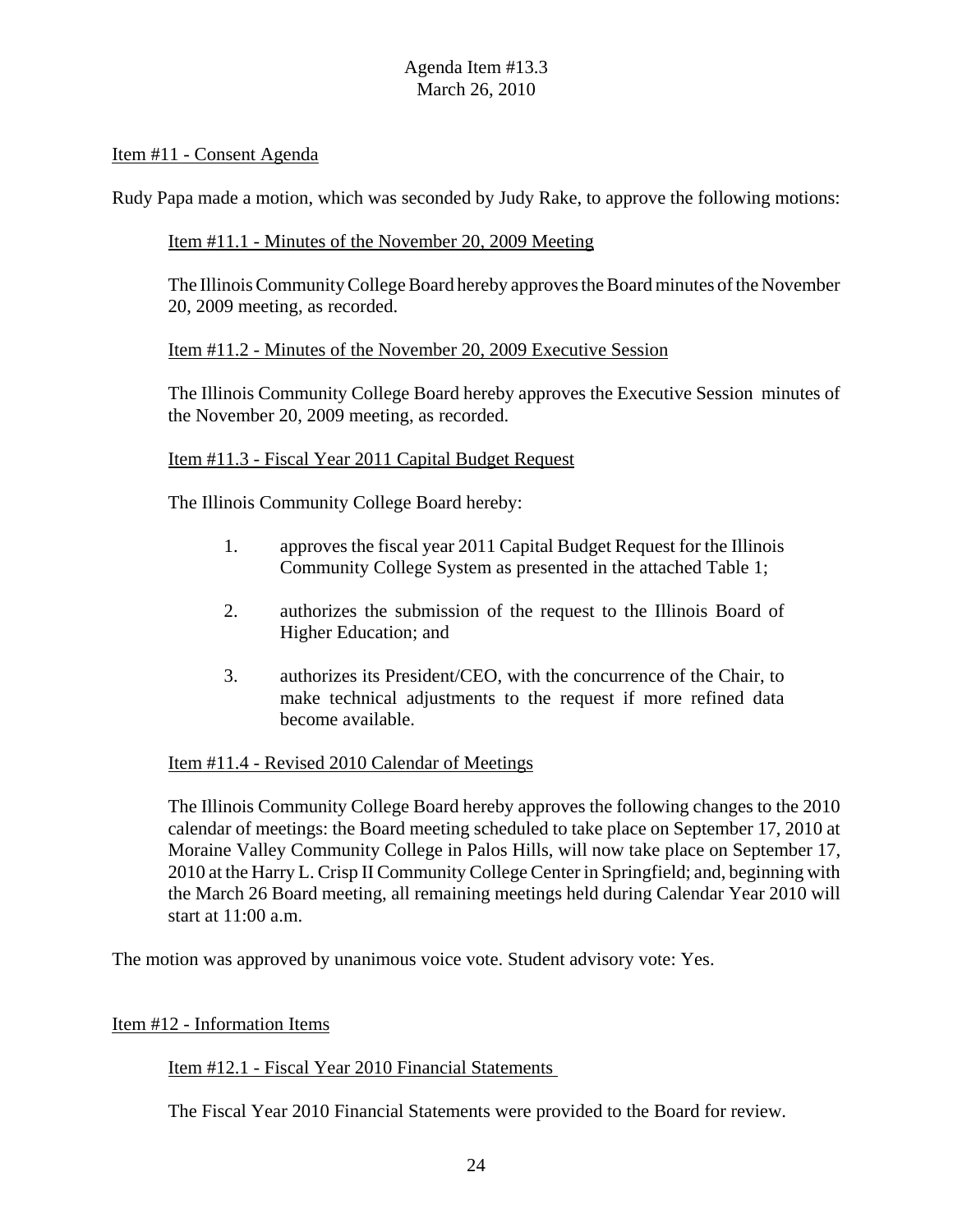Item #11 - Consent Agenda

Rudy Papa made a motion, which was seconded by Judy Rake, to approve the following motions:

Item #11.1 - Minutes of the November 20, 2009 Meeting

The Illinois Community College Board hereby approves the Board minutes of the November 20, 2009 meeting, as recorded.

Item #11.2 - Minutes of the November 20, 2009 Executive Session

The Illinois Community College Board hereby approves the Executive Session minutes of the November 20, 2009 meeting, as recorded.

Item #11.3 - Fiscal Year 2011 Capital Budget Request

The Illinois Community College Board hereby:

1. approves the fiscal year 2011 Capital Budget Request for the Illinois Community College System as presented in the attached Table 1;

2. authorizes the submission of the request to the Illinois Board of Higher Education; and

3. authorizes its President/CEO, with the concurrence of the Chair, to make technical adjustments to the request if more refined data become available.

Item #11.4 - Revised 2010 Calendar of Meetings

The Illinois Community College Board hereby approves the following changes to the 2010 calendar of meetings: the Board meeting scheduled to take place on September 17, 2010 at Moraine Valley Community College in Palos Hills, will now take place on September 17, 2010 at the Harry L. Crisp II Community College Center in Springfield; and, beginning with the March 26 Board meeting, all remaining meetings held during Calendar Year 2010 will start at 11:00 a.m.

The motion was approved by unanimous voice vote. Student advisory vote: Yes.

Item #12 - Information Items

Item #12.1 - Fiscal Year 2010 Financial Statements

The Fiscal Year 2010 Financial Statements were provided to the Board for review.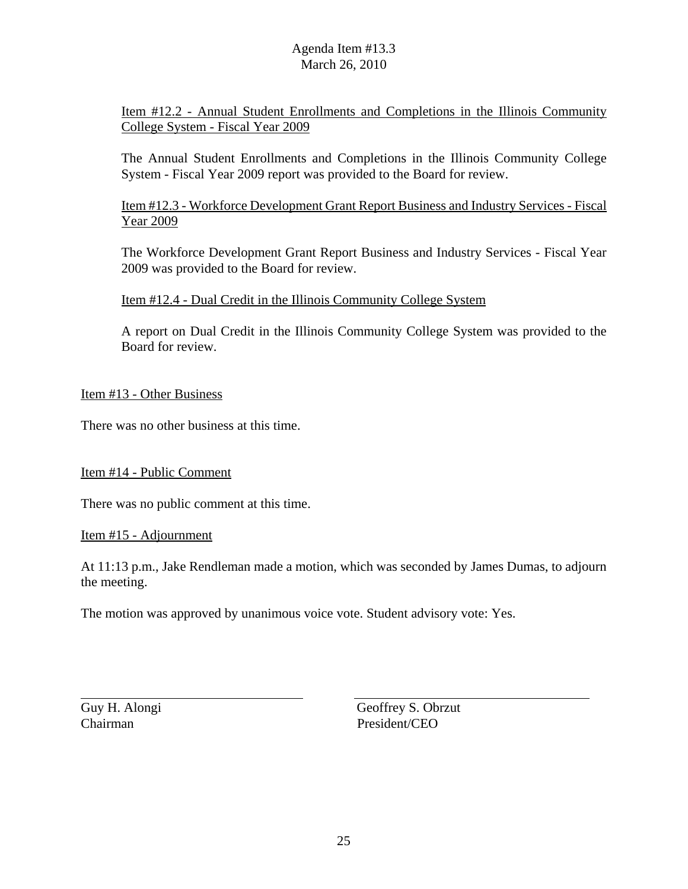Item #12.2 - Annual Student Enrollments and Completions in the Illinois Community College System - Fiscal Year 2009

The Annual Student Enrollments and Completions in the Illinois Community College System - Fiscal Year 2009 report was provided to the Board for review.

Item #12.3 - Workforce Development Grant Report Business and Industry Services - Fiscal Year 2009

The Workforce Development Grant Report Business and Industry Services - Fiscal Year 2009 was provided to the Board for review.

Item #12.4 - Dual Credit in the Illinois Community College System

A report on Dual Credit in the Illinois Community College System was provided to the Board for review.

Item #13 - Other Business

There was no other business at this time.

Item #14 - Public Comment

There was no public comment at this time.

Item #15 - Adjournment

At 11:13 p.m., Jake Rendleman made a motion, which was seconded by James Dumas, to adjourn the meeting.

The motion was approved by unanimous voice vote. Student advisory vote: Yes.

Guy H. Alongi
Chairman

Geoffrey S. Obrzut
President/CEO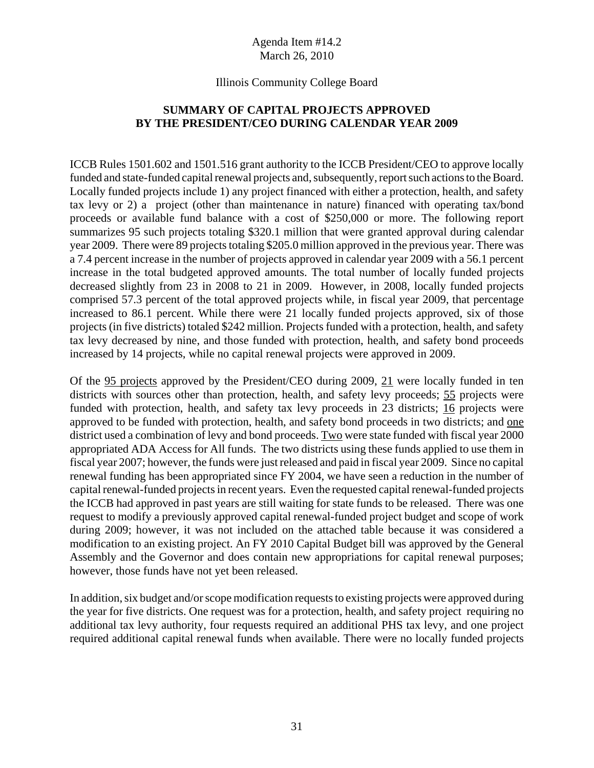Agenda Item #14.2
March 26, 2010

Illinois Community College Board

**SUMMARY OF CAPITAL PROJECTS APPROVED BY THE PRESIDENT/CEO DURING CALENDAR YEAR 2009**

ICCB Rules 1501.602 and 1501.516 grant authority to the ICCB President/CEO to approve locally funded and state-funded capital renewal projects and, subsequently, report such actions to the Board. Locally funded projects include 1) any project financed with either a protection, health, and safety tax levy or 2) a project (other than maintenance in nature) financed with operating tax/bond proceeds or available fund balance with a cost of $250,000 or more. The following report summarizes 95 such projects totaling $320.1 million that were granted approval during calendar year 2009. There were 89 projects totaling $205.0 million approved in the previous year. There was a 7.4 percent increase in the number of projects approved in calendar year 2009 with a 56.1 percent increase in the total budgeted approved amounts. The total number of locally funded projects decreased slightly from 23 in 2008 to 21 in 2009. However, in 2008, locally funded projects comprised 57.3 percent of the total approved projects while, in fiscal year 2009, that percentage increased to 86.1 percent. While there were 21 locally funded projects approved, six of those projects (in five districts) totaled $242 million. Projects funded with a protection, health, and safety tax levy decreased by nine, and those funded with protection, health, and safety bond proceeds increased by 14 projects, while no capital renewal projects were approved in 2009.

Of the 95 projects approved by the President/CEO during 2009, 21 were locally funded in ten districts with sources other than protection, health, and safety levy proceeds; 55 projects were funded with protection, health, and safety tax levy proceeds in 23 districts; 16 projects were approved to be funded with protection, health, and safety bond proceeds in two districts; and one district used a combination of levy and bond proceeds. Two were state funded with fiscal year 2000 appropriated ADA Access for All funds. The two districts using these funds applied to use them in fiscal year 2007; however, the funds were just released and paid in fiscal year 2009. Since no capital renewal funding has been appropriated since FY 2004, we have seen a reduction in the number of capital renewal-funded projects in recent years. Even the requested capital renewal-funded projects the ICCB had approved in past years are still waiting for state funds to be released. There was one request to modify a previously approved capital renewal-funded project budget and scope of work during 2009; however, it was not included on the attached table because it was considered a modification to an existing project. An FY 2010 Capital Budget bill was approved by the General Assembly and the Governor and does contain new appropriations for capital renewal purposes; however, those funds have not yet been released.

In addition, six budget and/or scope modification requests to existing projects were approved during the year for five districts. One request was for a protection, health, and safety project requiring no additional tax levy authority, four requests required an additional PHS tax levy, and one project required additional capital renewal funds when available. There were no locally funded projects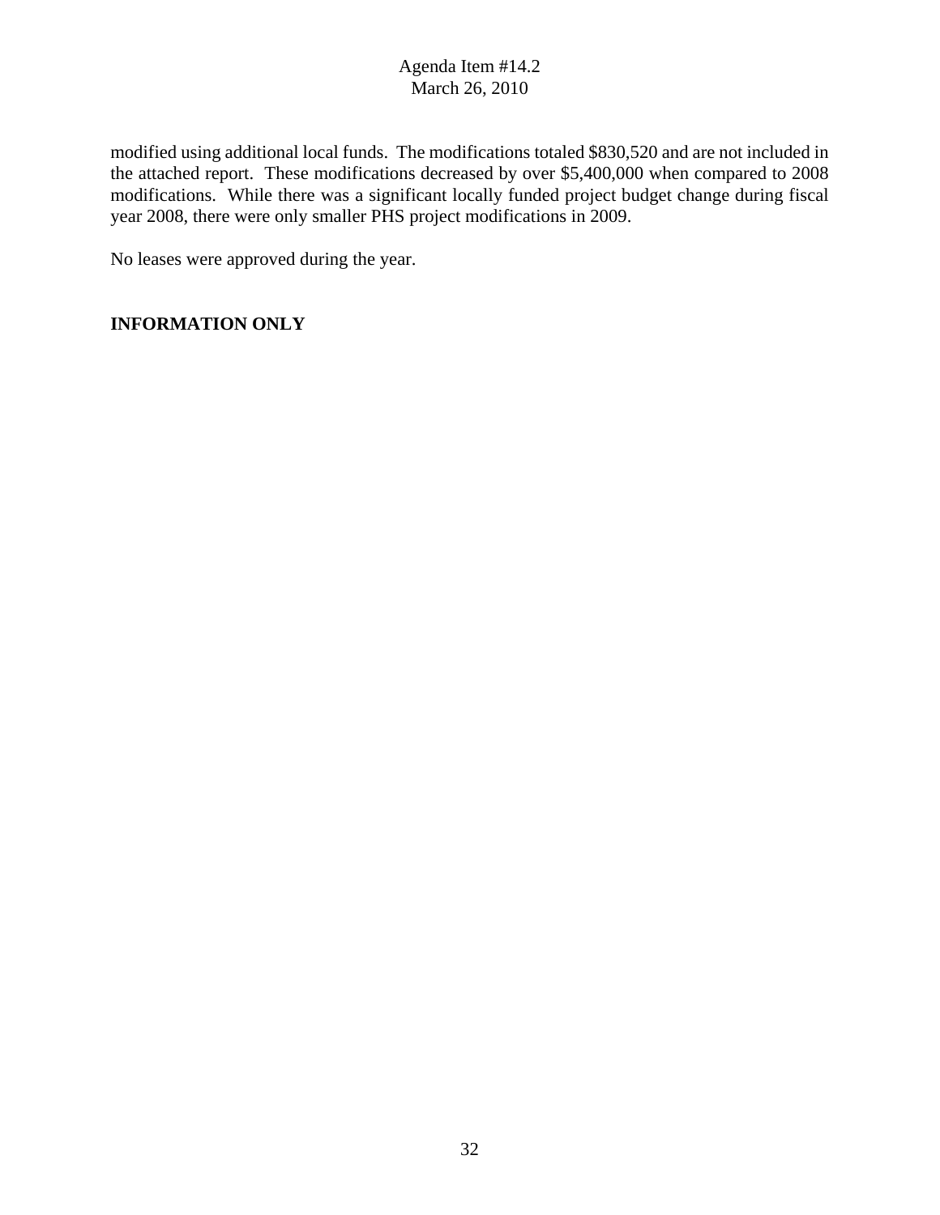modified using additional local funds. The modifications totaled $830,520 and are not included in the attached report. These modifications decreased by over $5,400,000 when compared to 2008 modifications. While there was a significant locally funded project budget change during fiscal year 2008, there were only smaller PHS project modifications in 2009.

No leases were approved during the year.

**INFORMATION ONLY**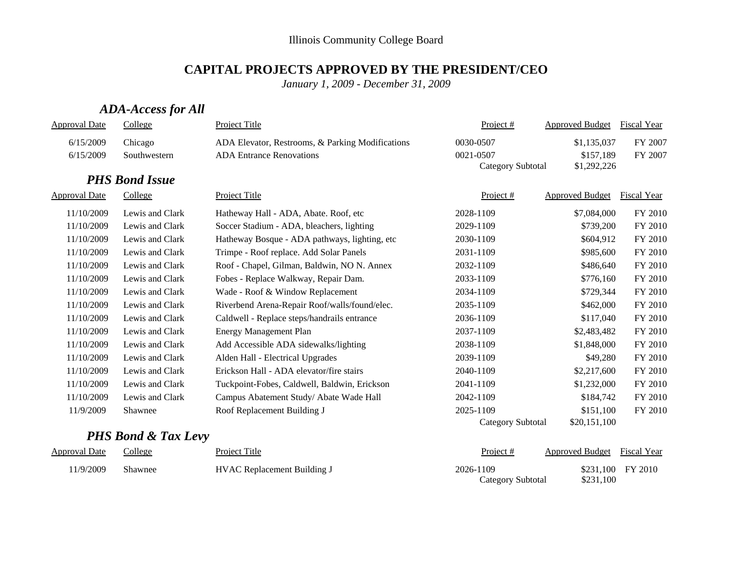Illinois Community College Board

# CAPITAL PROJECTS APPROVED BY THE PRESIDENT/CEO

*January 1, 2009 - December 31, 2009*

## *ADA-Access for All*

| Approval Date | College | Project Title | Project # | Approved Budget | Fiscal Year |
|---|---|---|---|---|---|
| 6/15/2009 | Chicago | ADA Elevator, Restrooms, & Parking Modifications | 0030-0507 | $1,135,037 | FY 2007 |
| 6/15/2009 | Southwestern | ADA Entrance Renovations | 0021-0507 | $157,189 | FY 2007 |
| | | | Category Subtotal | $1,292,226 | |

## *PHS Bond Issue*

| Approval Date | College | Project Title | Project # | Approved Budget | Fiscal Year |
|---|---|---|---|---|---|
| 11/10/2009 | Lewis and Clark | Hatheway Hall - ADA, Abate. Roof, etc | 2028-1109 | $7,084,000 | FY 2010 |
| 11/10/2009 | Lewis and Clark | Soccer Stadium - ADA, bleachers, lighting | 2029-1109 | $739,200 | FY 2010 |
| 11/10/2009 | Lewis and Clark | Hatheway Bosque - ADA pathways, lighting, etc | 2030-1109 | $604,912 | FY 2010 |
| 11/10/2009 | Lewis and Clark | Trimpe - Roof replace. Add Solar Panels | 2031-1109 | $985,600 | FY 2010 |
| 11/10/2009 | Lewis and Clark | Roof - Chapel, Gilman, Baldwin, NO N. Annex | 2032-1109 | $486,640 | FY 2010 |
| 11/10/2009 | Lewis and Clark | Fobes - Replace Walkway, Repair Dam. | 2033-1109 | $776,160 | FY 2010 |
| 11/10/2009 | Lewis and Clark | Wade - Roof & Window Replacement | 2034-1109 | $729,344 | FY 2010 |
| 11/10/2009 | Lewis and Clark | Riverbend Arena-Repair Roof/walls/found/elec. | 2035-1109 | $462,000 | FY 2010 |
| 11/10/2009 | Lewis and Clark | Caldwell - Replace steps/handrails entrance | 2036-1109 | $117,040 | FY 2010 |
| 11/10/2009 | Lewis and Clark | Energy Management Plan | 2037-1109 | $2,483,482 | FY 2010 |
| 11/10/2009 | Lewis and Clark | Add Accessible ADA sidewalks/lighting | 2038-1109 | $1,848,000 | FY 2010 |
| 11/10/2009 | Lewis and Clark | Alden Hall - Electrical Upgrades | 2039-1109 | $49,280 | FY 2010 |
| 11/10/2009 | Lewis and Clark | Erickson Hall - ADA elevator/fire stairs | 2040-1109 | $2,217,600 | FY 2010 |
| 11/10/2009 | Lewis and Clark | Tuckpoint-Fobes, Caldwell, Baldwin, Erickson | 2041-1109 | $1,232,000 | FY 2010 |
| 11/10/2009 | Lewis and Clark | Campus Abatement Study/ Abate Wade Hall | 2042-1109 | $184,742 | FY 2010 |
| 11/9/2009 | Shawnee | Roof Replacement Building J | 2025-1109 | $151,100 | FY 2010 |
| | | | Category Subtotal | $20,151,100 | |

## *PHS Bond & Tax Levy*

| Approval Date | College | Project Title | Project # | Approved Budget | Fiscal Year |
|---|---|---|---|---|---|
| 11/9/2009 | Shawnee | HVAC Replacement Building J | 2026-1109 | $231,100 | FY 2010 |
| | | | Category Subtotal | $231,100 | |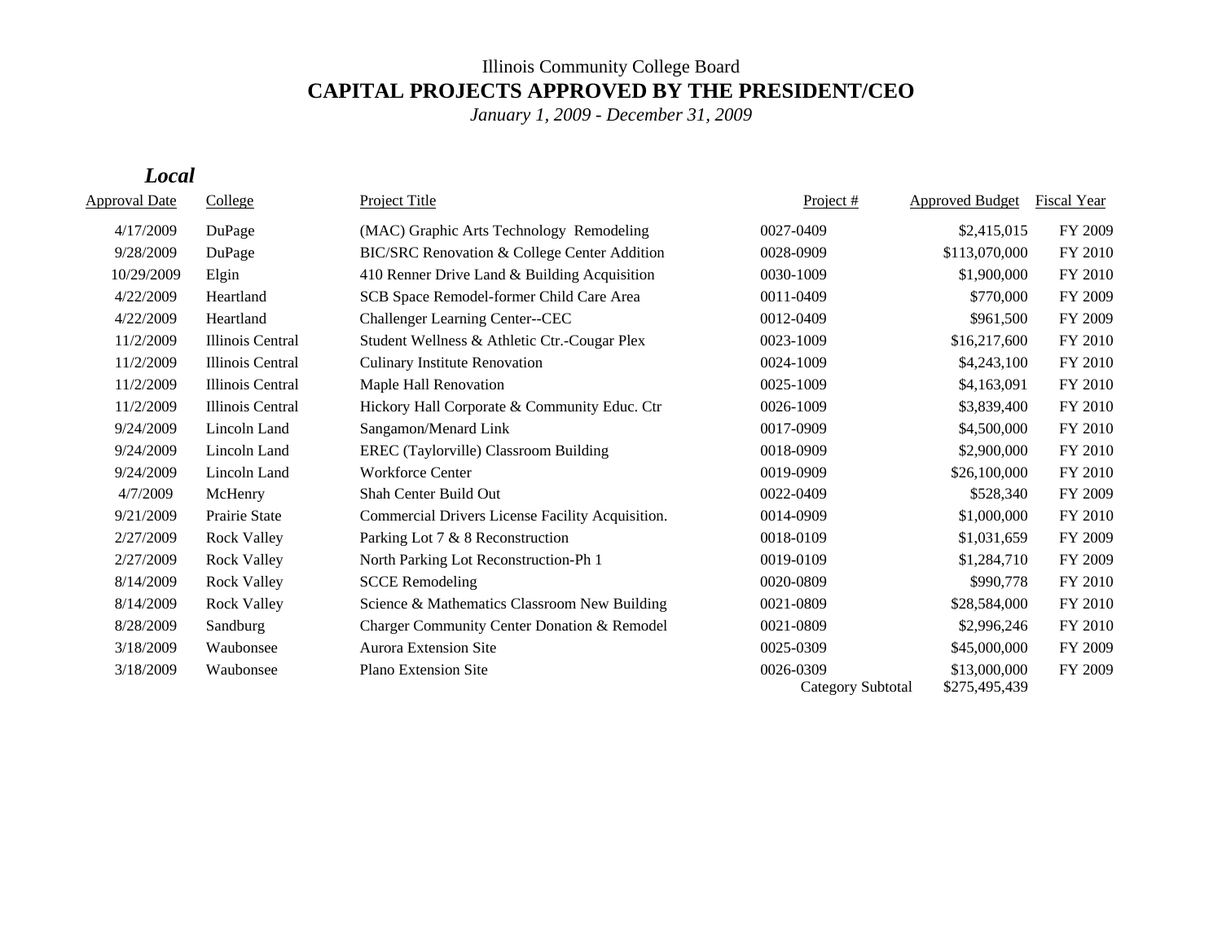Illinois Community College Board

# CAPITAL PROJECTS APPROVED BY THE PRESIDENT/CEO

*January 1, 2009 - December 31, 2009*

## *Local*

| Approval Date | College | Project Title | Project # | Approved Budget | Fiscal Year |
|---|---|---|---|---|---|
| 4/17/2009 | DuPage | (MAC) Graphic Arts Technology Remodeling | 0027-0409 | $2,415,015 | FY 2009 |
| 9/28/2009 | DuPage | BIC/SRC Renovation & College Center Addition | 0028-0909 | $113,070,000 | FY 2010 |
| 10/29/2009 | Elgin | 410 Renner Drive Land & Building Acquisition | 0030-1009 | $1,900,000 | FY 2010 |
| 4/22/2009 | Heartland | SCB Space Remodel-former Child Care Area | 0011-0409 | $770,000 | FY 2009 |
| 4/22/2009 | Heartland | Challenger Learning Center--CEC | 0012-0409 | $961,500 | FY 2009 |
| 11/2/2009 | Illinois Central | Student Wellness & Athletic Ctr.-Cougar Plex | 0023-1009 | $16,217,600 | FY 2010 |
| 11/2/2009 | Illinois Central | Culinary Institute Renovation | 0024-1009 | $4,243,100 | FY 2010 |
| 11/2/2009 | Illinois Central | Maple Hall Renovation | 0025-1009 | $4,163,091 | FY 2010 |
| 11/2/2009 | Illinois Central | Hickory Hall Corporate & Community Educ. Ctr | 0026-1009 | $3,839,400 | FY 2010 |
| 9/24/2009 | Lincoln Land | Sangamon/Menard Link | 0017-0909 | $4,500,000 | FY 2010 |
| 9/24/2009 | Lincoln Land | EREC (Taylorville) Classroom Building | 0018-0909 | $2,900,000 | FY 2010 |
| 9/24/2009 | Lincoln Land | Workforce Center | 0019-0909 | $26,100,000 | FY 2010 |
| 4/7/2009 | McHenry | Shah Center Build Out | 0022-0409 | $528,340 | FY 2009 |
| 9/21/2009 | Prairie State | Commercial Drivers License Facility Acquisition. | 0014-0909 | $1,000,000 | FY 2010 |
| 2/27/2009 | Rock Valley | Parking Lot 7 & 8 Reconstruction | 0018-0109 | $1,031,659 | FY 2009 |
| 2/27/2009 | Rock Valley | North Parking Lot Reconstruction-Ph 1 | 0019-0109 | $1,284,710 | FY 2009 |
| 8/14/2009 | Rock Valley | SCCE Remodeling | 0020-0809 | $990,778 | FY 2010 |
| 8/14/2009 | Rock Valley | Science & Mathematics Classroom New Building | 0021-0809 | $28,584,000 | FY 2010 |
| 8/28/2009 | Sandburg | Charger Community Center Donation & Remodel | 0021-0809 | $2,996,246 | FY 2010 |
| 3/18/2009 | Waubonsee | Aurora Extension Site | 0025-0309 | $45,000,000 | FY 2009 |
| 3/18/2009 | Waubonsee | Plano Extension Site | 0026-0309 | $13,000,000 | FY 2009 |
| | | | Category Subtotal | $275,495,439 | |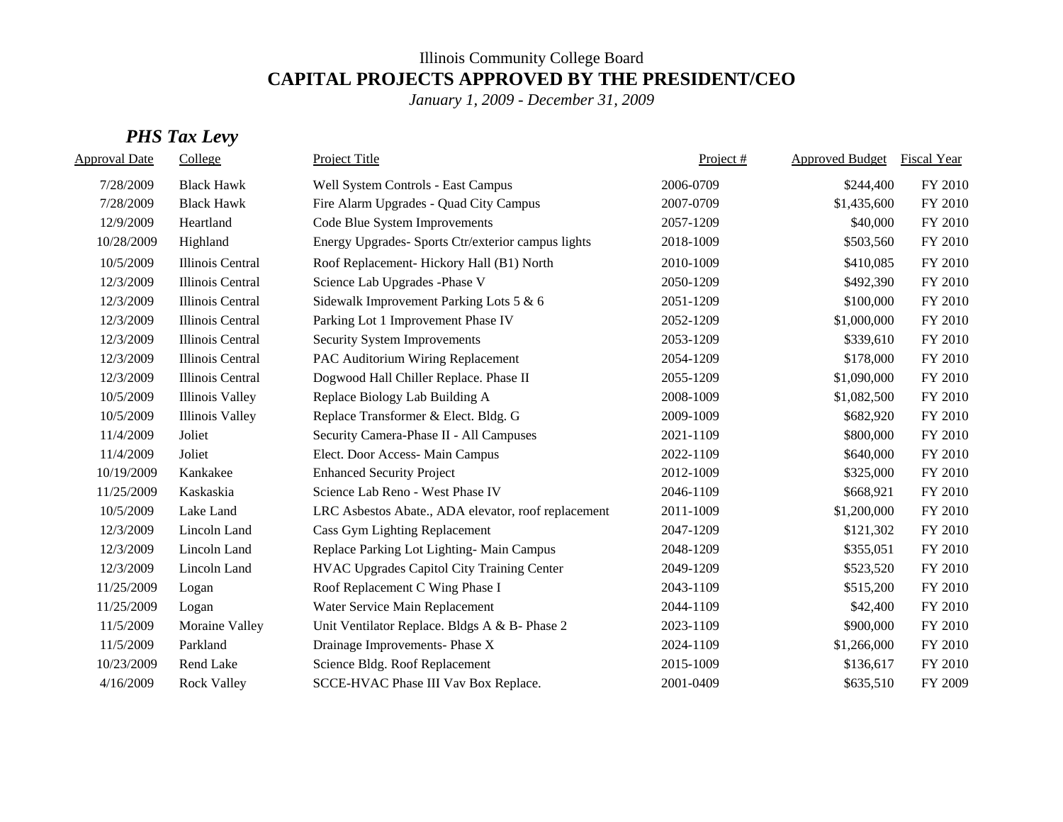Illinois Community College Board

# CAPITAL PROJECTS APPROVED BY THE PRESIDENT/CEO

*January 1, 2009 - December 31, 2009*

## *PHS Tax Levy*

| Approval Date | College | Project Title | Project # | Approved Budget | Fiscal Year |
|---|---|---|---|---|---|
| 7/28/2009 | Black Hawk | Well System Controls - East Campus | 2006-0709 | $244,400 | FY 2010 |
| 7/28/2009 | Black Hawk | Fire Alarm Upgrades - Quad City Campus | 2007-0709 | $1,435,600 | FY 2010 |
| 12/9/2009 | Heartland | Code Blue System Improvements | 2057-1209 | $40,000 | FY 2010 |
| 10/28/2009 | Highland | Energy Upgrades- Sports Ctr/exterior campus lights | 2018-1009 | $503,560 | FY 2010 |
| 10/5/2009 | Illinois Central | Roof Replacement- Hickory Hall (B1) North | 2010-1009 | $410,085 | FY 2010 |
| 12/3/2009 | Illinois Central | Science Lab Upgrades -Phase V | 2050-1209 | $492,390 | FY 2010 |
| 12/3/2009 | Illinois Central | Sidewalk Improvement Parking Lots 5 & 6 | 2051-1209 | $100,000 | FY 2010 |
| 12/3/2009 | Illinois Central | Parking Lot 1 Improvement Phase IV | 2052-1209 | $1,000,000 | FY 2010 |
| 12/3/2009 | Illinois Central | Security System Improvements | 2053-1209 | $339,610 | FY 2010 |
| 12/3/2009 | Illinois Central | PAC Auditorium Wiring Replacement | 2054-1209 | $178,000 | FY 2010 |
| 12/3/2009 | Illinois Central | Dogwood Hall Chiller Replace. Phase II | 2055-1209 | $1,090,000 | FY 2010 |
| 10/5/2009 | Illinois Valley | Replace Biology Lab Building A | 2008-1009 | $1,082,500 | FY 2010 |
| 10/5/2009 | Illinois Valley | Replace Transformer & Elect. Bldg. G | 2009-1009 | $682,920 | FY 2010 |
| 11/4/2009 | Joliet | Security Camera-Phase II - All Campuses | 2021-1109 | $800,000 | FY 2010 |
| 11/4/2009 | Joliet | Elect. Door Access- Main Campus | 2022-1109 | $640,000 | FY 2010 |
| 10/19/2009 | Kankakee | Enhanced Security Project | 2012-1009 | $325,000 | FY 2010 |
| 11/25/2009 | Kaskaskia | Science Lab Reno - West Phase IV | 2046-1109 | $668,921 | FY 2010 |
| 10/5/2009 | Lake Land | LRC Asbestos Abate., ADA elevator, roof replacement | 2011-1009 | $1,200,000 | FY 2010 |
| 12/3/2009 | Lincoln Land | Cass Gym Lighting Replacement | 2047-1209 | $121,302 | FY 2010 |
| 12/3/2009 | Lincoln Land | Replace Parking Lot Lighting- Main Campus | 2048-1209 | $355,051 | FY 2010 |
| 12/3/2009 | Lincoln Land | HVAC Upgrades Capitol City Training Center | 2049-1209 | $523,520 | FY 2010 |
| 11/25/2009 | Logan | Roof Replacement C Wing Phase I | 2043-1109 | $515,200 | FY 2010 |
| 11/25/2009 | Logan | Water Service Main Replacement | 2044-1109 | $42,400 | FY 2010 |
| 11/5/2009 | Moraine Valley | Unit Ventilator Replace. Bldgs A & B- Phase 2 | 2023-1109 | $900,000 | FY 2010 |
| 11/5/2009 | Parkland | Drainage Improvements- Phase X | 2024-1109 | $1,266,000 | FY 2010 |
| 10/23/2009 | Rend Lake | Science Bldg. Roof Replacement | 2015-1009 | $136,617 | FY 2010 |
| 4/16/2009 | Rock Valley | SCCE-HVAC Phase III Vav Box Replace. | 2001-0409 | $635,510 | FY 2009 |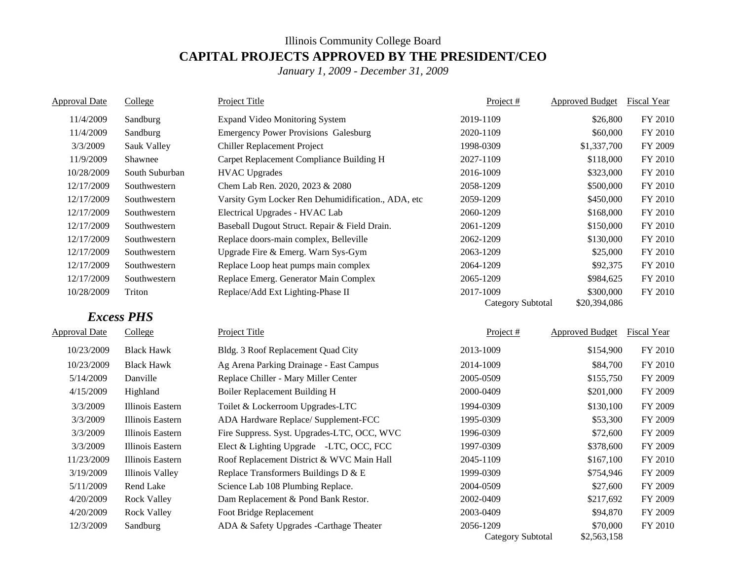Illinois Community College Board

# CAPITAL PROJECTS APPROVED BY THE PRESIDENT/CEO

*January 1, 2009 - December 31, 2009*

| Approval Date | College | Project Title | Project # | Approved Budget | Fiscal Year |
|---|---|---|---|---|---|
| 11/4/2009 | Sandburg | Expand Video Monitoring System | 2019-1109 | $26,800 | FY 2010 |
| 11/4/2009 | Sandburg | Emergency Power Provisions Galesburg | 2020-1109 | $60,000 | FY 2010 |
| 3/3/2009 | Sauk Valley | Chiller Replacement Project | 1998-0309 | $1,337,700 | FY 2009 |
| 11/9/2009 | Shawnee | Carpet Replacement Compliance Building H | 2027-1109 | $118,000 | FY 2010 |
| 10/28/2009 | South Suburban | HVAC Upgrades | 2016-1009 | $323,000 | FY 2010 |
| 12/17/2009 | Southwestern | Chem Lab Ren. 2020, 2023 & 2080 | 2058-1209 | $500,000 | FY 2010 |
| 12/17/2009 | Southwestern | Varsity Gym Locker Ren Dehumidification., ADA, etc | 2059-1209 | $450,000 | FY 2010 |
| 12/17/2009 | Southwestern | Electrical Upgrades - HVAC Lab | 2060-1209 | $168,000 | FY 2010 |
| 12/17/2009 | Southwestern | Baseball Dugout Struct. Repair & Field Drain. | 2061-1209 | $150,000 | FY 2010 |
| 12/17/2009 | Southwestern | Replace doors-main complex, Belleville | 2062-1209 | $130,000 | FY 2010 |
| 12/17/2009 | Southwestern | Upgrade Fire & Emerg. Warn Sys-Gym | 2063-1209 | $25,000 | FY 2010 |
| 12/17/2009 | Southwestern | Replace Loop heat pumps main complex | 2064-1209 | $92,375 | FY 2010 |
| 12/17/2009 | Southwestern | Replace Emerg. Generator Main Complex | 2065-1209 | $984,625 | FY 2010 |
| 10/28/2009 | Triton | Replace/Add Ext Lighting-Phase II | 2017-1009 | $300,000 | FY 2010 |
| | | | Category Subtotal | $20,394,086 | |

### *Excess PHS*

| Approval Date | College | Project Title | Project # | Approved Budget | Fiscal Year |
|---|---|---|---|---|---|
| 10/23/2009 | Black Hawk | Bldg. 3 Roof Replacement Quad City | 2013-1009 | $154,900 | FY 2010 |
| 10/23/2009 | Black Hawk | Ag Arena Parking Drainage - East Campus | 2014-1009 | $84,700 | FY 2010 |
| 5/14/2009 | Danville | Replace Chiller - Mary Miller Center | 2005-0509 | $155,750 | FY 2009 |
| 4/15/2009 | Highland | Boiler Replacement Building H | 2000-0409 | $201,000 | FY 2009 |
| 3/3/2009 | Illinois Eastern | Toilet & Lockerroom Upgrades-LTC | 1994-0309 | $130,100 | FY 2009 |
| 3/3/2009 | Illinois Eastern | ADA Hardware Replace/ Supplement-FCC | 1995-0309 | $53,300 | FY 2009 |
| 3/3/2009 | Illinois Eastern | Fire Suppress. Syst. Upgrades-LTC, OCC, WVC | 1996-0309 | $72,600 | FY 2009 |
| 3/3/2009 | Illinois Eastern | Elect & Lighting Upgrade -LTC, OCC, FCC | 1997-0309 | $378,600 | FY 2009 |
| 11/23/2009 | Illinois Eastern | Roof Replacement District & WVC Main Hall | 2045-1109 | $167,100 | FY 2010 |
| 3/19/2009 | Illinois Valley | Replace Transformers Buildings D & E | 1999-0309 | $754,946 | FY 2009 |
| 5/11/2009 | Rend Lake | Science Lab 108 Plumbing Replace. | 2004-0509 | $27,600 | FY 2009 |
| 4/20/2009 | Rock Valley | Dam Replacement & Pond Bank Restor. | 2002-0409 | $217,692 | FY 2009 |
| 4/20/2009 | Rock Valley | Foot Bridge Replacement | 2003-0409 | $94,870 | FY 2009 |
| 12/3/2009 | Sandburg | ADA & Safety Upgrades -Carthage Theater | 2056-1209 | $70,000 | FY 2010 |
| | | | Category Subtotal | $2,563,158 | |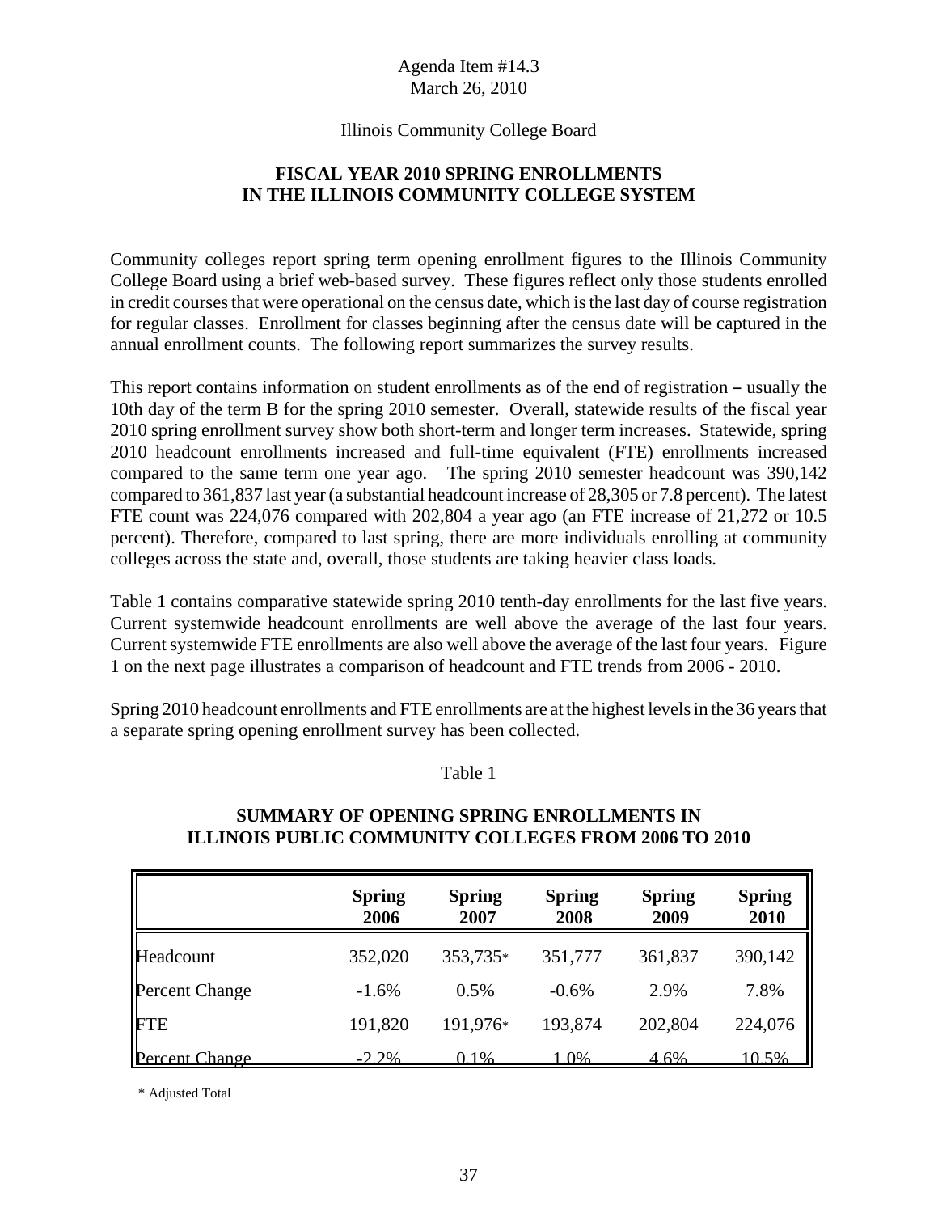Agenda Item #14.3
March 26, 2010

Illinois Community College Board

**FISCAL YEAR 2010 SPRING ENROLLMENTS IN THE ILLINOIS COMMUNITY COLLEGE SYSTEM**

Community colleges report spring term opening enrollment figures to the Illinois Community College Board using a brief web-based survey. These figures reflect only those students enrolled in credit courses that were operational on the census date, which is the last day of course registration for regular classes. Enrollment for classes beginning after the census date will be captured in the annual enrollment counts. The following report summarizes the survey results.

This report contains information on student enrollments as of the end of registration – usually the 10th day of the term B for the spring 2010 semester. Overall, statewide results of the fiscal year 2010 spring enrollment survey show both short-term and longer term increases. Statewide, spring 2010 headcount enrollments increased and full-time equivalent (FTE) enrollments increased compared to the same term one year ago. The spring 2010 semester headcount was 390,142 compared to 361,837 last year (a substantial headcount increase of 28,305 or 7.8 percent). The latest FTE count was 224,076 compared with 202,804 a year ago (an FTE increase of 21,272 or 10.5 percent). Therefore, compared to last spring, there are more individuals enrolling at community colleges across the state and, overall, those students are taking heavier class loads.

Table 1 contains comparative statewide spring 2010 tenth-day enrollments for the last five years. Current systemwide headcount enrollments are well above the average of the last four years. Current systemwide FTE enrollments are also well above the average of the last four years. Figure 1 on the next page illustrates a comparison of headcount and FTE trends from 2006 - 2010.

Spring 2010 headcount enrollments and FTE enrollments are at the highest levels in the 36 years that a separate spring opening enrollment survey has been collected.

Table 1

**SUMMARY OF OPENING SPRING ENROLLMENTS IN ILLINOIS PUBLIC COMMUNITY COLLEGES FROM 2006 TO 2010**

| | Spring 2006 | Spring 2007 | Spring 2008 | Spring 2009 | Spring 2010 |
|---|---|---|---|---|---|
| Headcount | 352,020 | 353,735* | 351,777 | 361,837 | 390,142 |
| Percent Change | -1.6% | 0.5% | -0.6% | 2.9% | 7.8% |
| FTE | 191,820 | 191,976* | 193,874 | 202,804 | 224,076 |
| Percent Change | -2.2% | 0.1% | 1.0% | 4.6% | 10.5% |

\* Adjusted Total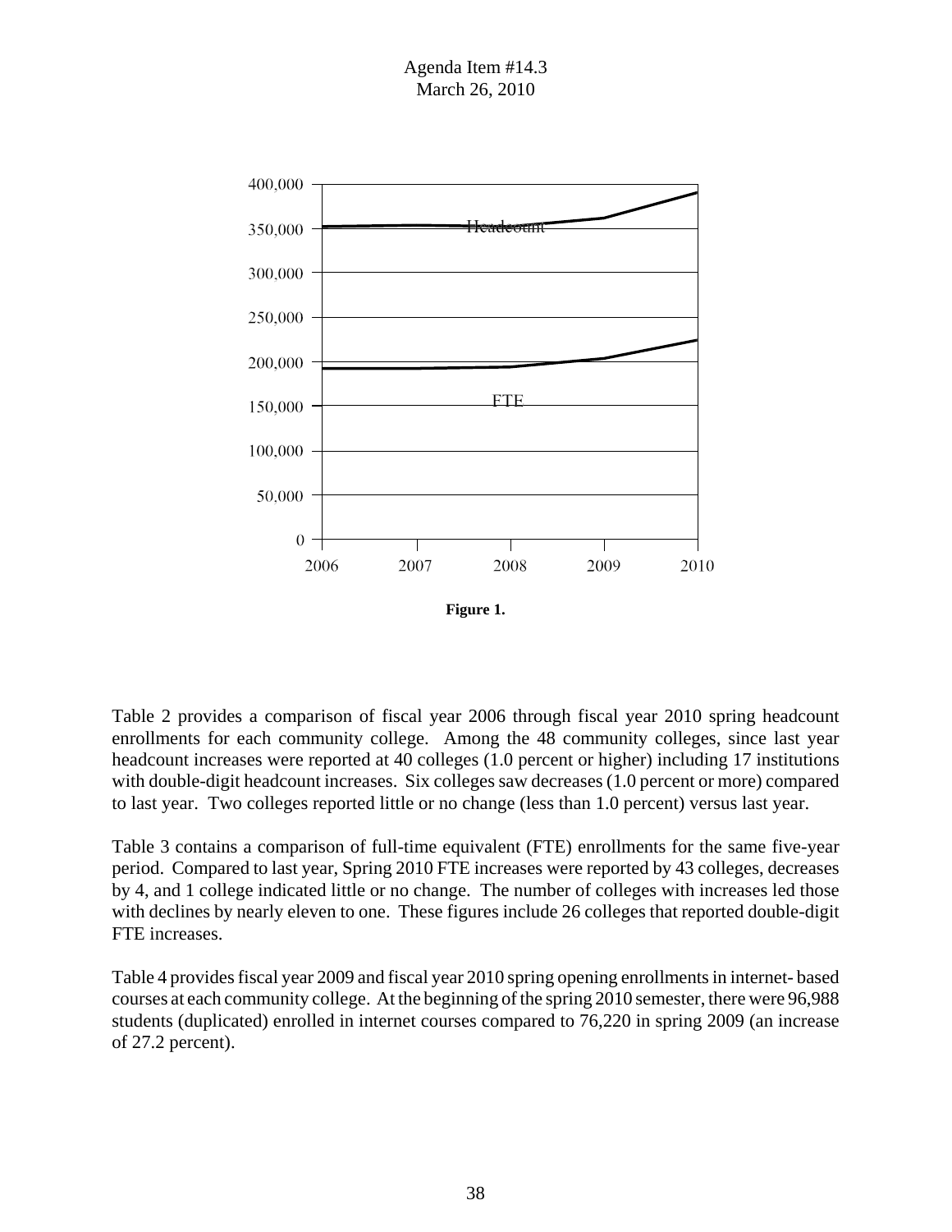**Figure 1.**

Table 2 provides a comparison of fiscal year 2006 through fiscal year 2010 spring headcount enrollments for each community college. Among the 48 community colleges, since last year headcount increases were reported at 40 colleges (1.0 percent or higher) including 17 institutions with double-digit headcount increases. Six colleges saw decreases (1.0 percent or more) compared to last year. Two colleges reported little or no change (less than 1.0 percent) versus last year.

Table 3 contains a comparison of full-time equivalent (FTE) enrollments for the same five-year period. Compared to last year, Spring 2010 FTE increases were reported by 43 colleges, decreases by 4, and 1 college indicated little or no change. The number of colleges with increases led those with declines by nearly eleven to one. These figures include 26 colleges that reported double-digit FTE increases.

Table 4 provides fiscal year 2009 and fiscal year 2010 spring opening enrollments in internet- based courses at each community college. At the beginning of the spring 2010 semester, there were 96,988 students (duplicated) enrolled in internet courses compared to 76,220 in spring 2009 (an increase of 27.2 percent).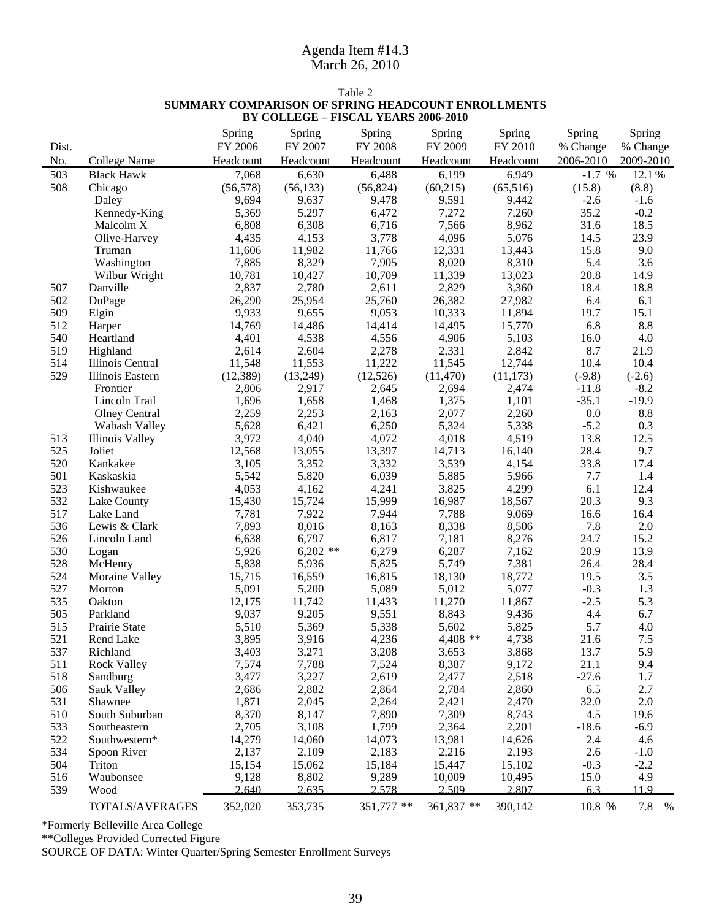Agenda Item #14.3
March 26, 2010

Table 2
**SUMMARY COMPARISON OF SPRING HEADCOUNT ENROLLMENTS BY COLLEGE – FISCAL YEARS 2006-2010**

| Dist. No. | College Name | Spring FY 2006 Headcount | Spring FY 2007 Headcount | Spring FY 2008 Headcount | Spring FY 2009 Headcount | Spring FY 2010 Headcount | Spring % Change 2006-2010 | Spring % Change 2009-2010 |
|---|---|---|---|---|---|---|---|---|
| 503 | Black Hawk | 7,068 | 6,630 | 6,488 | 6,199 | 6,949 | -1.7 % | 12.1 % |
| 508 | Chicago | (56,578) | (56,133) | (56,824) | (60,215) | (65,516) | (15.8) | (8.8) |
| | Daley | 9,694 | 9,637 | 9,478 | 9,591 | 9,442 | -2.6 | -1.6 |
| | Kennedy-King | 5,369 | 5,297 | 6,472 | 7,272 | 7,260 | 35.2 | -0.2 |
| | Malcolm X | 6,808 | 6,308 | 6,716 | 7,566 | 8,962 | 31.6 | 18.5 |
| | Olive-Harvey | 4,435 | 4,153 | 3,778 | 4,096 | 5,076 | 14.5 | 23.9 |
| | Truman | 11,606 | 11,982 | 11,766 | 12,331 | 13,443 | 15.8 | 9.0 |
| | Washington | 7,885 | 8,329 | 7,905 | 8,020 | 8,310 | 5.4 | 3.6 |
| | Wilbur Wright | 10,781 | 10,427 | 10,709 | 11,339 | 13,023 | 20.8 | 14.9 |
| 507 | Danville | 2,837 | 2,780 | 2,611 | 2,829 | 3,360 | 18.4 | 18.8 |
| 502 | DuPage | 26,290 | 25,954 | 25,760 | 26,382 | 27,982 | 6.4 | 6.1 |
| 509 | Elgin | 9,933 | 9,655 | 9,053 | 10,333 | 11,894 | 19.7 | 15.1 |
| 512 | Harper | 14,769 | 14,486 | 14,414 | 14,495 | 15,770 | 6.8 | 8.8 |
| 540 | Heartland | 4,401 | 4,538 | 4,556 | 4,906 | 5,103 | 16.0 | 4.0 |
| 519 | Highland | 2,614 | 2,604 | 2,278 | 2,331 | 2,842 | 8.7 | 21.9 |
| 514 | Illinois Central | 11,548 | 11,553 | 11,222 | 11,545 | 12,744 | 10.4 | 10.4 |
| 529 | Illinois Eastern | (12,389) | (13,249) | (12,526) | (11,470) | (11,173) | (-9.8) | (-2.6) |
| | Frontier | 2,806 | 2,917 | 2,645 | 2,694 | 2,474 | -11.8 | -8.2 |
| | Lincoln Trail | 1,696 | 1,658 | 1,468 | 1,375 | 1,101 | -35.1 | -19.9 |
| | Olney Central | 2,259 | 2,253 | 2,163 | 2,077 | 2,260 | 0.0 | 8.8 |
| | Wabash Valley | 5,628 | 6,421 | 6,250 | 5,324 | 5,338 | -5.2 | 0.3 |
| 513 | Illinois Valley | 3,972 | 4,040 | 4,072 | 4,018 | 4,519 | 13.8 | 12.5 |
| 525 | Joliet | 12,568 | 13,055 | 13,397 | 14,713 | 16,140 | 28.4 | 9.7 |
| 520 | Kankakee | 3,105 | 3,352 | 3,332 | 3,539 | 4,154 | 33.8 | 17.4 |
| 501 | Kaskaskia | 5,542 | 5,820 | 6,039 | 5,885 | 5,966 | 7.7 | 1.4 |
| 523 | Kishwaukee | 4,053 | 4,162 | 4,241 | 3,825 | 4,299 | 6.1 | 12.4 |
| 532 | Lake County | 15,430 | 15,724 | 15,999 | 16,987 | 18,567 | 20.3 | 9.3 |
| 517 | Lake Land | 7,781 | 7,922 | 7,944 | 7,788 | 9,069 | 16.6 | 16.4 |
| 536 | Lewis & Clark | 7,893 | 8,016 | 8,163 | 8,338 | 8,506 | 7.8 | 2.0 |
| 526 | Lincoln Land | 6,638 | 6,797 | 6,817 | 7,181 | 8,276 | 24.7 | 15.2 |
| 530 | Logan | 5,926 | 6,202 ** | 6,279 | 6,287 | 7,162 | 20.9 | 13.9 |
| 528 | McHenry | 5,838 | 5,936 | 5,825 | 5,749 | 7,381 | 26.4 | 28.4 |
| 524 | Moraine Valley | 15,715 | 16,559 | 16,815 | 18,130 | 18,772 | 19.5 | 3.5 |
| 527 | Morton | 5,091 | 5,200 | 5,089 | 5,012 | 5,077 | -0.3 | 1.3 |
| 535 | Oakton | 12,175 | 11,742 | 11,433 | 11,270 | 11,867 | -2.5 | 5.3 |
| 505 | Parkland | 9,037 | 9,205 | 9,551 | 8,843 | 9,436 | 4.4 | 6.7 |
| 515 | Prairie State | 5,510 | 5,369 | 5,338 | 5,602 | 5,825 | 5.7 | 4.0 |
| 521 | Rend Lake | 3,895 | 3,916 | 4,236 | 4,408 ** | 4,738 | 21.6 | 7.5 |
| 537 | Richland | 3,403 | 3,271 | 3,208 | 3,653 | 3,868 | 13.7 | 5.9 |
| 511 | Rock Valley | 7,574 | 7,788 | 7,524 | 8,387 | 9,172 | 21.1 | 9.4 |
| 518 | Sandburg | 3,477 | 3,227 | 2,619 | 2,477 | 2,518 | -27.6 | 1.7 |
| 506 | Sauk Valley | 2,686 | 2,882 | 2,864 | 2,784 | 2,860 | 6.5 | 2.7 |
| 531 | Shawnee | 1,871 | 2,045 | 2,264 | 2,421 | 2,470 | 32.0 | 2.0 |
| 510 | South Suburban | 8,370 | 8,147 | 7,890 | 7,309 | 8,743 | 4.5 | 19.6 |
| 533 | Southeastern | 2,705 | 3,108 | 1,799 | 2,364 | 2,201 | -18.6 | -6.9 |
| 522 | Southwestern* | 14,279 | 14,060 | 14,073 | 13,981 | 14,626 | 2.4 | 4.6 |
| 534 | Spoon River | 2,137 | 2,109 | 2,183 | 2,216 | 2,193 | 2.6 | -1.0 |
| 504 | Triton | 15,154 | 15,062 | 15,184 | 15,447 | 15,102 | -0.3 | -2.2 |
| 516 | Waubonsee | 9,128 | 8,802 | 9,289 | 10,009 | 10,495 | 15.0 | 4.9 |
| 539 | Wood | 2,640 | 2,635 | 2,578 | 2,509 | 2,807 | 6.3 | 11.9 |
| | TOTALS/AVERAGES | 352,020 | 353,735 | 351,777 ** | 361,837 ** | 390,142 | 10.8 % | 7.8 % |

*Formerly Belleville Area College
**Colleges Provided Corrected Figure
SOURCE OF DATA: Winter Quarter/Spring Semester Enrollment Surveys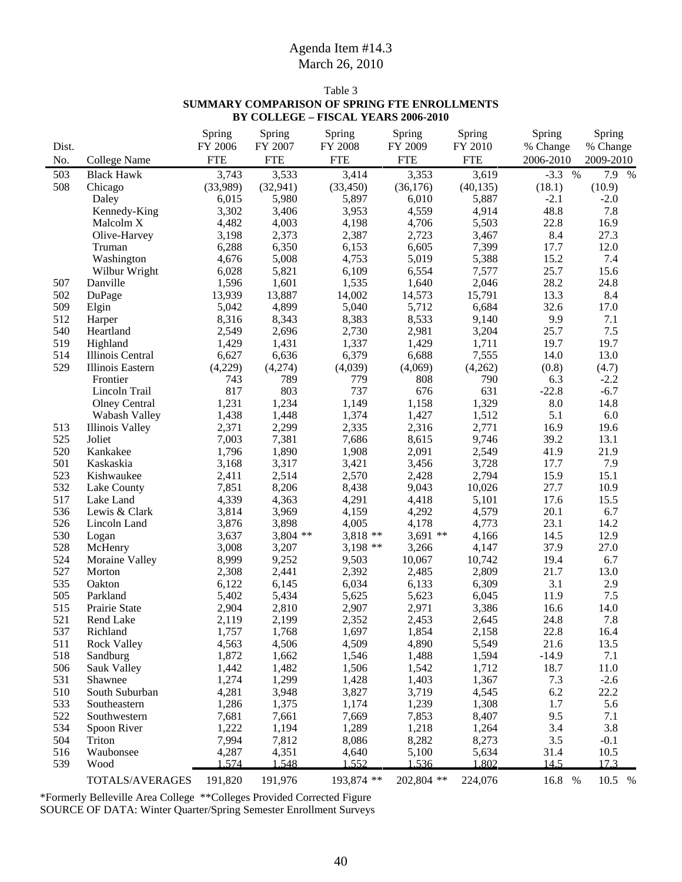Agenda Item #14.3
March 26, 2010

Table 3
**SUMMARY COMPARISON OF SPRING FTE ENROLLMENTS BY COLLEGE – FISCAL YEARS 2006-2010**

| Dist. No. | College Name | Spring FY 2006 FTE | Spring FY 2007 FTE | Spring FY 2008 FTE | Spring FY 2009 FTE | Spring FY 2010 FTE | Spring % Change 2006-2010 | Spring % Change 2009-2010 |
|---|---|---|---|---|---|---|---|---|
| 503 | Black Hawk | 3,743 | 3,533 | 3,414 | 3,353 | 3,619 | -3.3 % | 7.9 % |
| 508 | Chicago | (33,989) | (32,941) | (33,450) | (36,176) | (40,135) | (18.1) | (10.9) |
| | Daley | 6,015 | 5,980 | 5,897 | 6,010 | 5,887 | -2.1 | -2.0 |
| | Kennedy-King | 3,302 | 3,406 | 3,953 | 4,559 | 4,914 | 48.8 | 7.8 |
| | Malcolm X | 4,482 | 4,003 | 4,198 | 4,706 | 5,503 | 22.8 | 16.9 |
| | Olive-Harvey | 3,198 | 2,373 | 2,387 | 2,723 | 3,467 | 8.4 | 27.3 |
| | Truman | 6,288 | 6,350 | 6,153 | 6,605 | 7,399 | 17.7 | 12.0 |
| | Washington | 4,676 | 5,008 | 4,753 | 5,019 | 5,388 | 15.2 | 7.4 |
| | Wilbur Wright | 6,028 | 5,821 | 6,109 | 6,554 | 7,577 | 25.7 | 15.6 |
| 507 | Danville | 1,596 | 1,601 | 1,535 | 1,640 | 2,046 | 28.2 | 24.8 |
| 502 | DuPage | 13,939 | 13,887 | 14,002 | 14,573 | 15,791 | 13.3 | 8.4 |
| 509 | Elgin | 5,042 | 4,899 | 5,040 | 5,712 | 6,684 | 32.6 | 17.0 |
| 512 | Harper | 8,316 | 8,343 | 8,383 | 8,533 | 9,140 | 9.9 | 7.1 |
| 540 | Heartland | 2,549 | 2,696 | 2,730 | 2,981 | 3,204 | 25.7 | 7.5 |
| 519 | Highland | 1,429 | 1,431 | 1,337 | 1,429 | 1,711 | 19.7 | 19.7 |
| 514 | Illinois Central | 6,627 | 6,636 | 6,379 | 6,688 | 7,555 | 14.0 | 13.0 |
| 529 | Illinois Eastern | (4,229) | (4,274) | (4,039) | (4,069) | (4,262) | (0.8) | (4.7) |
| | Frontier | 743 | 789 | 779 | 808 | 790 | 6.3 | -2.2 |
| | Lincoln Trail | 817 | 803 | 737 | 676 | 631 | -22.8 | -6.7 |
| | Olney Central | 1,231 | 1,234 | 1,149 | 1,158 | 1,329 | 8.0 | 14.8 |
| | Wabash Valley | 1,438 | 1,448 | 1,374 | 1,427 | 1,512 | 5.1 | 6.0 |
| 513 | Illinois Valley | 2,371 | 2,299 | 2,335 | 2,316 | 2,771 | 16.9 | 19.6 |
| 525 | Joliet | 7,003 | 7,381 | 7,686 | 8,615 | 9,746 | 39.2 | 13.1 |
| 520 | Kankakee | 1,796 | 1,890 | 1,908 | 2,091 | 2,549 | 41.9 | 21.9 |
| 501 | Kaskaskia | 3,168 | 3,317 | 3,421 | 3,456 | 3,728 | 17.7 | 7.9 |
| 523 | Kishwaukee | 2,411 | 2,514 | 2,570 | 2,428 | 2,794 | 15.9 | 15.1 |
| 532 | Lake County | 7,851 | 8,206 | 8,438 | 9,043 | 10,026 | 27.7 | 10.9 |
| 517 | Lake Land | 4,339 | 4,363 | 4,291 | 4,418 | 5,101 | 17.6 | 15.5 |
| 536 | Lewis & Clark | 3,814 | 3,969 | 4,159 | 4,292 | 4,579 | 20.1 | 6.7 |
| 526 | Lincoln Land | 3,876 | 3,898 | 4,005 | 4,178 | 4,773 | 23.1 | 14.2 |
| 530 | Logan | 3,637 | 3,804 ** | 3,818 ** | 3,691 ** | 4,166 | 14.5 | 12.9 |
| 528 | McHenry | 3,008 | 3,207 | 3,198 ** | 3,266 | 4,147 | 37.9 | 27.0 |
| 524 | Moraine Valley | 8,999 | 9,252 | 9,503 | 10,067 | 10,742 | 19.4 | 6.7 |
| 527 | Morton | 2,308 | 2,441 | 2,392 | 2,485 | 2,809 | 21.7 | 13.0 |
| 535 | Oakton | 6,122 | 6,145 | 6,034 | 6,133 | 6,309 | 3.1 | 2.9 |
| 505 | Parkland | 5,402 | 5,434 | 5,625 | 5,623 | 6,045 | 11.9 | 7.5 |
| 515 | Prairie State | 2,904 | 2,810 | 2,907 | 2,971 | 3,386 | 16.6 | 14.0 |
| 521 | Rend Lake | 2,119 | 2,199 | 2,352 | 2,453 | 2,645 | 24.8 | 7.8 |
| 537 | Richland | 1,757 | 1,768 | 1,697 | 1,854 | 2,158 | 22.8 | 16.4 |
| 511 | Rock Valley | 4,563 | 4,506 | 4,509 | 4,890 | 5,549 | 21.6 | 13.5 |
| 518 | Sandburg | 1,872 | 1,662 | 1,546 | 1,488 | 1,594 | -14.9 | 7.1 |
| 506 | Sauk Valley | 1,442 | 1,482 | 1,506 | 1,542 | 1,712 | 18.7 | 11.0 |
| 531 | Shawnee | 1,274 | 1,299 | 1,428 | 1,403 | 1,367 | 7.3 | -2.6 |
| 510 | South Suburban | 4,281 | 3,948 | 3,827 | 3,719 | 4,545 | 6.2 | 22.2 |
| 533 | Southeastern | 1,286 | 1,375 | 1,174 | 1,239 | 1,308 | 1.7 | 5.6 |
| 522 | Southwestern | 7,681 | 7,661 | 7,669 | 7,853 | 8,407 | 9.5 | 7.1 |
| 534 | Spoon River | 1,222 | 1,194 | 1,289 | 1,218 | 1,264 | 3.4 | 3.8 |
| 504 | Triton | 7,994 | 7,812 | 8,086 | 8,282 | 8,273 | 3.5 | -0.1 |
| 516 | Waubonsee | 4,287 | 4,351 | 4,640 | 5,100 | 5,634 | 31.4 | 10.5 |
| 539 | Wood | 1,574 | 1,548 | 1,552 | 1,536 | 1,802 | 14.5 | 17.3 |
| | TOTALS/AVERAGES | 191,820 | 191,976 | 193,874 ** | 202,804 ** | 224,076 | 16.8 % | 10.5 % |

*Formerly Belleville Area College **Colleges Provided Corrected Figure
SOURCE OF DATA: Winter Quarter/Spring Semester Enrollment Surveys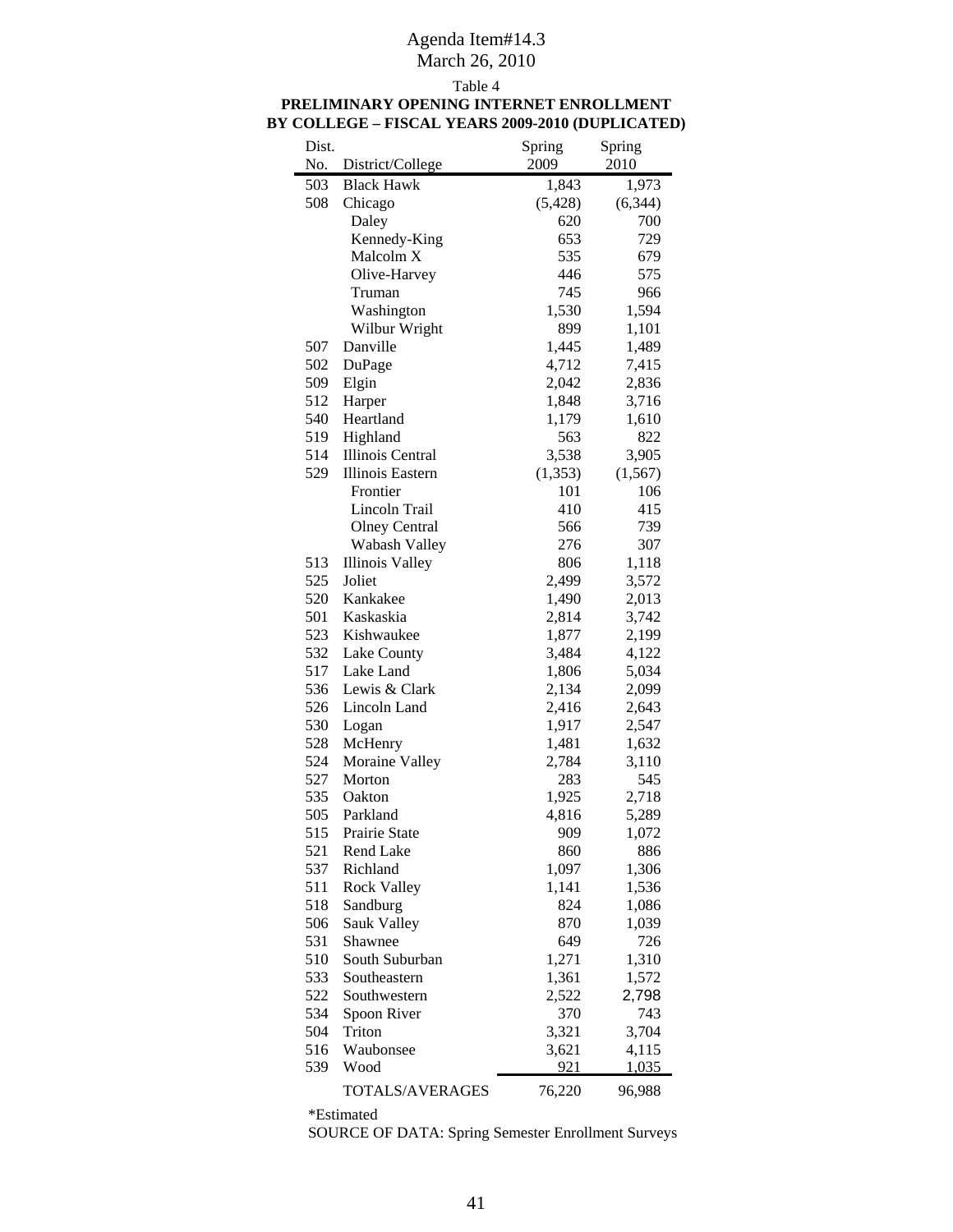Agenda Item#14.3
March 26, 2010

Table 4

**PRELIMINARY OPENING INTERNET ENROLLMENT BY COLLEGE – FISCAL YEARS 2009-2010 (DUPLICATED)**

| Dist. No. | District/College | Spring 2009 | Spring 2010 |
|---|---|---|---|
| 503 | Black Hawk | 1,843 | 1,973 |
| 508 | Chicago | (5,428) | (6,344) |
| | Daley | 620 | 700 |
| | Kennedy-King | 653 | 729 |
| | Malcolm X | 535 | 679 |
| | Olive-Harvey | 446 | 575 |
| | Truman | 745 | 966 |
| | Washington | 1,530 | 1,594 |
| | Wilbur Wright | 899 | 1,101 |
| 507 | Danville | 1,445 | 1,489 |
| 502 | DuPage | 4,712 | 7,415 |
| 509 | Elgin | 2,042 | 2,836 |
| 512 | Harper | 1,848 | 3,716 |
| 540 | Heartland | 1,179 | 1,610 |
| 519 | Highland | 563 | 822 |
| 514 | Illinois Central | 3,538 | 3,905 |
| 529 | Illinois Eastern | (1,353) | (1,567) |
| | Frontier | 101 | 106 |
| | Lincoln Trail | 410 | 415 |
| | Olney Central | 566 | 739 |
| | Wabash Valley | 276 | 307 |
| 513 | Illinois Valley | 806 | 1,118 |
| 525 | Joliet | 2,499 | 3,572 |
| 520 | Kankakee | 1,490 | 2,013 |
| 501 | Kaskaskia | 2,814 | 3,742 |
| 523 | Kishwaukee | 1,877 | 2,199 |
| 532 | Lake County | 3,484 | 4,122 |
| 517 | Lake Land | 1,806 | 5,034 |
| 536 | Lewis & Clark | 2,134 | 2,099 |
| 526 | Lincoln Land | 2,416 | 2,643 |
| 530 | Logan | 1,917 | 2,547 |
| 528 | McHenry | 1,481 | 1,632 |
| 524 | Moraine Valley | 2,784 | 3,110 |
| 527 | Morton | 283 | 545 |
| 535 | Oakton | 1,925 | 2,718 |
| 505 | Parkland | 4,816 | 5,289 |
| 515 | Prairie State | 909 | 1,072 |
| 521 | Rend Lake | 860 | 886 |
| 537 | Richland | 1,097 | 1,306 |
| 511 | Rock Valley | 1,141 | 1,536 |
| 518 | Sandburg | 824 | 1,086 |
| 506 | Sauk Valley | 870 | 1,039 |
| 531 | Shawnee | 649 | 726 |
| 510 | South Suburban | 1,271 | 1,310 |
| 533 | Southeastern | 1,361 | 1,572 |
| 522 | Southwestern | 2,522 | 2,798 |
| 534 | Spoon River | 370 | 743 |
| 504 | Triton | 3,321 | 3,704 |
| 516 | Waubonsee | 3,621 | 4,115 |
| 539 | Wood | 921 | 1,035 |
| | TOTALS/AVERAGES | 76,220 | 96,988 |

*Estimated

SOURCE OF DATA: Spring Semester Enrollment Surveys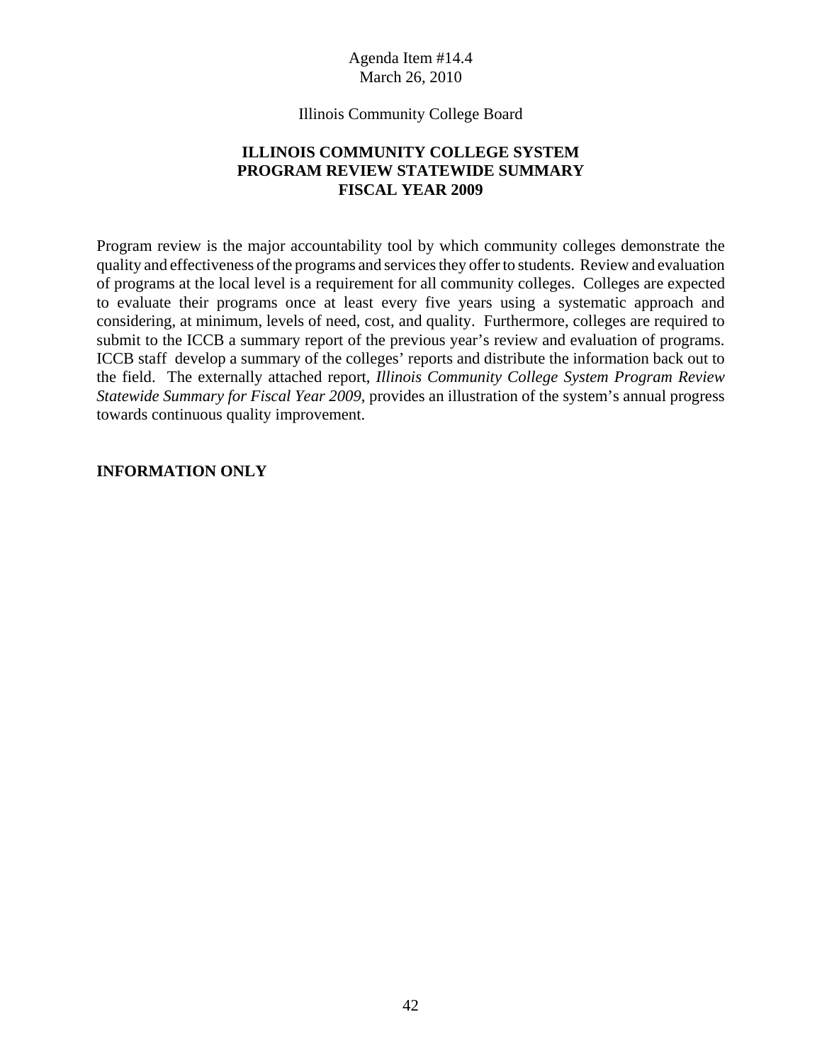Agenda Item #14.4
March 26, 2010

Illinois Community College Board

# ILLINOIS COMMUNITY COLLEGE SYSTEM PROGRAM REVIEW STATEWIDE SUMMARY FISCAL YEAR 2009

Program review is the major accountability tool by which community colleges demonstrate the quality and effectiveness of the programs and services they offer to students. Review and evaluation of programs at the local level is a requirement for all community colleges. Colleges are expected to evaluate their programs once at least every five years using a systematic approach and considering, at minimum, levels of need, cost, and quality. Furthermore, colleges are required to submit to the ICCB a summary report of the previous year's review and evaluation of programs. ICCB staff develop a summary of the colleges' reports and distribute the information back out to the field. The externally attached report, *Illinois Community College System Program Review Statewide Summary for Fiscal Year 2009*, provides an illustration of the system's annual progress towards continuous quality improvement.

**INFORMATION ONLY**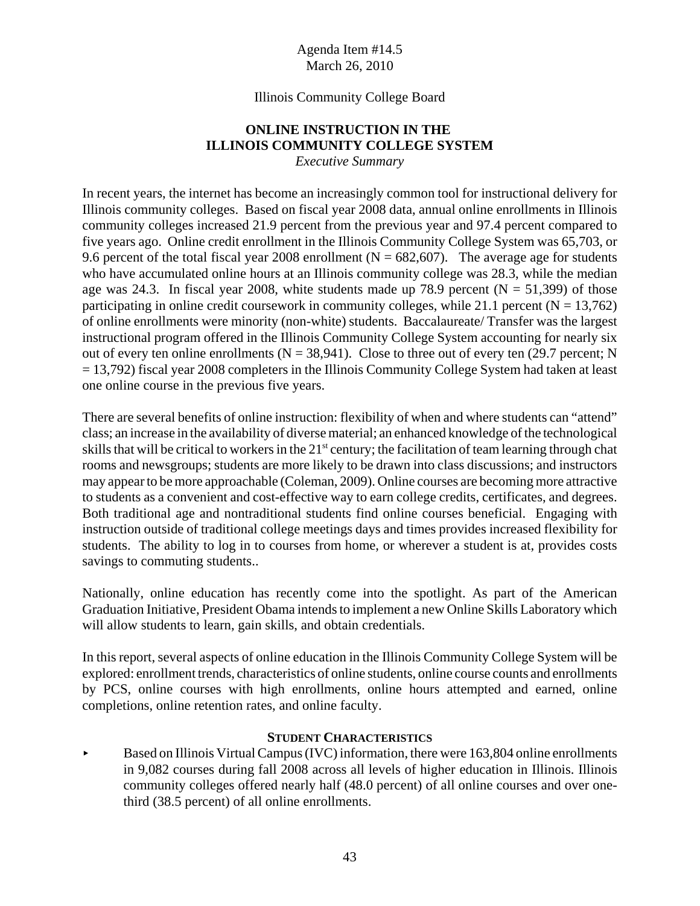Agenda Item #14.5
March 26, 2010

Illinois Community College Board

## ONLINE INSTRUCTION IN THE ILLINOIS COMMUNITY COLLEGE SYSTEM

*Executive Summary*

In recent years, the internet has become an increasingly common tool for instructional delivery for Illinois community colleges. Based on fiscal year 2008 data, annual online enrollments in Illinois community colleges increased 21.9 percent from the previous year and 97.4 percent compared to five years ago. Online credit enrollment in the Illinois Community College System was 65,703, or 9.6 percent of the total fiscal year 2008 enrollment (N = 682,607). The average age for students who have accumulated online hours at an Illinois community college was 28.3, while the median age was 24.3. In fiscal year 2008, white students made up 78.9 percent (N = 51,399) of those participating in online credit coursework in community colleges, while 21.1 percent (N = 13,762) of online enrollments were minority (non-white) students. Baccalaureate/ Transfer was the largest instructional program offered in the Illinois Community College System accounting for nearly six out of every ten online enrollments (N = 38,941). Close to three out of every ten (29.7 percent; N = 13,792) fiscal year 2008 completers in the Illinois Community College System had taken at least one online course in the previous five years.

There are several benefits of online instruction: flexibility of when and where students can "attend" class; an increase in the availability of diverse material; an enhanced knowledge of the technological skills that will be critical to workers in the 21st century; the facilitation of team learning through chat rooms and newsgroups; students are more likely to be drawn into class discussions; and instructors may appear to be more approachable (Coleman, 2009). Online courses are becoming more attractive to students as a convenient and cost-effective way to earn college credits, certificates, and degrees. Both traditional age and nontraditional students find online courses beneficial. Engaging with instruction outside of traditional college meetings days and times provides increased flexibility for students. The ability to log in to courses from home, or wherever a student is at, provides costs savings to commuting students..

Nationally, online education has recently come into the spotlight. As part of the American Graduation Initiative, President Obama intends to implement a new Online Skills Laboratory which will allow students to learn, gain skills, and obtain credentials.

In this report, several aspects of online education in the Illinois Community College System will be explored: enrollment trends, characteristics of online students, online course counts and enrollments by PCS, online courses with high enrollments, online hours attempted and earned, online completions, online retention rates, and online faculty.

### STUDENT CHARACTERISTICS

- Based on Illinois Virtual Campus (IVC) information, there were 163,804 online enrollments in 9,082 courses during fall 2008 across all levels of higher education in Illinois. Illinois community colleges offered nearly half (48.0 percent) of all online courses and over one-third (38.5 percent) of all online enrollments.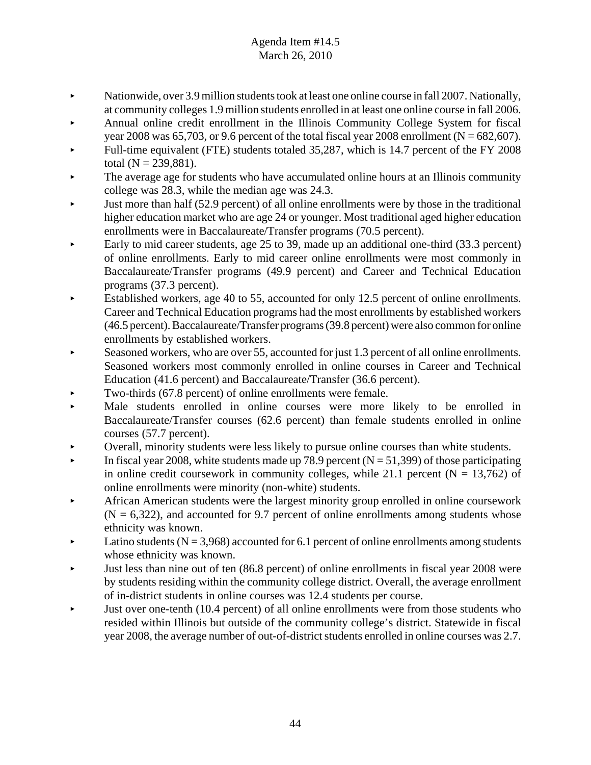- Nationwide, over 3.9 million students took at least one online course in fall 2007. Nationally, at community colleges 1.9 million students enrolled in at least one online course in fall 2006.
- Annual online credit enrollment in the Illinois Community College System for fiscal year 2008 was 65,703, or 9.6 percent of the total fiscal year 2008 enrollment (N = 682,607).
- Full-time equivalent (FTE) students totaled 35,287, which is 14.7 percent of the FY 2008 total (N = 239,881).
- The average age for students who have accumulated online hours at an Illinois community college was 28.3, while the median age was 24.3.
- Just more than half (52.9 percent) of all online enrollments were by those in the traditional higher education market who are age 24 or younger. Most traditional aged higher education enrollments were in Baccalaureate/Transfer programs (70.5 percent).
- Early to mid career students, age 25 to 39, made up an additional one-third (33.3 percent) of online enrollments. Early to mid career online enrollments were most commonly in Baccalaureate/Transfer programs (49.9 percent) and Career and Technical Education programs (37.3 percent).
- Established workers, age 40 to 55, accounted for only 12.5 percent of online enrollments. Career and Technical Education programs had the most enrollments by established workers (46.5 percent). Baccalaureate/Transfer programs (39.8 percent) were also common for online enrollments by established workers.
- Seasoned workers, who are over 55, accounted for just 1.3 percent of all online enrollments. Seasoned workers most commonly enrolled in online courses in Career and Technical Education (41.6 percent) and Baccalaureate/Transfer (36.6 percent).
- Two-thirds (67.8 percent) of online enrollments were female.
- Male students enrolled in online courses were more likely to be enrolled in Baccalaureate/Transfer courses (62.6 percent) than female students enrolled in online courses (57.7 percent).
- Overall, minority students were less likely to pursue online courses than white students.
- In fiscal year 2008, white students made up 78.9 percent (N = 51,399) of those participating in online credit coursework in community colleges, while 21.1 percent (N = 13,762) of online enrollments were minority (non-white) students.
- African American students were the largest minority group enrolled in online coursework (N = 6,322), and accounted for 9.7 percent of online enrollments among students whose ethnicity was known.
- Latino students (N = 3,968) accounted for 6.1 percent of online enrollments among students whose ethnicity was known.
- Just less than nine out of ten (86.8 percent) of online enrollments in fiscal year 2008 were by students residing within the community college district. Overall, the average enrollment of in-district students in online courses was 12.4 students per course.
- Just over one-tenth (10.4 percent) of all online enrollments were from those students who resided within Illinois but outside of the community college's district. Statewide in fiscal year 2008, the average number of out-of-district students enrolled in online courses was 2.7.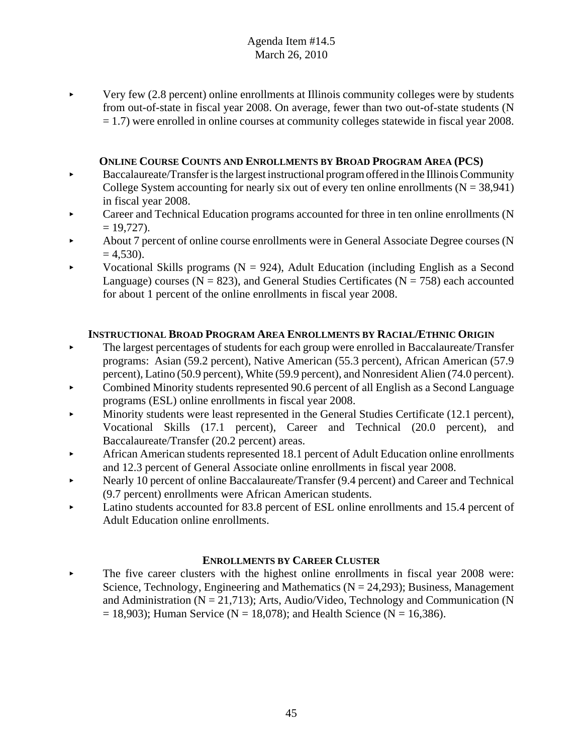- Very few (2.8 percent) online enrollments at Illinois community colleges were by students from out-of-state in fiscal year 2008. On average, fewer than two out-of-state students (N = 1.7) were enrolled in online courses at community colleges statewide in fiscal year 2008.

### Online Course Counts and Enrollments by Broad Program Area (PCS)

- Baccalaureate/Transfer is the largest instructional program offered in the Illinois Community College System accounting for nearly six out of every ten online enrollments (N = 38,941) in fiscal year 2008.
- Career and Technical Education programs accounted for three in ten online enrollments (N = 19,727).
- About 7 percent of online course enrollments were in General Associate Degree courses (N = 4,530).
- Vocational Skills programs (N = 924), Adult Education (including English as a Second Language) courses (N = 823), and General Studies Certificates (N = 758) each accounted for about 1 percent of the online enrollments in fiscal year 2008.

### Instructional Broad Program Area Enrollments by Racial/Ethnic Origin

- The largest percentages of students for each group were enrolled in Baccalaureate/Transfer programs: Asian (59.2 percent), Native American (55.3 percent), African American (57.9 percent), Latino (50.9 percent), White (59.9 percent), and Nonresident Alien (74.0 percent).
- Combined Minority students represented 90.6 percent of all English as a Second Language programs (ESL) online enrollments in fiscal year 2008.
- Minority students were least represented in the General Studies Certificate (12.1 percent), Vocational Skills (17.1 percent), Career and Technical (20.0 percent), and Baccalaureate/Transfer (20.2 percent) areas.
- African American students represented 18.1 percent of Adult Education online enrollments and 12.3 percent of General Associate online enrollments in fiscal year 2008.
- Nearly 10 percent of online Baccalaureate/Transfer (9.4 percent) and Career and Technical (9.7 percent) enrollments were African American students.
- Latino students accounted for 83.8 percent of ESL online enrollments and 15.4 percent of Adult Education online enrollments.

### Enrollments by Career Cluster

- The five career clusters with the highest online enrollments in fiscal year 2008 were: Science, Technology, Engineering and Mathematics (N = 24,293); Business, Management and Administration (N = 21,713); Arts, Audio/Video, Technology and Communication (N = 18,903); Human Service (N = 18,078); and Health Science (N = 16,386).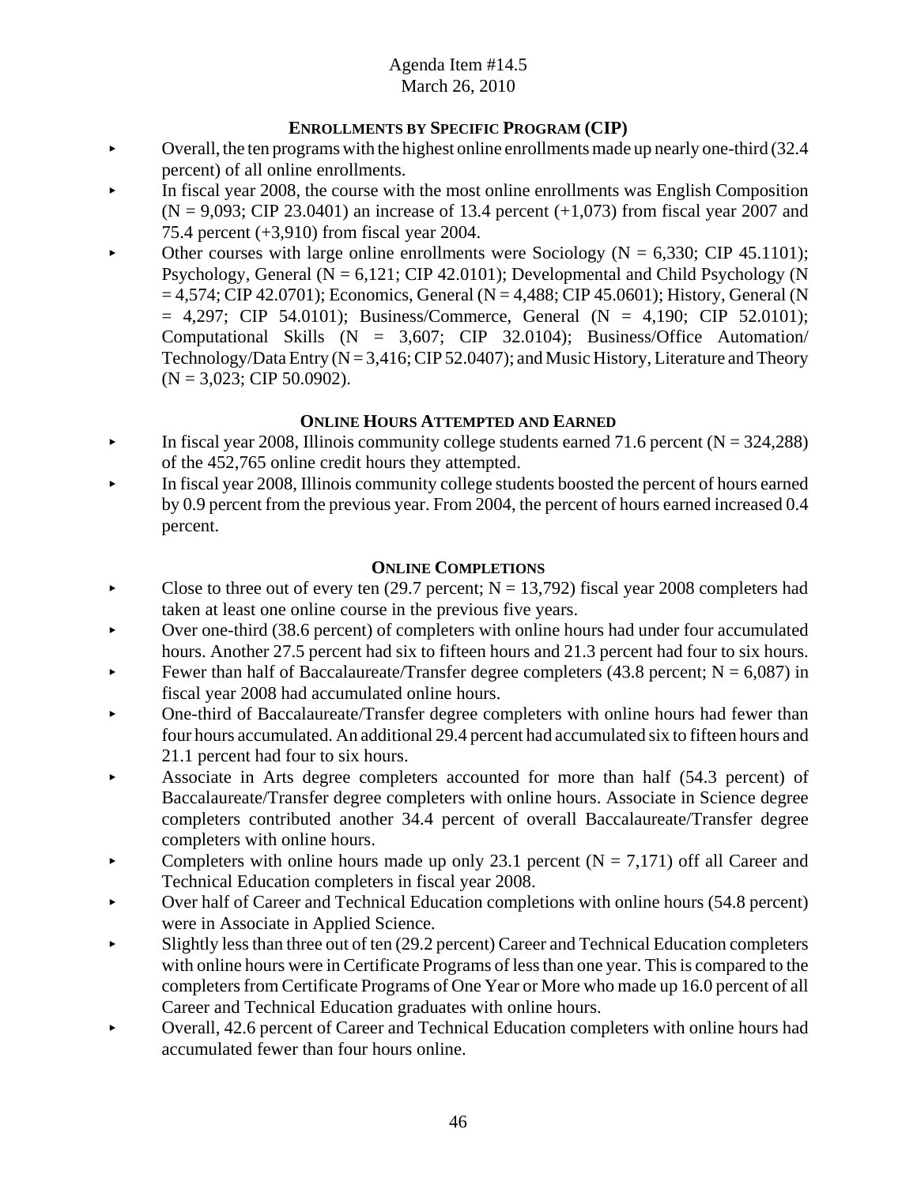Agenda Item #14.5
March 26, 2010

### ENROLLMENTS BY SPECIFIC PROGRAM (CIP)

- Overall, the ten programs with the highest online enrollments made up nearly one-third (32.4 percent) of all online enrollments.
- In fiscal year 2008, the course with the most online enrollments was English Composition (N = 9,093; CIP 23.0401) an increase of 13.4 percent (+1,073) from fiscal year 2007 and 75.4 percent (+3,910) from fiscal year 2004.
- Other courses with large online enrollments were Sociology (N = 6,330; CIP 45.1101); Psychology, General (N = 6,121; CIP 42.0101); Developmental and Child Psychology (N = 4,574; CIP 42.0701); Economics, General (N = 4,488; CIP 45.0601); History, General (N = 4,297; CIP 54.0101); Business/Commerce, General (N = 4,190; CIP 52.0101); Computational Skills (N = 3,607; CIP 32.0104); Business/Office Automation/ Technology/Data Entry (N = 3,416; CIP 52.0407); and Music History, Literature and Theory (N = 3,023; CIP 50.0902).

### ONLINE HOURS ATTEMPTED AND EARNED

- In fiscal year 2008, Illinois community college students earned 71.6 percent (N = 324,288) of the 452,765 online credit hours they attempted.
- In fiscal year 2008, Illinois community college students boosted the percent of hours earned by 0.9 percent from the previous year. From 2004, the percent of hours earned increased 0.4 percent.

### ONLINE COMPLETIONS

- Close to three out of every ten (29.7 percent; N = 13,792) fiscal year 2008 completers had taken at least one online course in the previous five years.
- Over one-third (38.6 percent) of completers with online hours had under four accumulated hours. Another 27.5 percent had six to fifteen hours and 21.3 percent had four to six hours.
- Fewer than half of Baccalaureate/Transfer degree completers (43.8 percent; N = 6,087) in fiscal year 2008 had accumulated online hours.
- One-third of Baccalaureate/Transfer degree completers with online hours had fewer than four hours accumulated. An additional 29.4 percent had accumulated six to fifteen hours and 21.1 percent had four to six hours.
- Associate in Arts degree completers accounted for more than half (54.3 percent) of Baccalaureate/Transfer degree completers with online hours. Associate in Science degree completers contributed another 34.4 percent of overall Baccalaureate/Transfer degree completers with online hours.
- Completers with online hours made up only 23.1 percent (N = 7,171) off all Career and Technical Education completers in fiscal year 2008.
- Over half of Career and Technical Education completions with online hours (54.8 percent) were in Associate in Applied Science.
- Slightly less than three out of ten (29.2 percent) Career and Technical Education completers with online hours were in Certificate Programs of less than one year. This is compared to the completers from Certificate Programs of One Year or More who made up 16.0 percent of all Career and Technical Education graduates with online hours.
- Overall, 42.6 percent of Career and Technical Education completers with online hours had accumulated fewer than four hours online.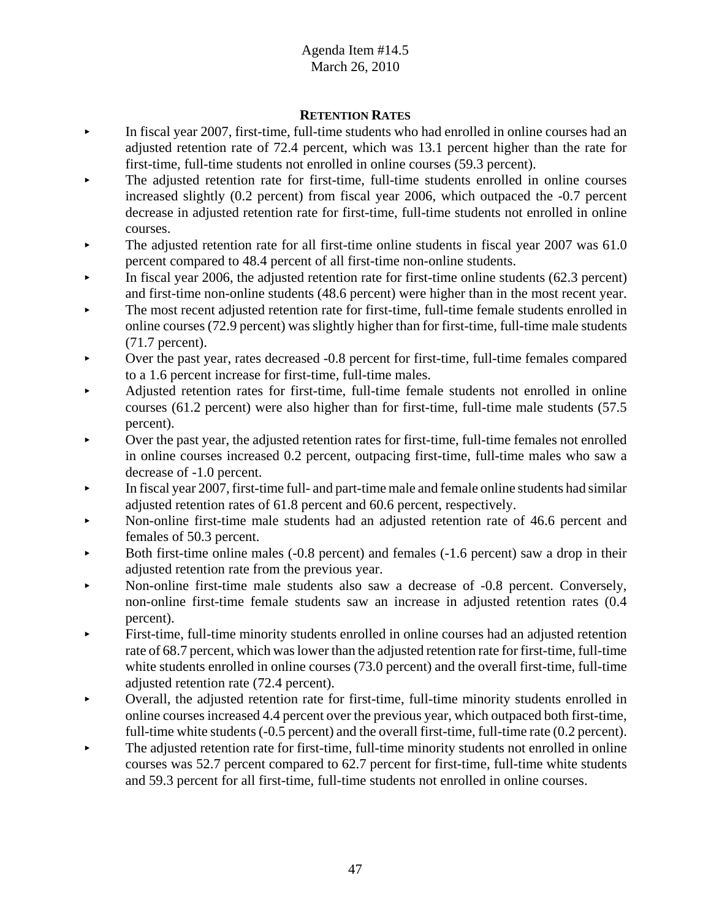## Retention Rates

- In fiscal year 2007, first-time, full-time students who had enrolled in online courses had an adjusted retention rate of 72.4 percent, which was 13.1 percent higher than the rate for first-time, full-time students not enrolled in online courses (59.3 percent).
- The adjusted retention rate for first-time, full-time students enrolled in online courses increased slightly (0.2 percent) from fiscal year 2006, which outpaced the -0.7 percent decrease in adjusted retention rate for first-time, full-time students not enrolled in online courses.
- The adjusted retention rate for all first-time online students in fiscal year 2007 was 61.0 percent compared to 48.4 percent of all first-time non-online students.
- In fiscal year 2006, the adjusted retention rate for first-time online students (62.3 percent) and first-time non-online students (48.6 percent) were higher than in the most recent year.
- The most recent adjusted retention rate for first-time, full-time female students enrolled in online courses (72.9 percent) was slightly higher than for first-time, full-time male students (71.7 percent).
- Over the past year, rates decreased -0.8 percent for first-time, full-time females compared to a 1.6 percent increase for first-time, full-time males.
- Adjusted retention rates for first-time, full-time female students not enrolled in online courses (61.2 percent) were also higher than for first-time, full-time male students (57.5 percent).
- Over the past year, the adjusted retention rates for first-time, full-time females not enrolled in online courses increased 0.2 percent, outpacing first-time, full-time males who saw a decrease of -1.0 percent.
- In fiscal year 2007, first-time full- and part-time male and female online students had similar adjusted retention rates of 61.8 percent and 60.6 percent, respectively.
- Non-online first-time male students had an adjusted retention rate of 46.6 percent and females of 50.3 percent.
- Both first-time online males (-0.8 percent) and females (-1.6 percent) saw a drop in their adjusted retention rate from the previous year.
- Non-online first-time male students also saw a decrease of -0.8 percent. Conversely, non-online first-time female students saw an increase in adjusted retention rates (0.4 percent).
- First-time, full-time minority students enrolled in online courses had an adjusted retention rate of 68.7 percent, which was lower than the adjusted retention rate for first-time, full-time white students enrolled in online courses (73.0 percent) and the overall first-time, full-time adjusted retention rate (72.4 percent).
- Overall, the adjusted retention rate for first-time, full-time minority students enrolled in online courses increased 4.4 percent over the previous year, which outpaced both first-time, full-time white students (-0.5 percent) and the overall first-time, full-time rate (0.2 percent).
- The adjusted retention rate for first-time, full-time minority students not enrolled in online courses was 52.7 percent compared to 62.7 percent for first-time, full-time white students and 59.3 percent for all first-time, full-time students not enrolled in online courses.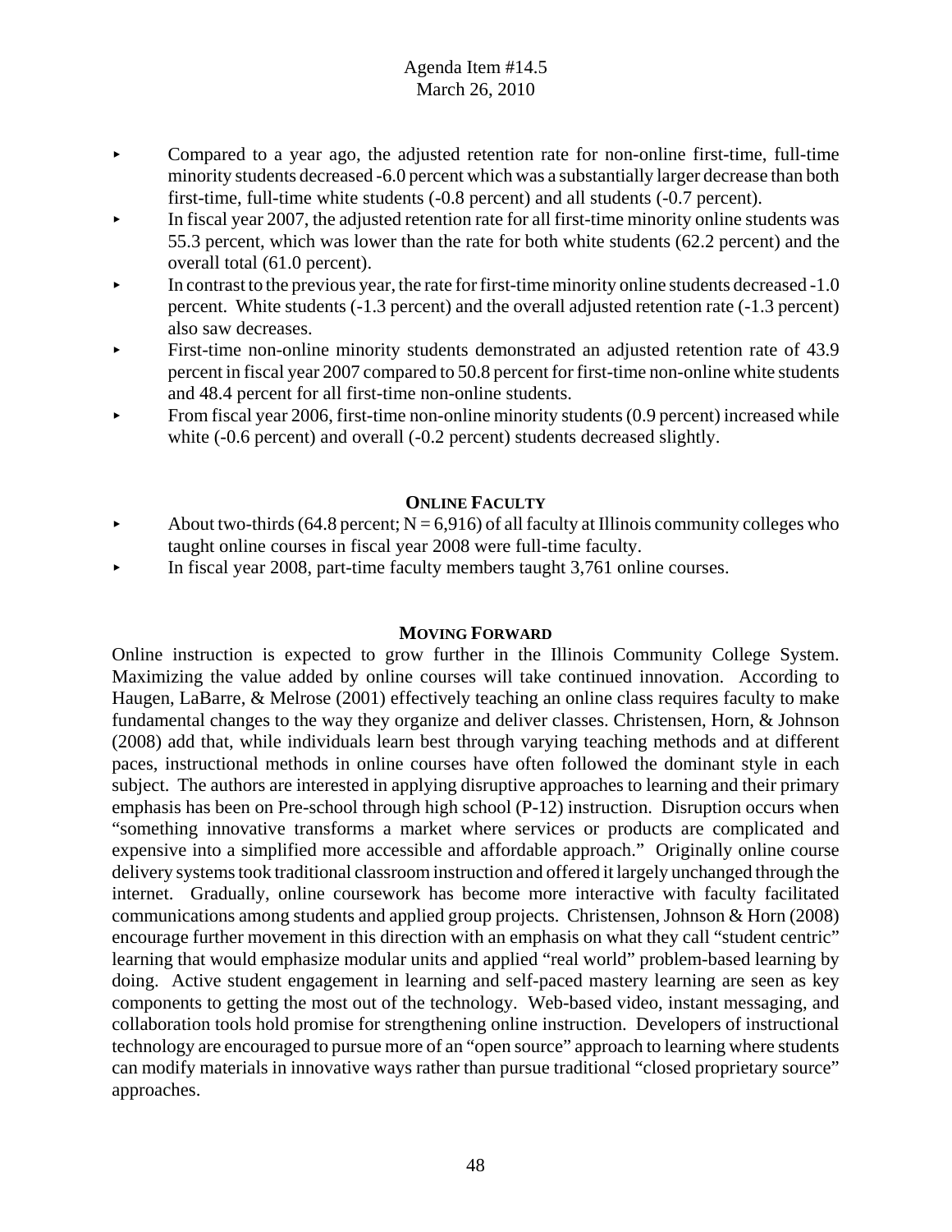- Compared to a year ago, the adjusted retention rate for non-online first-time, full-time minority students decreased -6.0 percent which was a substantially larger decrease than both first-time, full-time white students (-0.8 percent) and all students (-0.7 percent).
- In fiscal year 2007, the adjusted retention rate for all first-time minority online students was 55.3 percent, which was lower than the rate for both white students (62.2 percent) and the overall total (61.0 percent).
- In contrast to the previous year, the rate for first-time minority online students decreased -1.0 percent. White students (-1.3 percent) and the overall adjusted retention rate (-1.3 percent) also saw decreases.
- First-time non-online minority students demonstrated an adjusted retention rate of 43.9 percent in fiscal year 2007 compared to 50.8 percent for first-time non-online white students and 48.4 percent for all first-time non-online students.
- From fiscal year 2006, first-time non-online minority students (0.9 percent) increased while white (-0.6 percent) and overall (-0.2 percent) students decreased slightly.

## ONLINE FACULTY

- About two-thirds (64.8 percent; N = 6,916) of all faculty at Illinois community colleges who taught online courses in fiscal year 2008 were full-time faculty.
- In fiscal year 2008, part-time faculty members taught 3,761 online courses.

## MOVING FORWARD

Online instruction is expected to grow further in the Illinois Community College System. Maximizing the value added by online courses will take continued innovation. According to Haugen, LaBarre, & Melrose (2001) effectively teaching an online class requires faculty to make fundamental changes to the way they organize and deliver classes. Christensen, Horn, & Johnson (2008) add that, while individuals learn best through varying teaching methods and at different paces, instructional methods in online courses have often followed the dominant style in each subject. The authors are interested in applying disruptive approaches to learning and their primary emphasis has been on Pre-school through high school (P-12) instruction. Disruption occurs when "something innovative transforms a market where services or products are complicated and expensive into a simplified more accessible and affordable approach." Originally online course delivery systems took traditional classroom instruction and offered it largely unchanged through the internet. Gradually, online coursework has become more interactive with faculty facilitated communications among students and applied group projects. Christensen, Johnson & Horn (2008) encourage further movement in this direction with an emphasis on what they call "student centric" learning that would emphasize modular units and applied "real world" problem-based learning by doing. Active student engagement in learning and self-paced mastery learning are seen as key components to getting the most out of the technology. Web-based video, instant messaging, and collaboration tools hold promise for strengthening online instruction. Developers of instructional technology are encouraged to pursue more of an "open source" approach to learning where students can modify materials in innovative ways rather than pursue traditional "closed proprietary source" approaches.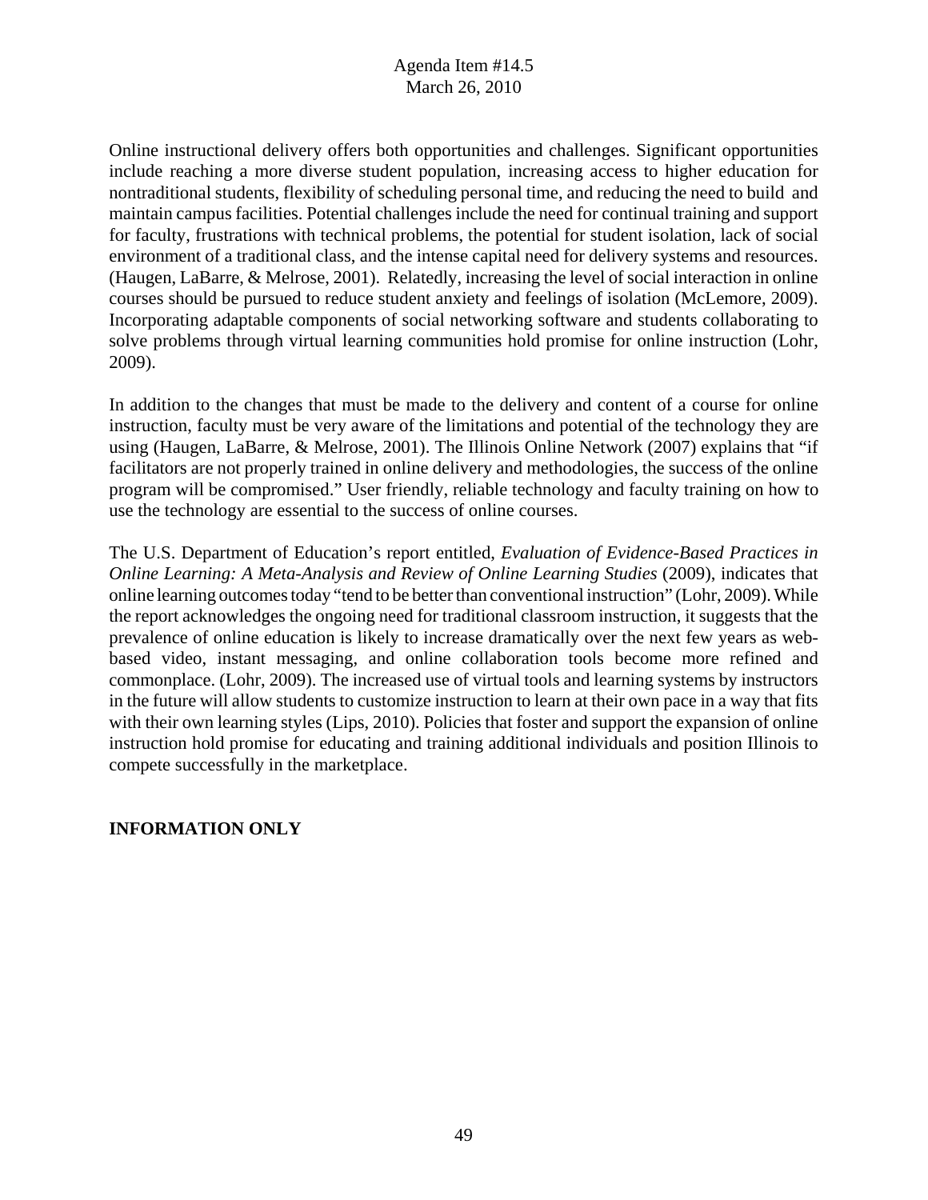Online instructional delivery offers both opportunities and challenges. Significant opportunities include reaching a more diverse student population, increasing access to higher education for nontraditional students, flexibility of scheduling personal time, and reducing the need to build and maintain campus facilities. Potential challenges include the need for continual training and support for faculty, frustrations with technical problems, the potential for student isolation, lack of social environment of a traditional class, and the intense capital need for delivery systems and resources. (Haugen, LaBarre, & Melrose, 2001). Relatedly, increasing the level of social interaction in online courses should be pursued to reduce student anxiety and feelings of isolation (McLemore, 2009). Incorporating adaptable components of social networking software and students collaborating to solve problems through virtual learning communities hold promise for online instruction (Lohr, 2009).

In addition to the changes that must be made to the delivery and content of a course for online instruction, faculty must be very aware of the limitations and potential of the technology they are using (Haugen, LaBarre, & Melrose, 2001). The Illinois Online Network (2007) explains that "if facilitators are not properly trained in online delivery and methodologies, the success of the online program will be compromised." User friendly, reliable technology and faculty training on how to use the technology are essential to the success of online courses.

The U.S. Department of Education's report entitled, *Evaluation of Evidence-Based Practices in Online Learning: A Meta-Analysis and Review of Online Learning Studies* (2009), indicates that online learning outcomes today "tend to be better than conventional instruction" (Lohr, 2009). While the report acknowledges the ongoing need for traditional classroom instruction, it suggests that the prevalence of online education is likely to increase dramatically over the next few years as web-based video, instant messaging, and online collaboration tools become more refined and commonplace. (Lohr, 2009). The increased use of virtual tools and learning systems by instructors in the future will allow students to customize instruction to learn at their own pace in a way that fits with their own learning styles (Lips, 2010). Policies that foster and support the expansion of online instruction hold promise for educating and training additional individuals and position Illinois to compete successfully in the marketplace.

**INFORMATION ONLY**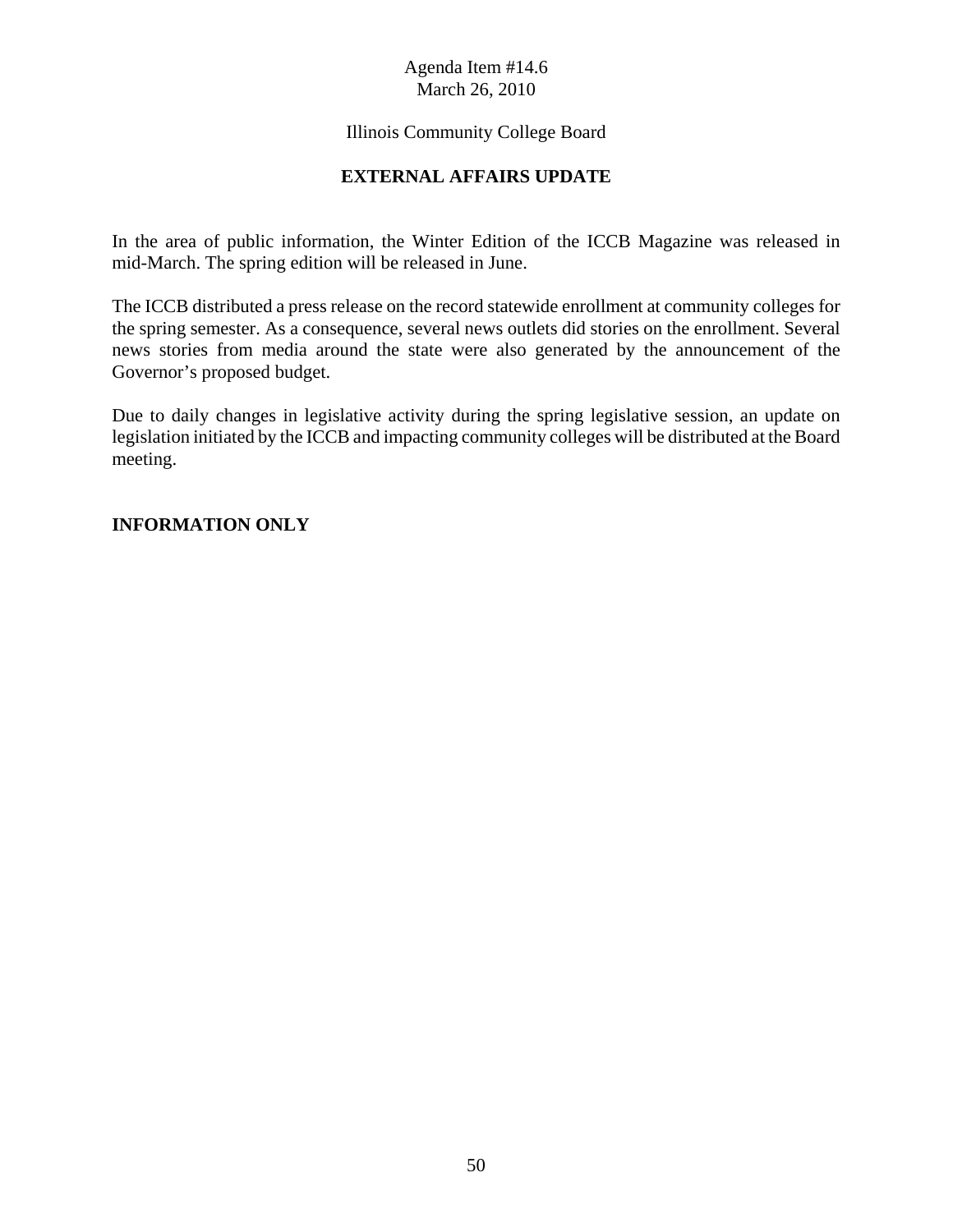Agenda Item #14.6
March 26, 2010

Illinois Community College Board

## EXTERNAL AFFAIRS UPDATE

In the area of public information, the Winter Edition of the ICCB Magazine was released in mid-March. The spring edition will be released in June.

The ICCB distributed a press release on the record statewide enrollment at community colleges for the spring semester. As a consequence, several news outlets did stories on the enrollment. Several news stories from media around the state were also generated by the announcement of the Governor's proposed budget.

Due to daily changes in legislative activity during the spring legislative session, an update on legislation initiated by the ICCB and impacting community colleges will be distributed at the Board meeting.

**INFORMATION ONLY**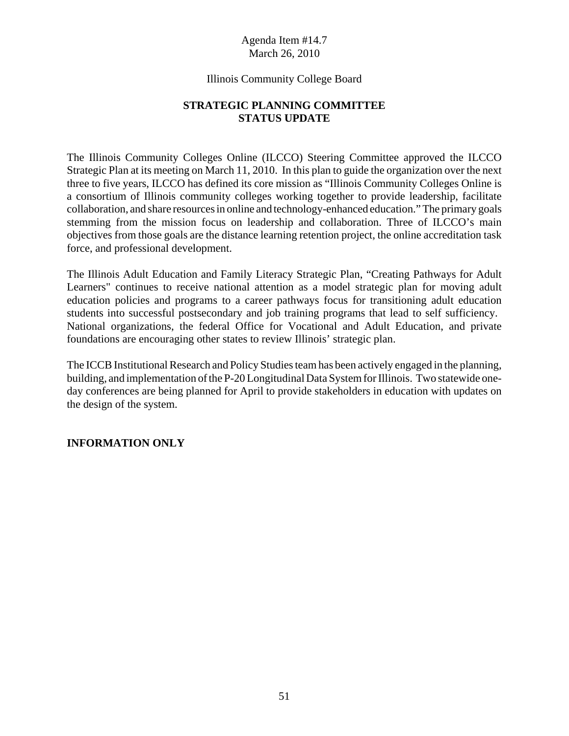Agenda Item #14.7
March 26, 2010

Illinois Community College Board

**STRATEGIC PLANNING COMMITTEE**
**STATUS UPDATE**

The Illinois Community Colleges Online (ILCCO) Steering Committee approved the ILCCO Strategic Plan at its meeting on March 11, 2010. In this plan to guide the organization over the next three to five years, ILCCO has defined its core mission as "Illinois Community Colleges Online is a consortium of Illinois community colleges working together to provide leadership, facilitate collaboration, and share resources in online and technology-enhanced education." The primary goals stemming from the mission focus on leadership and collaboration. Three of ILCCO's main objectives from those goals are the distance learning retention project, the online accreditation task force, and professional development.

The Illinois Adult Education and Family Literacy Strategic Plan, "Creating Pathways for Adult Learners" continues to receive national attention as a model strategic plan for moving adult education policies and programs to a career pathways focus for transitioning adult education students into successful postsecondary and job training programs that lead to self sufficiency. National organizations, the federal Office for Vocational and Adult Education, and private foundations are encouraging other states to review Illinois' strategic plan.

The ICCB Institutional Research and Policy Studies team has been actively engaged in the planning, building, and implementation of the P-20 Longitudinal Data System for Illinois. Two statewide one-day conferences are being planned for April to provide stakeholders in education with updates on the design of the system.

**INFORMATION ONLY**